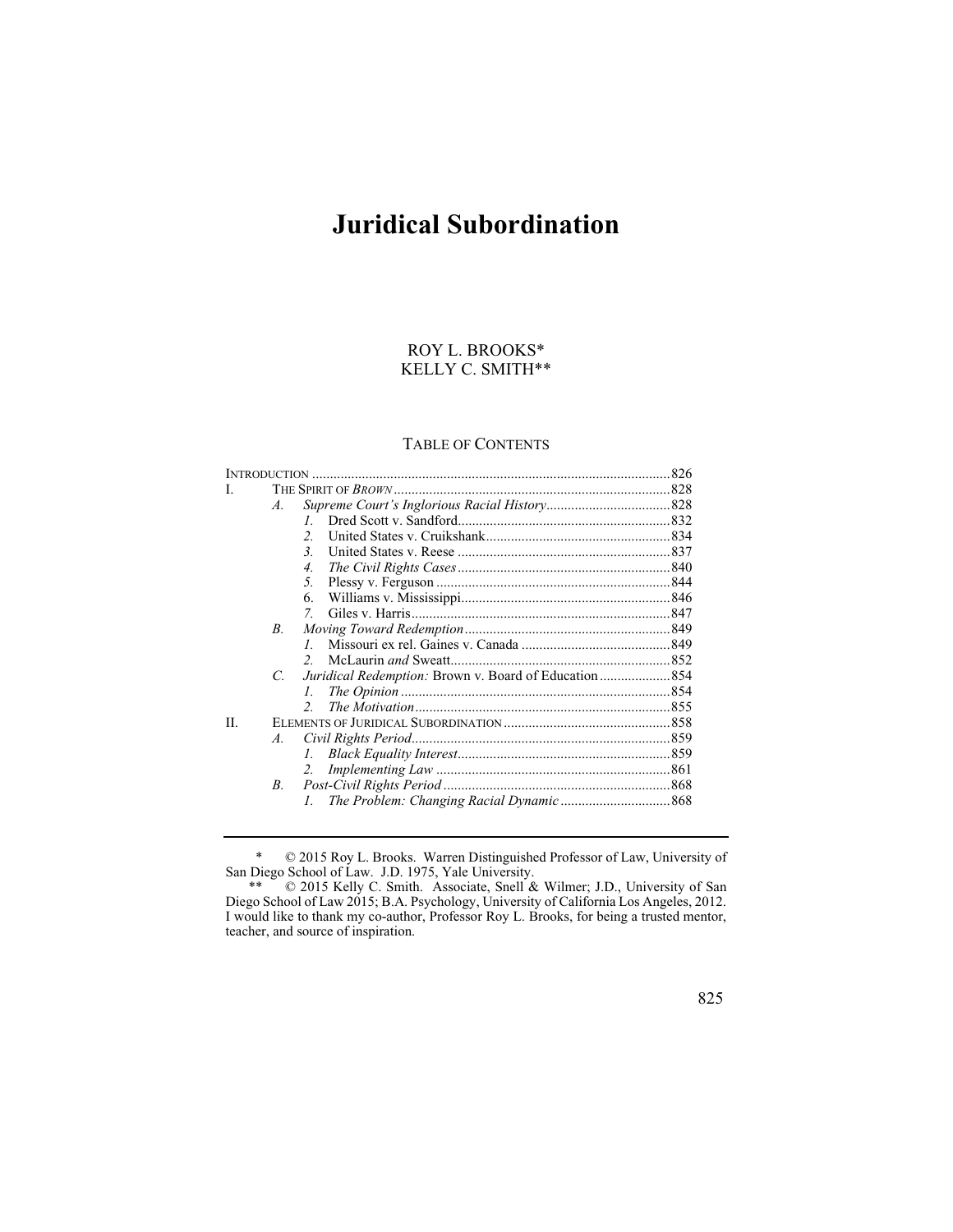# Juridical Subordination

ROY L. BROOKS*
KELLY C. SMITH**

TABLE OF CONTENTS

| | | | | |
|---|---|---|---|---|
| INTRODUCTION | | | | 826 |
| I. | THE SPIRIT OF *BROWN* | | | 828 |
| | *A.* | *Supreme Court's Inglorious Racial History* | | 828 |
| | | *1.* | Dred Scott v. Sandford | 832 |
| | | *2.* | United States v. Cruikshank | 834 |
| | | *3.* | United States v. Reese | 837 |
| | | *4.* | *The Civil Rights Cases* | 840 |
| | | *5.* | Plessy v. Ferguson | 844 |
| | | 6. | Williams v. Mississippi | 846 |
| | | *7.* | Giles v. Harris | 847 |
| | *B.* | *Moving Toward Redemption* | | 849 |
| | | *1.* | Missouri ex rel. Gaines v. Canada | 849 |
| | | *2.* | McLaurin *and* Sweatt | 852 |
| | *C.* | *Juridical Redemption:* Brown v. Board of Education | | 854 |
| | | *1.* | *The Opinion* | 854 |
| | | *2.* | *The Motivation* | 855 |
| II. | ELEMENTS OF JURIDICAL SUBORDINATION | | | 858 |
| | *A.* | *Civil Rights Period* | | 859 |
| | | *1.* | *Black Equality Interest* | 859 |
| | | *2.* | *Implementing Law* | 861 |
| | *B.* | *Post-Civil Rights Period* | | 868 |
| | | *1.* | *The Problem: Changing Racial Dynamic* | 868 |

\* © 2015 Roy L. Brooks. Warren Distinguished Professor of Law, University of San Diego School of Law. J.D. 1975, Yale University.

\*\* © 2015 Kelly C. Smith. Associate, Snell & Wilmer; J.D., University of San Diego School of Law 2015; B.A. Psychology, University of California Los Angeles, 2012. I would like to thank my co-author, Professor Roy L. Brooks, for being a trusted mentor, teacher, and source of inspiration.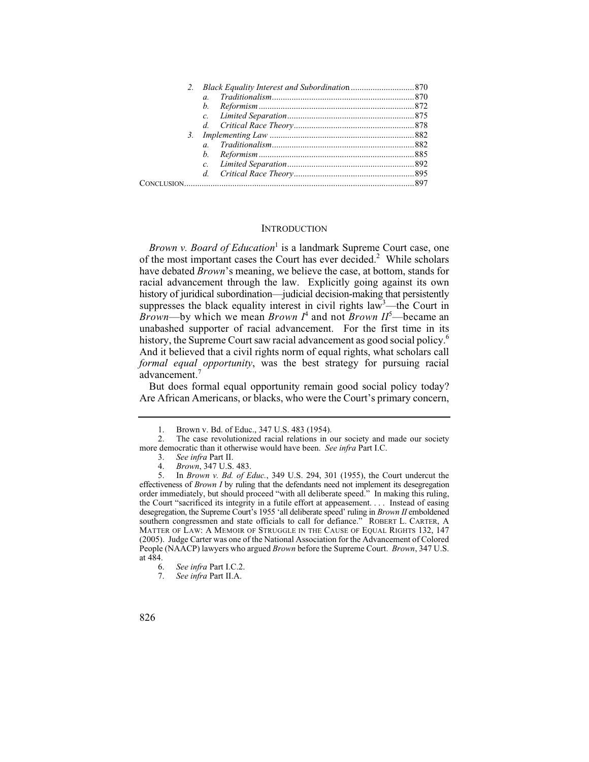2. *Black Equality Interest and Subordination* ............................ 870
   a. *Traditionalism* ................................................................ 870
   b. *Reformism* ...................................................................... 872
   c. *Limited Separation* ......................................................... 875
   d. *Critical Race Theory* ...................................................... 878
3. *Implementing Law* ................................................................. 882
   a. *Traditionalism* ................................................................ 882
   b. *Reformism* ...................................................................... 885
   c. *Limited Separation* ......................................................... 892
   d. *Critical Race Theory* ...................................................... 895

CONCLUSION ......................................................................................... 897

## INTRODUCTION

*Brown v. Board of Education*[1] is a landmark Supreme Court case, one of the most important cases the Court has ever decided.[2] While scholars have debated *Brown*'s meaning, we believe the case, at bottom, stands for racial advancement through the law. Explicitly going against its own history of juridical subordination—judicial decision-making that persistently suppresses the black equality interest in civil rights law[3]—the Court in *Brown*—by which we mean *Brown I*[4] and not *Brown II*[5]—became an unabashed supporter of racial advancement. For the first time in its history, the Supreme Court saw racial advancement as good social policy.[6] And it believed that a civil rights norm of equal rights, what scholars call *formal equal opportunity*, was the best strategy for pursuing racial advancement.[7]

But does formal equal opportunity remain good social policy today? Are African Americans, or blacks, who were the Court's primary concern,

---

1. Brown v. Bd. of Educ., 347 U.S. 483 (1954).

2. The case revolutionized racial relations in our society and made our society more democratic than it otherwise would have been. *See infra* Part I.C.

3. *See infra* Part II.

4. *Brown*, 347 U.S. 483.

5. In *Brown v. Bd. of Educ.*, 349 U.S. 294, 301 (1955), the Court undercut the effectiveness of *Brown I* by ruling that the defendants need not implement its desegregation order immediately, but should proceed "with all deliberate speed." In making this ruling, the Court "sacrificed its integrity in a futile effort at appeasement. . . . Instead of easing desegregation, the Supreme Court's 1955 'all deliberate speed' ruling in *Brown II* emboldened southern congressmen and state officials to call for defiance." ROBERT L. CARTER, A MATTER OF LAW: A MEMOIR OF STRUGGLE IN THE CAUSE OF EQUAL RIGHTS 132, 147 (2005). Judge Carter was one of the National Association for the Advancement of Colored People (NAACP) lawyers who argued *Brown* before the Supreme Court. *Brown*, 347 U.S. at 484.

6. *See infra* Part I.C.2.

7. *See infra* Part II.A.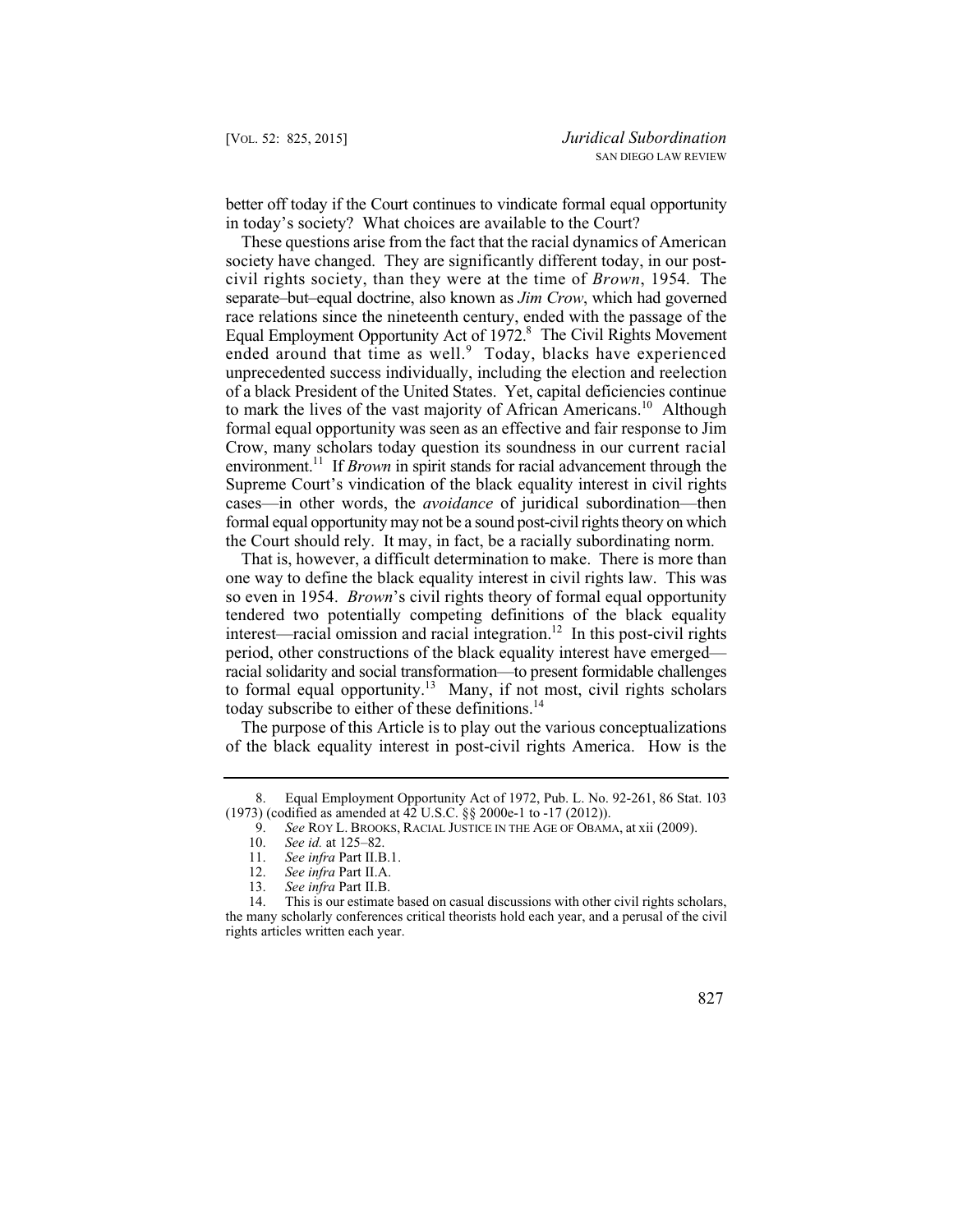better off today if the Court continues to vindicate formal equal opportunity in today's society? What choices are available to the Court?

These questions arise from the fact that the racial dynamics of American society have changed. They are significantly different today, in our post-civil rights society, than they were at the time of *Brown*, 1954. The separate–but–equal doctrine, also known as *Jim Crow*, which had governed race relations since the nineteenth century, ended with the passage of the Equal Employment Opportunity Act of 1972.[8] The Civil Rights Movement ended around that time as well.[9] Today, blacks have experienced unprecedented success individually, including the election and reelection of a black President of the United States. Yet, capital deficiencies continue to mark the lives of the vast majority of African Americans.[10] Although formal equal opportunity was seen as an effective and fair response to Jim Crow, many scholars today question its soundness in our current racial environment.[11] If *Brown* in spirit stands for racial advancement through the Supreme Court's vindication of the black equality interest in civil rights cases—in other words, the *avoidance* of juridical subordination—then formal equal opportunity may not be a sound post-civil rights theory on which the Court should rely. It may, in fact, be a racially subordinating norm.

That is, however, a difficult determination to make. There is more than one way to define the black equality interest in civil rights law. This was so even in 1954. *Brown*'s civil rights theory of formal equal opportunity tendered two potentially competing definitions of the black equality interest—racial omission and racial integration.[12] In this post-civil rights period, other constructions of the black equality interest have emerged—racial solidarity and social transformation—to present formidable challenges to formal equal opportunity.[13] Many, if not most, civil rights scholars today subscribe to either of these definitions.[14]

The purpose of this Article is to play out the various conceptualizations of the black equality interest in post-civil rights America. How is the

---

8. Equal Employment Opportunity Act of 1972, Pub. L. No. 92-261, 86 Stat. 103 (1973) (codified as amended at 42 U.S.C. §§ 2000e-1 to -17 (2012)).

9. *See* ROY L. BROOKS, RACIAL JUSTICE IN THE AGE OF OBAMA, at xii (2009).

10. *See id.* at 125–82.

11. *See infra* Part II.B.1.

12. *See infra* Part II.A.

13. *See infra* Part II.B.

14. This is our estimate based on casual discussions with other civil rights scholars, the many scholarly conferences critical theorists hold each year, and a perusal of the civil rights articles written each year.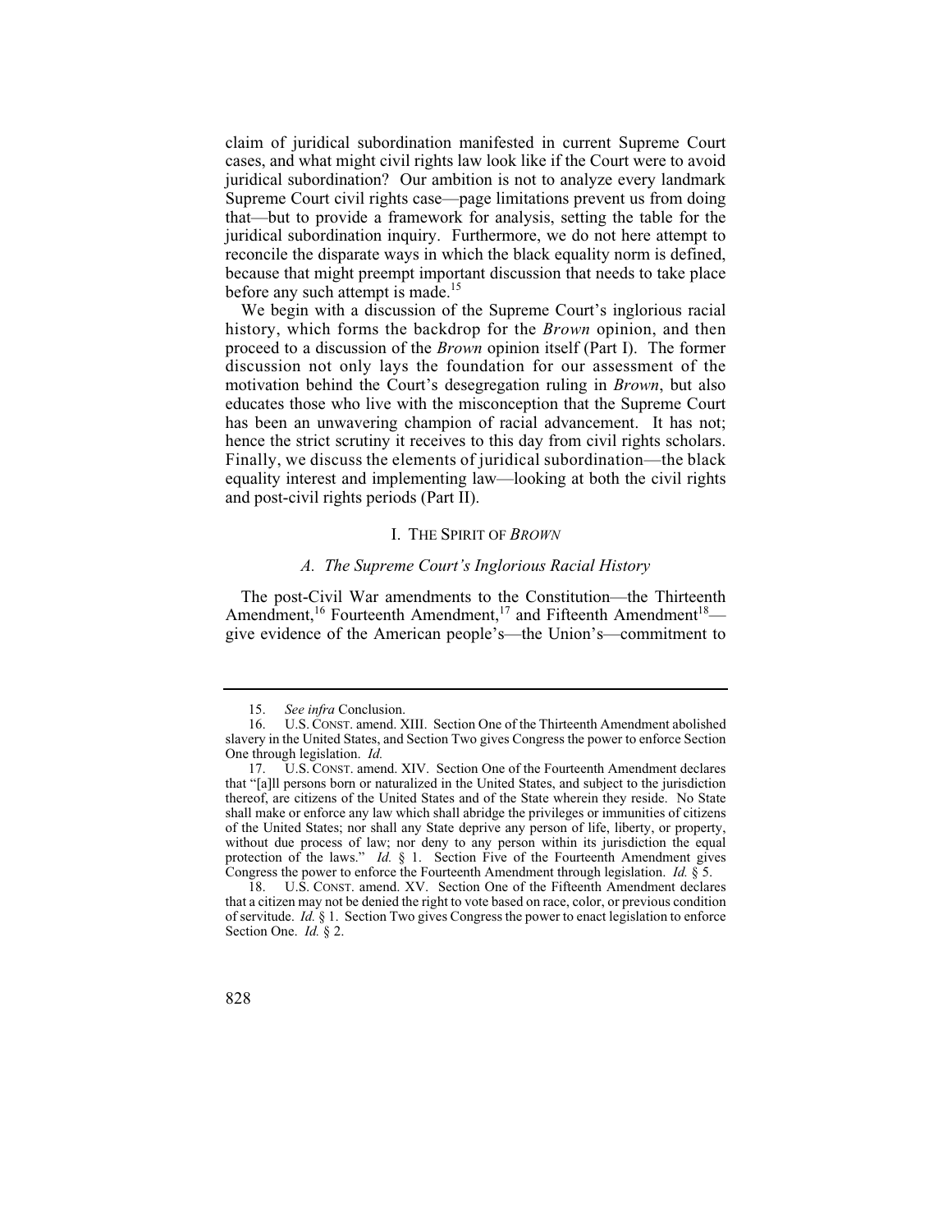claim of juridical subordination manifested in current Supreme Court cases, and what might civil rights law look like if the Court were to avoid juridical subordination? Our ambition is not to analyze every landmark Supreme Court civil rights case—page limitations prevent us from doing that—but to provide a framework for analysis, setting the table for the juridical subordination inquiry. Furthermore, we do not here attempt to reconcile the disparate ways in which the black equality norm is defined, because that might preempt important discussion that needs to take place before any such attempt is made.[15]

We begin with a discussion of the Supreme Court's inglorious racial history, which forms the backdrop for the *Brown* opinion, and then proceed to a discussion of the *Brown* opinion itself (Part I). The former discussion not only lays the foundation for our assessment of the motivation behind the Court's desegregation ruling in *Brown*, but also educates those who live with the misconception that the Supreme Court has been an unwavering champion of racial advancement. It has not; hence the strict scrutiny it receives to this day from civil rights scholars. Finally, we discuss the elements of juridical subordination—the black equality interest and implementing law—looking at both the civil rights and post-civil rights periods (Part II).

## I. THE SPIRIT OF *BROWN*

### *A. The Supreme Court's Inglorious Racial History*

The post-Civil War amendments to the Constitution—the Thirteenth Amendment,[16] Fourteenth Amendment,[17] and Fifteenth Amendment[18]—give evidence of the American people's—the Union's—commitment to

---

15. *See infra* Conclusion.

16. U.S. CONST. amend. XIII. Section One of the Thirteenth Amendment abolished slavery in the United States, and Section Two gives Congress the power to enforce Section One through legislation. *Id.*

17. U.S. CONST. amend. XIV. Section One of the Fourteenth Amendment declares that "[a]ll persons born or naturalized in the United States, and subject to the jurisdiction thereof, are citizens of the United States and of the State wherein they reside. No State shall make or enforce any law which shall abridge the privileges or immunities of citizens of the United States; nor shall any State deprive any person of life, liberty, or property, without due process of law; nor deny to any person within its jurisdiction the equal protection of the laws." *Id.* § 1. Section Five of the Fourteenth Amendment gives Congress the power to enforce the Fourteenth Amendment through legislation. *Id.* § 5.

18. U.S. CONST. amend. XV. Section One of the Fifteenth Amendment declares that a citizen may not be denied the right to vote based on race, color, or previous condition of servitude. *Id.* § 1. Section Two gives Congress the power to enact legislation to enforce Section One. *Id.* § 2.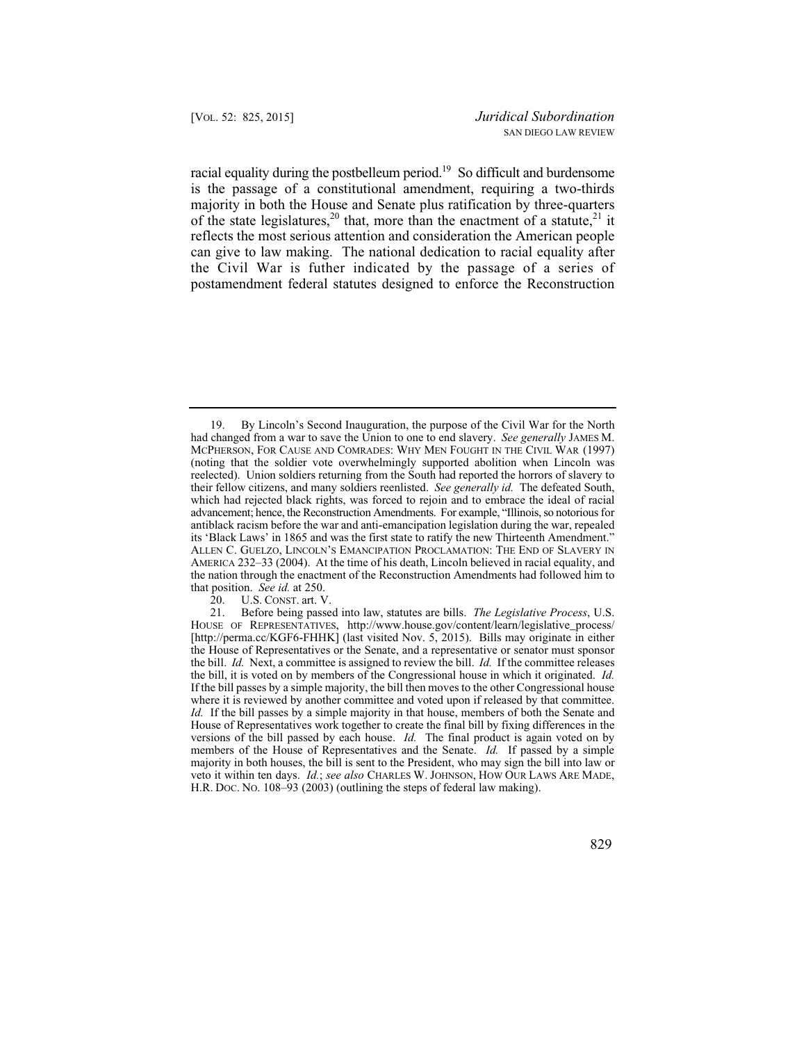racial equality during the postbelleum period.[19] So difficult and burdensome is the passage of a constitutional amendment, requiring a two-thirds majority in both the House and Senate plus ratification by three-quarters of the state legislatures,[20] that, more than the enactment of a statute,[21] it reflects the most serious attention and consideration the American people can give to law making. The national dedication to racial equality after the Civil War is futher indicated by the passage of a series of postamendment federal statutes designed to enforce the Reconstruction

---

19. By Lincoln's Second Inauguration, the purpose of the Civil War for the North had changed from a war to save the Union to one to end slavery. *See generally* JAMES M. MCPHERSON, FOR CAUSE AND COMRADES: WHY MEN FOUGHT IN THE CIVIL WAR (1997) (noting that the soldier vote overwhelmingly supported abolition when Lincoln was reelected). Union soldiers returning from the South had reported the horrors of slavery to their fellow citizens, and many soldiers reenlisted. *See generally id.* The defeated South, which had rejected black rights, was forced to rejoin and to embrace the ideal of racial advancement; hence, the Reconstruction Amendments. For example, "Illinois, so notorious for antiblack racism before the war and anti-emancipation legislation during the war, repealed its 'Black Laws' in 1865 and was the first state to ratify the new Thirteenth Amendment." ALLEN C. GUELZO, LINCOLN'S EMANCIPATION PROCLAMATION: THE END OF SLAVERY IN AMERICA 232–33 (2004). At the time of his death, Lincoln believed in racial equality, and the nation through the enactment of the Reconstruction Amendments had followed him to that position. *See id.* at 250.

20. U.S. CONST. art. V.

21. Before being passed into law, statutes are bills. *The Legislative Process*, U.S. HOUSE OF REPRESENTATIVES, http://www.house.gov/content/learn/legislative_process/ [http://perma.cc/KGF6-FHHK] (last visited Nov. 5, 2015). Bills may originate in either the House of Representatives or the Senate, and a representative or senator must sponsor the bill. *Id.* Next, a committee is assigned to review the bill. *Id.* If the committee releases the bill, it is voted on by members of the Congressional house in which it originated. *Id.* If the bill passes by a simple majority, the bill then moves to the other Congressional house where it is reviewed by another committee and voted upon if released by that committee. *Id.* If the bill passes by a simple majority in that house, members of both the Senate and House of Representatives work together to create the final bill by fixing differences in the versions of the bill passed by each house. *Id.* The final product is again voted on by members of the House of Representatives and the Senate. *Id.* If passed by a simple majority in both houses, the bill is sent to the President, who may sign the bill into law or veto it within ten days. *Id.*; *see also* CHARLES W. JOHNSON, HOW OUR LAWS ARE MADE, H.R. DOC. NO. 108–93 (2003) (outlining the steps of federal law making).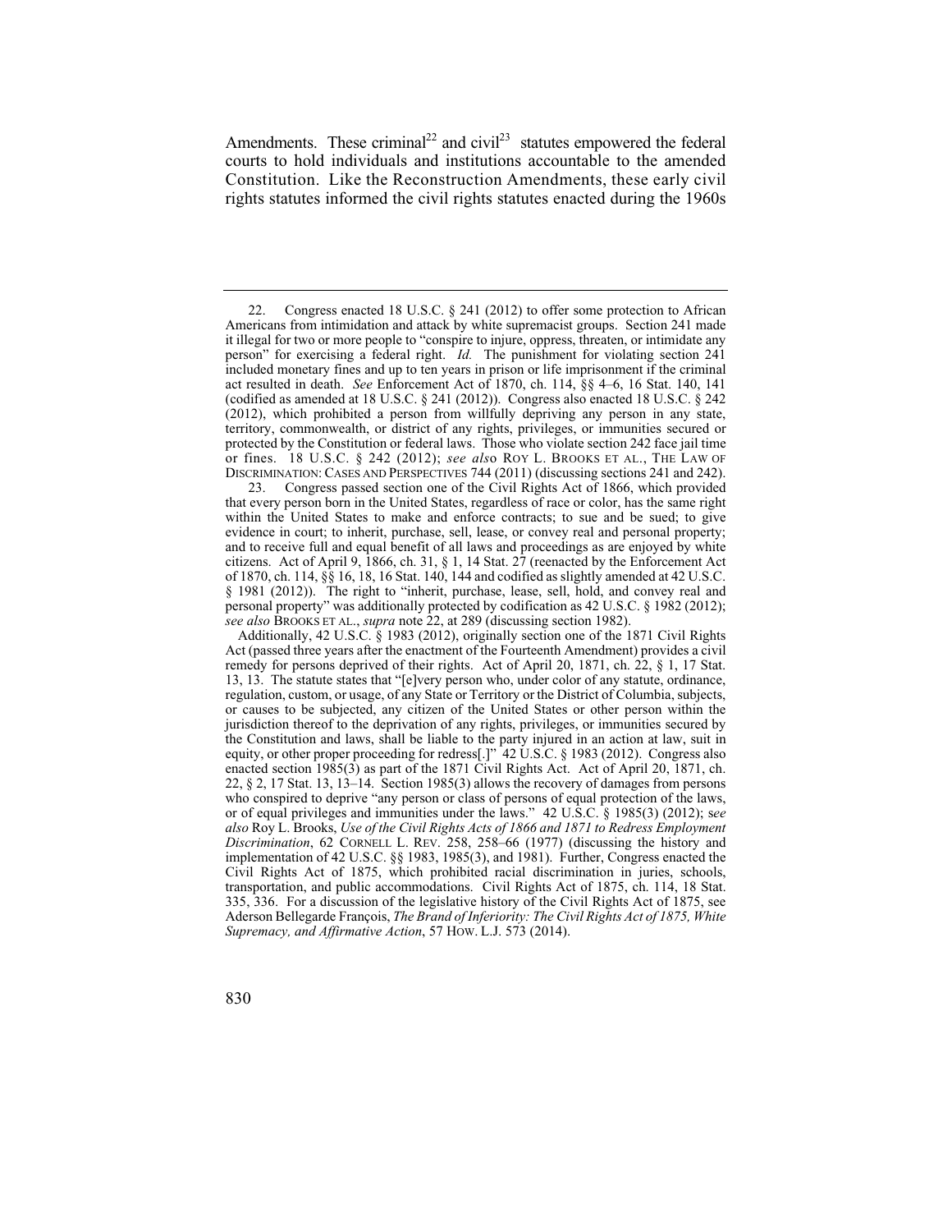Amendments. These criminal[22] and civil[23] statutes empowered the federal courts to hold individuals and institutions accountable to the amended Constitution. Like the Reconstruction Amendments, these early civil rights statutes informed the civil rights statutes enacted during the 1960s

---

22. Congress enacted 18 U.S.C. § 241 (2012) to offer some protection to African Americans from intimidation and attack by white supremacist groups. Section 241 made it illegal for two or more people to "conspire to injure, oppress, threaten, or intimidate any person" for exercising a federal right. *Id.* The punishment for violating section 241 included monetary fines and up to ten years in prison or life imprisonment if the criminal act resulted in death. *See* Enforcement Act of 1870, ch. 114, §§ 4–6, 16 Stat. 140, 141 (codified as amended at 18 U.S.C. § 241 (2012)). Congress also enacted 18 U.S.C. § 242 (2012), which prohibited a person from willfully depriving any person in any state, territory, commonwealth, or district of any rights, privileges, or immunities secured or protected by the Constitution or federal laws. Those who violate section 242 face jail time or fines. 18 U.S.C. § 242 (2012); *see also* ROY L. BROOKS ET AL., THE LAW OF DISCRIMINATION: CASES AND PERSPECTIVES 744 (2011) (discussing sections 241 and 242).

23. Congress passed section one of the Civil Rights Act of 1866, which provided that every person born in the United States, regardless of race or color, has the same right within the United States to make and enforce contracts; to sue and be sued; to give evidence in court; to inherit, purchase, sell, lease, or convey real and personal property; and to receive full and equal benefit of all laws and proceedings as are enjoyed by white citizens. Act of April 9, 1866, ch. 31, § 1, 14 Stat. 27 (reenacted by the Enforcement Act of 1870, ch. 114, §§ 16, 18, 16 Stat. 140, 144 and codified as slightly amended at 42 U.S.C. § 1981 (2012)). The right to "inherit, purchase, lease, sell, hold, and convey real and personal property" was additionally protected by codification as 42 U.S.C. § 1982 (2012); *see also* BROOKS ET AL., *supra* note 22, at 289 (discussing section 1982).

Additionally, 42 U.S.C. § 1983 (2012), originally section one of the 1871 Civil Rights Act (passed three years after the enactment of the Fourteenth Amendment) provides a civil remedy for persons deprived of their rights. Act of April 20, 1871, ch. 22, § 1, 17 Stat. 13, 13. The statute states that "[e]very person who, under color of any statute, ordinance, regulation, custom, or usage, of any State or Territory or the District of Columbia, subjects, or causes to be subjected, any citizen of the United States or other person within the jurisdiction thereof to the deprivation of any rights, privileges, or immunities secured by the Constitution and laws, shall be liable to the party injured in an action at law, suit in equity, or other proper proceeding for redress[.]" 42 U.S.C. § 1983 (2012). Congress also enacted section 1985(3) as part of the 1871 Civil Rights Act. Act of April 20, 1871, ch. 22, § 2, 17 Stat. 13, 13–14. Section 1985(3) allows the recovery of damages from persons who conspired to deprive "any person or class of persons of equal protection of the laws, or of equal privileges and immunities under the laws." 42 U.S.C. § 1985(3) (2012); *see also* Roy L. Brooks, *Use of the Civil Rights Acts of 1866 and 1871 to Redress Employment Discrimination*, 62 CORNELL L. REV. 258, 258–66 (1977) (discussing the history and implementation of 42 U.S.C. §§ 1983, 1985(3), and 1981). Further, Congress enacted the Civil Rights Act of 1875, which prohibited racial discrimination in juries, schools, transportation, and public accommodations. Civil Rights Act of 1875, ch. 114, 18 Stat. 335, 336. For a discussion of the legislative history of the Civil Rights Act of 1875, see Aderson Bellegarde François, *The Brand of Inferiority: The Civil Rights Act of 1875, White Supremacy, and Affirmative Action*, 57 HOW. L.J. 573 (2014).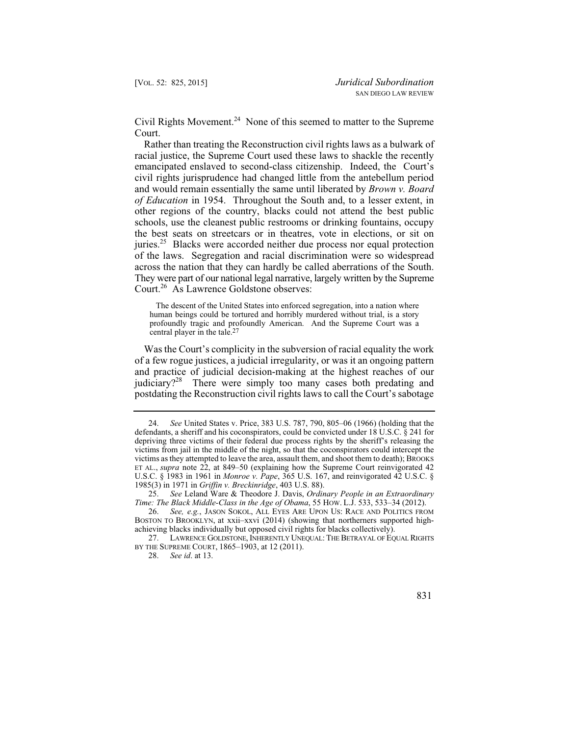Civil Rights Movement.[24] None of this seemed to matter to the Supreme Court.

Rather than treating the Reconstruction civil rights laws as a bulwark of racial justice, the Supreme Court used these laws to shackle the recently emancipated enslaved to second-class citizenship. Indeed, the Court's civil rights jurisprudence had changed little from the antebellum period and would remain essentially the same until liberated by *Brown v. Board of Education* in 1954. Throughout the South and, to a lesser extent, in other regions of the country, blacks could not attend the best public schools, use the cleanest public restrooms or drinking fountains, occupy the best seats on streetcars or in theatres, vote in elections, or sit on juries.[25] Blacks were accorded neither due process nor equal protection of the laws. Segregation and racial discrimination were so widespread across the nation that they can hardly be called aberrations of the South. They were part of our national legal narrative, largely written by the Supreme Court.[26] As Lawrence Goldstone observes:

> The descent of the United States into enforced segregation, into a nation where human beings could be tortured and horribly murdered without trial, is a story profoundly tragic and profoundly American. And the Supreme Court was a central player in the tale.[27]

Was the Court's complicity in the subversion of racial equality the work of a few rogue justices, a judicial irregularity, or was it an ongoing pattern and practice of judicial decision-making at the highest reaches of our judiciary?[28] There were simply too many cases both predating and postdating the Reconstruction civil rights laws to call the Court's sabotage

---

24. *See* United States v. Price, 383 U.S. 787, 790, 805–06 (1966) (holding that the defendants, a sheriff and his coconspirators, could be convicted under 18 U.S.C. § 241 for depriving three victims of their federal due process rights by the sheriff's releasing the victims from jail in the middle of the night, so that the coconspirators could intercept the victims as they attempted to leave the area, assault them, and shoot them to death); BROOKS ET AL., *supra* note 22, at 849–50 (explaining how the Supreme Court reinvigorated 42 U.S.C. § 1983 in 1961 in *Monroe v. Pape*, 365 U.S. 167, and reinvigorated 42 U.S.C. § 1985(3) in 1971 in *Griffin v. Breckinridge*, 403 U.S. 88).

25. *See* Leland Ware & Theodore J. Davis, *Ordinary People in an Extraordinary Time: The Black Middle-Class in the Age of Obama*, 55 HOW. L.J. 533, 533–34 (2012).

26. *See, e.g.*, JASON SOKOL, ALL EYES ARE UPON US: RACE AND POLITICS FROM BOSTON TO BROOKLYN, at xxii–xxvi (2014) (showing that northerners supported high-achieving blacks individually but opposed civil rights for blacks collectively).

27. LAWRENCE GOLDSTONE, INHERENTLY UNEQUAL: THE BETRAYAL OF EQUAL RIGHTS BY THE SUPREME COURT, 1865–1903, at 12 (2011).

28. *See id*. at 13.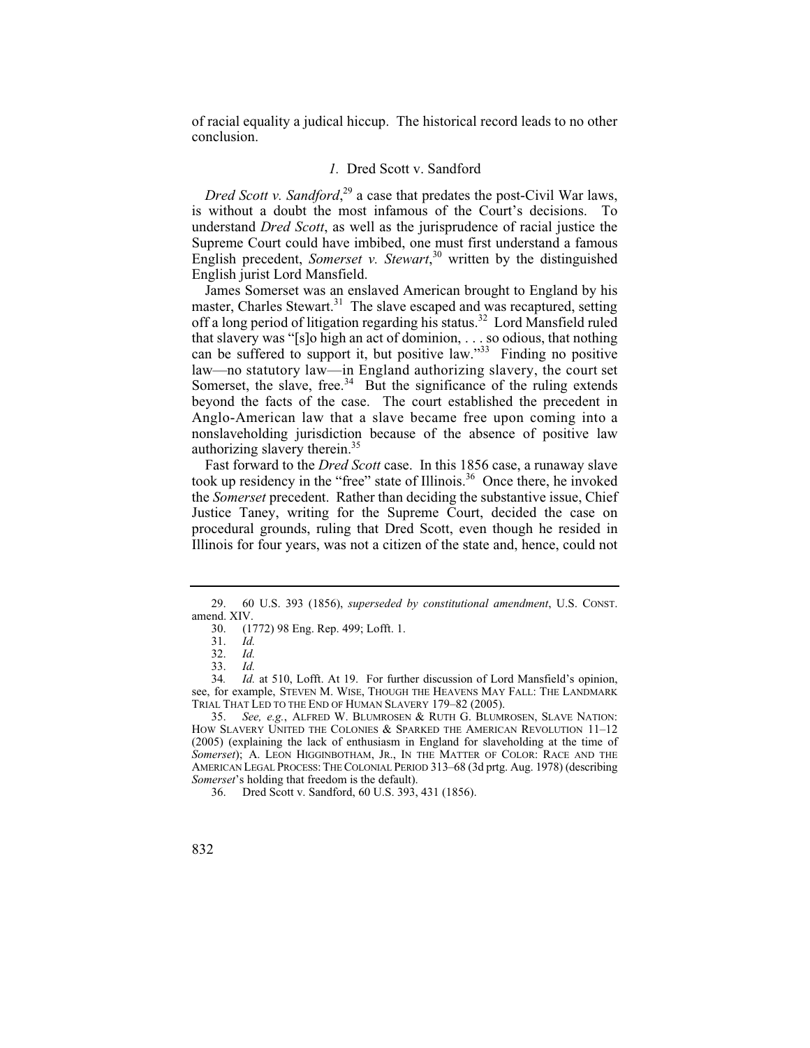of racial equality a judical hiccup. The historical record leads to no other conclusion.

### *1.* Dred Scott v. Sandford

*Dred Scott v. Sandford*,[29] a case that predates the post-Civil War laws, is without a doubt the most infamous of the Court's decisions. To understand *Dred Scott*, as well as the jurisprudence of racial justice the Supreme Court could have imbibed, one must first understand a famous English precedent, *Somerset v. Stewart*,[30] written by the distinguished English jurist Lord Mansfield.

James Somerset was an enslaved American brought to England by his master, Charles Stewart.[31] The slave escaped and was recaptured, setting off a long period of litigation regarding his status.[32] Lord Mansfield ruled that slavery was "[s]o high an act of dominion, . . . so odious, that nothing can be suffered to support it, but positive law."[33] Finding no positive law—no statutory law—in England authorizing slavery, the court set Somerset, the slave, free.[34] But the significance of the ruling extends beyond the facts of the case. The court established the precedent in Anglo-American law that a slave became free upon coming into a nonslaveholding jurisdiction because of the absence of positive law authorizing slavery therein.[35]

Fast forward to the *Dred Scott* case. In this 1856 case, a runaway slave took up residency in the "free" state of Illinois.[36] Once there, he invoked the *Somerset* precedent. Rather than deciding the substantive issue, Chief Justice Taney, writing for the Supreme Court, decided the case on procedural grounds, ruling that Dred Scott, even though he resided in Illinois for four years, was not a citizen of the state and, hence, could not

---

29. 60 U.S. 393 (1856), *superseded by constitutional amendment*, U.S. CONST. amend. XIV.

30. (1772) 98 Eng. Rep. 499; Lofft. 1.

31. *Id.*

32. *Id.*

33. *Id.*

34. *Id.* at 510, Lofft. At 19. For further discussion of Lord Mansfield's opinion, see, for example, STEVEN M. WISE, THOUGH THE HEAVENS MAY FALL: THE LANDMARK TRIAL THAT LED TO THE END OF HUMAN SLAVERY 179–82 (2005).

35. *See, e.g.*, ALFRED W. BLUMROSEN & RUTH G. BLUMROSEN, SLAVE NATION: HOW SLAVERY UNITED THE COLONIES & SPARKED THE AMERICAN REVOLUTION 11–12 (2005) (explaining the lack of enthusiasm in England for slaveholding at the time of *Somerset*); A. LEON HIGGINBOTHAM, JR., IN THE MATTER OF COLOR: RACE AND THE AMERICAN LEGAL PROCESS: THE COLONIAL PERIOD 313–68 (3d prtg. Aug. 1978) (describing *Somerset*'s holding that freedom is the default).

36. Dred Scott v. Sandford, 60 U.S. 393, 431 (1856).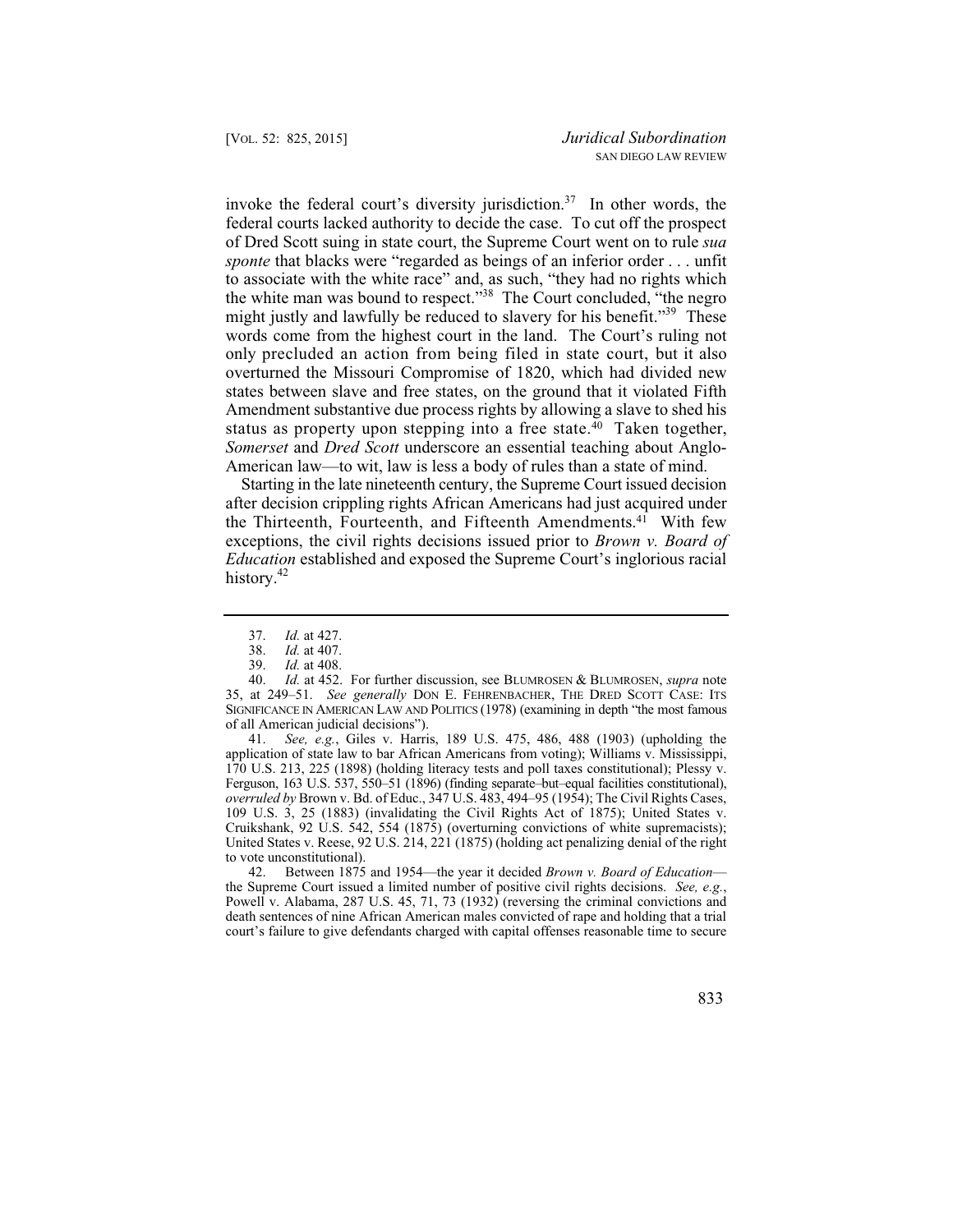invoke the federal court's diversity jurisdiction.[37] In other words, the federal courts lacked authority to decide the case. To cut off the prospect of Dred Scott suing in state court, the Supreme Court went on to rule *sua sponte* that blacks were "regarded as beings of an inferior order . . . unfit to associate with the white race" and, as such, "they had no rights which the white man was bound to respect."[38] The Court concluded, "the negro might justly and lawfully be reduced to slavery for his benefit."[39] These words come from the highest court in the land. The Court's ruling not only precluded an action from being filed in state court, but it also overturned the Missouri Compromise of 1820, which had divided new states between slave and free states, on the ground that it violated Fifth Amendment substantive due process rights by allowing a slave to shed his status as property upon stepping into a free state.[40] Taken together, *Somerset* and *Dred Scott* underscore an essential teaching about Anglo-American law—to wit, law is less a body of rules than a state of mind.

Starting in the late nineteenth century, the Supreme Court issued decision after decision crippling rights African Americans had just acquired under the Thirteenth, Fourteenth, and Fifteenth Amendments.[41] With few exceptions, the civil rights decisions issued prior to *Brown v. Board of Education* established and exposed the Supreme Court's inglorious racial history.[42]

---

37. *Id.* at 427.

38. *Id.* at 407.

39. *Id.* at 408.

40. *Id.* at 452. For further discussion, see BLUMROSEN & BLUMROSEN, *supra* note 35, at 249–51. *See generally* DON E. FEHRENBACHER, THE DRED SCOTT CASE: ITS SIGNIFICANCE IN AMERICAN LAW AND POLITICS (1978) (examining in depth "the most famous of all American judicial decisions").

41. *See, e.g.*, Giles v. Harris, 189 U.S. 475, 486, 488 (1903) (upholding the application of state law to bar African Americans from voting); Williams v. Mississippi, 170 U.S. 213, 225 (1898) (holding literacy tests and poll taxes constitutional); Plessy v. Ferguson, 163 U.S. 537, 550–51 (1896) (finding separate–but–equal facilities constitutional), *overruled by* Brown v. Bd. of Educ., 347 U.S. 483, 494–95 (1954); The Civil Rights Cases, 109 U.S. 3, 25 (1883) (invalidating the Civil Rights Act of 1875); United States v. Cruikshank, 92 U.S. 542, 554 (1875) (overturning convictions of white supremacists); United States v. Reese, 92 U.S. 214, 221 (1875) (holding act penalizing denial of the right to vote unconstitutional).

42. Between 1875 and 1954—the year it decided *Brown v. Board of Education*—the Supreme Court issued a limited number of positive civil rights decisions. *See, e.g.*, Powell v. Alabama, 287 U.S. 45, 71, 73 (1932) (reversing the criminal convictions and death sentences of nine African American males convicted of rape and holding that a trial court's failure to give defendants charged with capital offenses reasonable time to secure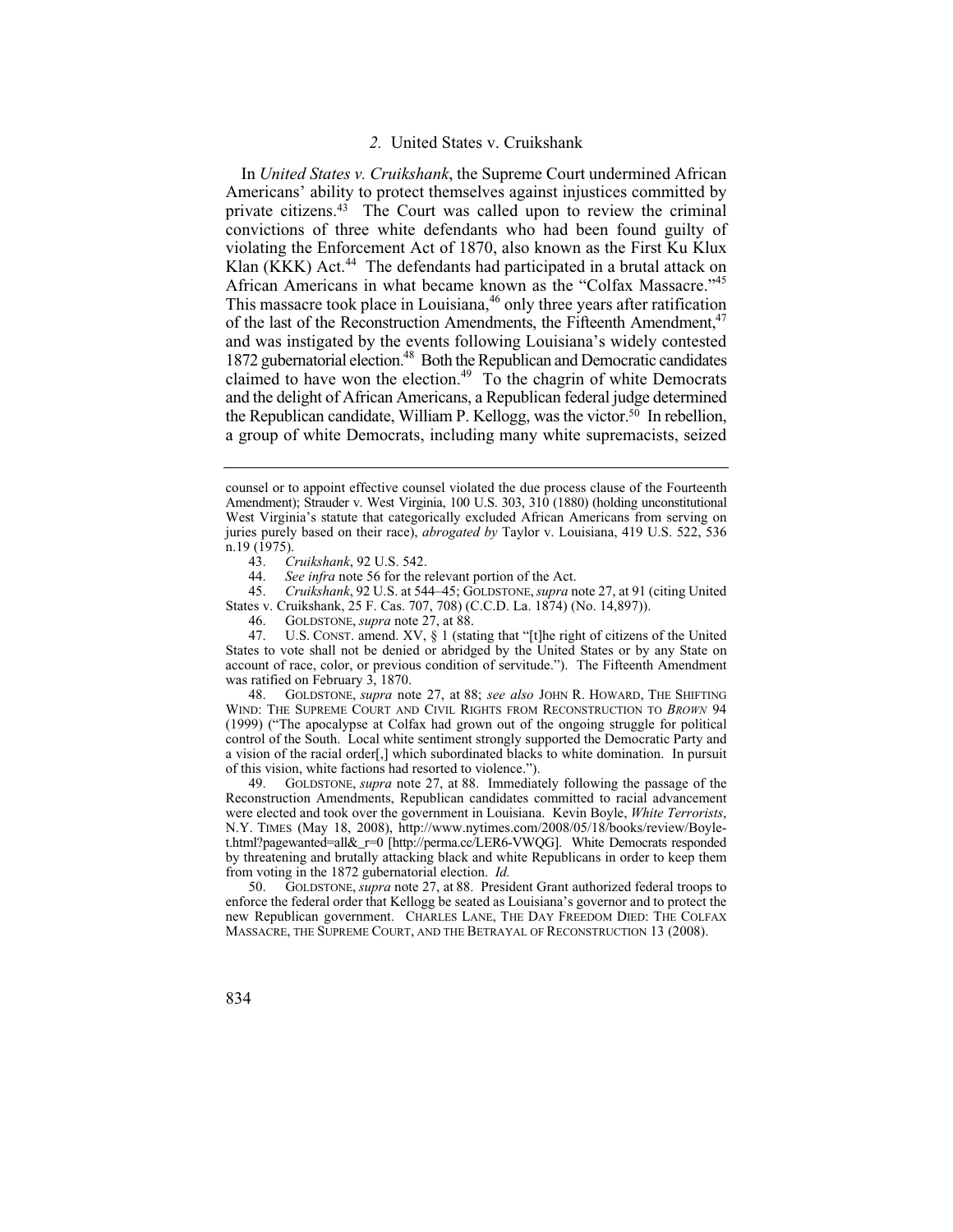### *2.* United States v. Cruikshank

In *United States v. Cruikshank*, the Supreme Court undermined African Americans' ability to protect themselves against injustices committed by private citizens.[43] The Court was called upon to review the criminal convictions of three white defendants who had been found guilty of violating the Enforcement Act of 1870, also known as the First Ku Klux Klan (KKK) Act.[44] The defendants had participated in a brutal attack on African Americans in what became known as the "Colfax Massacre."[45] This massacre took place in Louisiana,[46] only three years after ratification of the last of the Reconstruction Amendments, the Fifteenth Amendment,[47] and was instigated by the events following Louisiana's widely contested 1872 gubernatorial election.[48] Both the Republican and Democratic candidates claimed to have won the election.[49] To the chagrin of white Democrats and the delight of African Americans, a Republican federal judge determined the Republican candidate, William P. Kellogg, was the victor.[50] In rebellion, a group of white Democrats, including many white supremacists, seized

---

counsel or to appoint effective counsel violated the due process clause of the Fourteenth Amendment); Strauder v. West Virginia, 100 U.S. 303, 310 (1880) (holding unconstitutional West Virginia's statute that categorically excluded African Americans from serving on juries purely based on their race), *abrogated by* Taylor v. Louisiana, 419 U.S. 522, 536 n.19 (1975).

43. *Cruikshank*, 92 U.S. 542.

44. *See infra* note 56 for the relevant portion of the Act.

45. *Cruikshank*, 92 U.S. at 544–45; GOLDSTONE, *supra* note 27, at 91 (citing United States v. Cruikshank, 25 F. Cas. 707, 708) (C.C.D. La. 1874) (No. 14,897)).

46. GOLDSTONE, *supra* note 27, at 88.

47. U.S. CONST. amend. XV, § 1 (stating that "[t]he right of citizens of the United States to vote shall not be denied or abridged by the United States or by any State on account of race, color, or previous condition of servitude."). The Fifteenth Amendment was ratified on February 3, 1870.

48. GOLDSTONE, *supra* note 27, at 88; *see also* JOHN R. HOWARD, THE SHIFTING WIND: THE SUPREME COURT AND CIVIL RIGHTS FROM RECONSTRUCTION TO *BROWN* 94 (1999) ("The apocalypse at Colfax had grown out of the ongoing struggle for political control of the South. Local white sentiment strongly supported the Democratic Party and a vision of the racial order[,] which subordinated blacks to white domination. In pursuit of this vision, white factions had resorted to violence.").

49. GOLDSTONE, *supra* note 27, at 88. Immediately following the passage of the Reconstruction Amendments, Republican candidates committed to racial advancement were elected and took over the government in Louisiana. Kevin Boyle, *White Terrorists*, N.Y. TIMES (May 18, 2008), http://www.nytimes.com/2008/05/18/books/review/Boyle-t.html?pagewanted=all&_r=0 [http://perma.cc/LER6-VWQG]. White Democrats responded by threatening and brutally attacking black and white Republicans in order to keep them from voting in the 1872 gubernatorial election. *Id.*

50. GOLDSTONE, *supra* note 27, at 88. President Grant authorized federal troops to enforce the federal order that Kellogg be seated as Louisiana's governor and to protect the new Republican government. CHARLES LANE, THE DAY FREEDOM DIED: THE COLFAX MASSACRE, THE SUPREME COURT, AND THE BETRAYAL OF RECONSTRUCTION 13 (2008).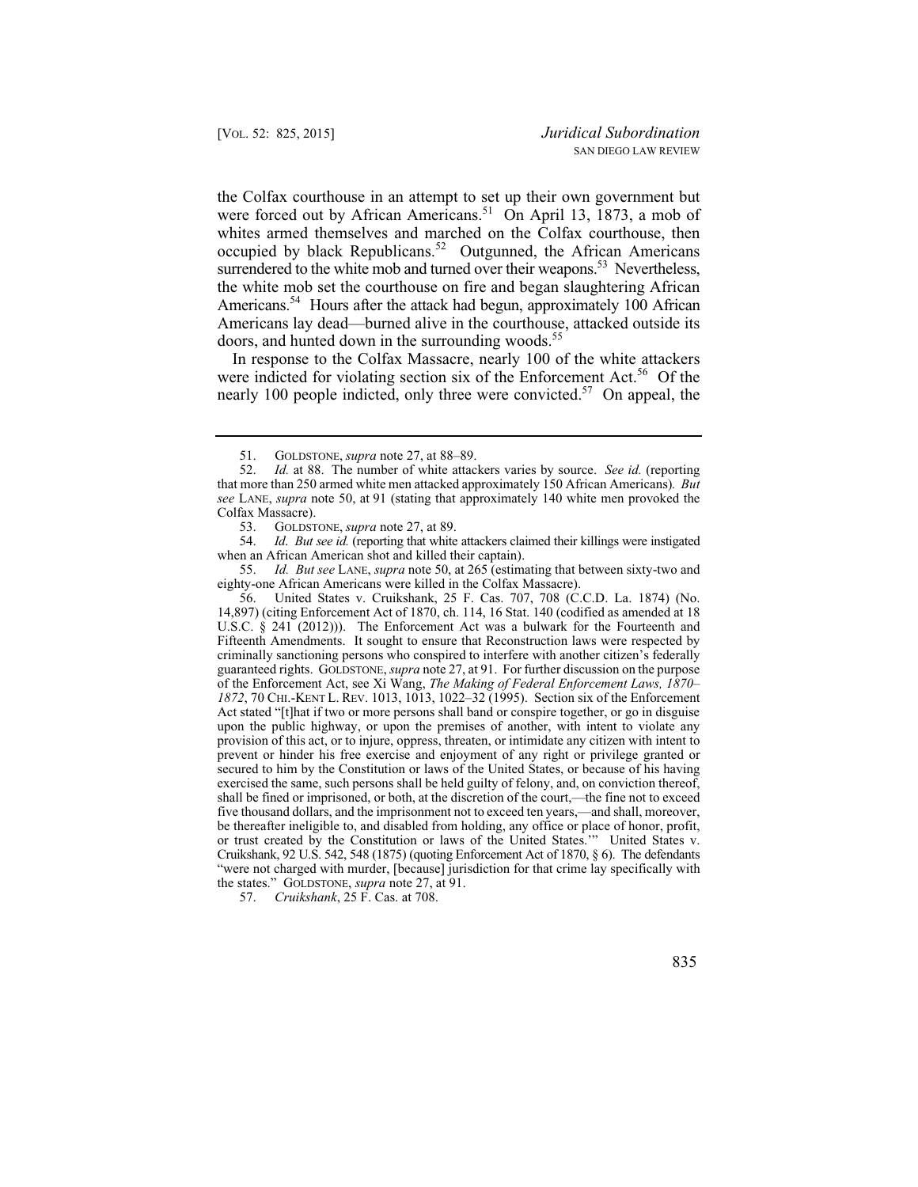the Colfax courthouse in an attempt to set up their own government but were forced out by African Americans.[51] On April 13, 1873, a mob of whites armed themselves and marched on the Colfax courthouse, then occupied by black Republicans.[52] Outgunned, the African Americans surrendered to the white mob and turned over their weapons.[53] Nevertheless, the white mob set the courthouse on fire and began slaughtering African Americans.[54] Hours after the attack had begun, approximately 100 African Americans lay dead—burned alive in the courthouse, attacked outside its doors, and hunted down in the surrounding woods.[55]

In response to the Colfax Massacre, nearly 100 of the white attackers were indicted for violating section six of the Enforcement Act.[56] Of the nearly 100 people indicted, only three were convicted.[57] On appeal, the

---

51. GOLDSTONE, *supra* note 27, at 88–89.

52. *Id.* at 88. The number of white attackers varies by source. *See id.* (reporting that more than 250 armed white men attacked approximately 150 African Americans). *But see* LANE, *supra* note 50, at 91 (stating that approximately 140 white men provoked the Colfax Massacre).

53. GOLDSTONE, *supra* note 27, at 89.

54. *Id. But see id.* (reporting that white attackers claimed their killings were instigated when an African American shot and killed their captain).

55. *Id. But see* LANE, *supra* note 50, at 265 (estimating that between sixty-two and eighty-one African Americans were killed in the Colfax Massacre).

56. United States v. Cruikshank, 25 F. Cas. 707, 708 (C.C.D. La. 1874) (No. 14,897) (citing Enforcement Act of 1870, ch. 114, 16 Stat. 140 (codified as amended at 18 U.S.C. § 241 (2012))). The Enforcement Act was a bulwark for the Fourteenth and Fifteenth Amendments. It sought to ensure that Reconstruction laws were respected by criminally sanctioning persons who conspired to interfere with another citizen's federally guaranteed rights. GOLDSTONE, *supra* note 27, at 91. For further discussion on the purpose of the Enforcement Act, see Xi Wang, *The Making of Federal Enforcement Laws, 1870–1872*, 70 CHI.-KENT L. REV. 1013, 1013, 1022–32 (1995). Section six of the Enforcement Act stated "[t]hat if two or more persons shall band or conspire together, or go in disguise upon the public highway, or upon the premises of another, with intent to violate any provision of this act, or to injure, oppress, threaten, or intimidate any citizen with intent to prevent or hinder his free exercise and enjoyment of any right or privilege granted or secured to him by the Constitution or laws of the United States, or because of his having exercised the same, such persons shall be held guilty of felony, and, on conviction thereof, shall be fined or imprisoned, or both, at the discretion of the court,—the fine not to exceed five thousand dollars, and the imprisonment not to exceed ten years,—and shall, moreover, be thereafter ineligible to, and disabled from holding, any office or place of honor, profit, or trust created by the Constitution or laws of the United States.'" United States v. Cruikshank, 92 U.S. 542, 548 (1875) (quoting Enforcement Act of 1870, § 6). The defendants "were not charged with murder, [because] jurisdiction for that crime lay specifically with the states." GOLDSTONE, *supra* note 27, at 91.

57. *Cruikshank*, 25 F. Cas. at 708.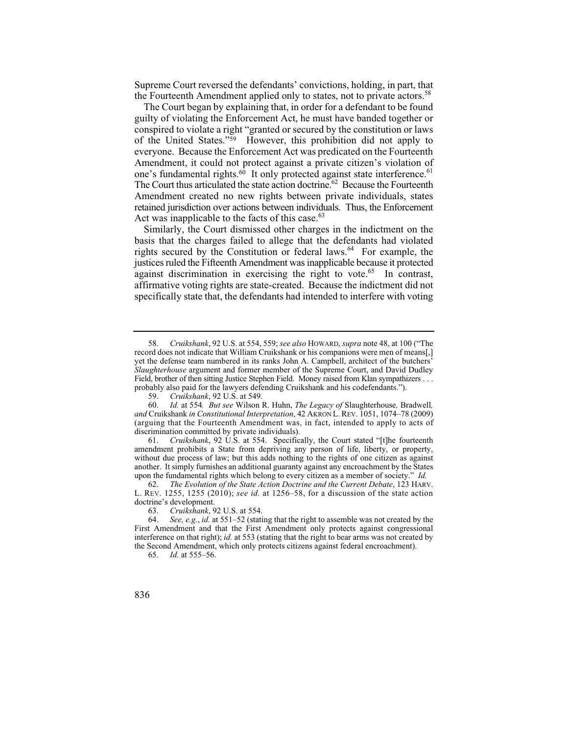Supreme Court reversed the defendants' convictions, holding, in part, that the Fourteenth Amendment applied only to states, not to private actors.[58]

The Court began by explaining that, in order for a defendant to be found guilty of violating the Enforcement Act, he must have banded together or conspired to violate a right "granted or secured by the constitution or laws of the United States."[59] However, this prohibition did not apply to everyone. Because the Enforcement Act was predicated on the Fourteenth Amendment, it could not protect against a private citizen's violation of one's fundamental rights.[60] It only protected against state interference.[61] The Court thus articulated the state action doctrine.[62] Because the Fourteenth Amendment created no new rights between private individuals, states retained jurisdiction over actions between individuals. Thus, the Enforcement Act was inapplicable to the facts of this case.[63]

Similarly, the Court dismissed other charges in the indictment on the basis that the charges failed to allege that the defendants had violated rights secured by the Constitution or federal laws.[64] For example, the justices ruled the Fifteenth Amendment was inapplicable because it protected against discrimination in exercising the right to vote.[65] In contrast, affirmative voting rights are state-created. Because the indictment did not specifically state that, the defendants had intended to interfere with voting

---

58. *Cruikshank*, 92 U.S. at 554, 559; *see also* HOWARD, *supra* note 48, at 100 ("The record does not indicate that William Cruikshank or his companions were men of means[,] yet the defense team numbered in its ranks John A. Campbell, architect of the butchers' *Slaughterhouse* argument and former member of the Supreme Court, and David Dudley Field, brother of then sitting Justice Stephen Field. Money raised from Klan sympathizers . . . probably also paid for the lawyers defending Cruikshank and his codefendants.").

59. *Cruikshank*, 92 U.S. at 549.

60. *Id.* at 554. *But see* Wilson R. Huhn, *The Legacy of* Slaughterhouse*,* Bradwell*, and* Cruikshank *in Constitutional Interpretation*, 42 AKRON L. REV. 1051, 1074–78 (2009) (arguing that the Fourteenth Amendment was, in fact, intended to apply to acts of discrimination committed by private individuals).

61. *Cruikshank*, 92 U.S. at 554. Specifically, the Court stated "[t]he fourteenth amendment prohibits a State from depriving any person of life, liberty, or property, without due process of law; but this adds nothing to the rights of one citizen as against another. It simply furnishes an additional guaranty against any encroachment by the States upon the fundamental rights which belong to every citizen as a member of society." *Id.*

62. *The Evolution of the State Action Doctrine and the Current Debate*, 123 HARV. L. REV. 1255, 1255 (2010); *see id.* at 1256–58, for a discussion of the state action doctrine's development.

63. *Cruikshank*, 92 U.S. at 554.

64. *See, e.g.*, *id.* at 551–52 (stating that the right to assemble was not created by the First Amendment and that the First Amendment only protects against congressional interference on that right); *id.* at 553 (stating that the right to bear arms was not created by the Second Amendment, which only protects citizens against federal encroachment).

65. *Id.* at 555–56.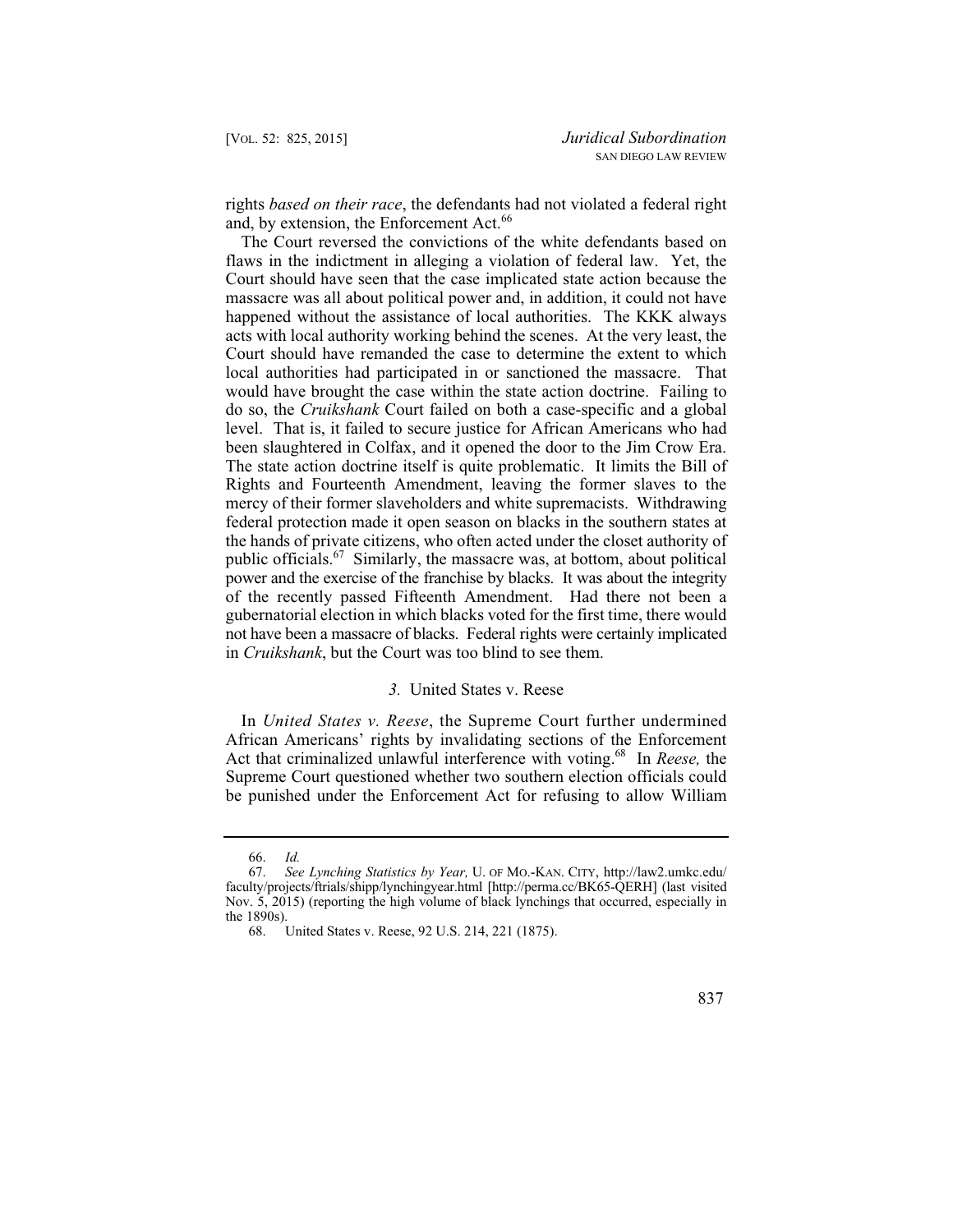rights *based on their race*, the defendants had not violated a federal right and, by extension, the Enforcement Act.[66]

The Court reversed the convictions of the white defendants based on flaws in the indictment in alleging a violation of federal law. Yet, the Court should have seen that the case implicated state action because the massacre was all about political power and, in addition, it could not have happened without the assistance of local authorities. The KKK always acts with local authority working behind the scenes. At the very least, the Court should have remanded the case to determine the extent to which local authorities had participated in or sanctioned the massacre. That would have brought the case within the state action doctrine. Failing to do so, the *Cruikshank* Court failed on both a case-specific and a global level. That is, it failed to secure justice for African Americans who had been slaughtered in Colfax, and it opened the door to the Jim Crow Era. The state action doctrine itself is quite problematic. It limits the Bill of Rights and Fourteenth Amendment, leaving the former slaves to the mercy of their former slaveholders and white supremacists. Withdrawing federal protection made it open season on blacks in the southern states at the hands of private citizens, who often acted under the closet authority of public officials.[67] Similarly, the massacre was, at bottom, about political power and the exercise of the franchise by blacks. It was about the integrity of the recently passed Fifteenth Amendment. Had there not been a gubernatorial election in which blacks voted for the first time, there would not have been a massacre of blacks. Federal rights were certainly implicated in *Cruikshank*, but the Court was too blind to see them.

### *3.* United States v. Reese

In *United States v. Reese*, the Supreme Court further undermined African Americans' rights by invalidating sections of the Enforcement Act that criminalized unlawful interference with voting.[68] In *Reese,* the Supreme Court questioned whether two southern election officials could be punished under the Enforcement Act for refusing to allow William

---

66. *Id.*

67. *See Lynching Statistics by Year,* U. OF MO.-KAN. CITY, http://law2.umkc.edu/faculty/projects/ftrials/shipp/lynchingyear.html [http://perma.cc/BK65-QERH] (last visited Nov. 5, 2015) (reporting the high volume of black lynchings that occurred, especially in the 1890s).

68. United States v. Reese, 92 U.S. 214, 221 (1875).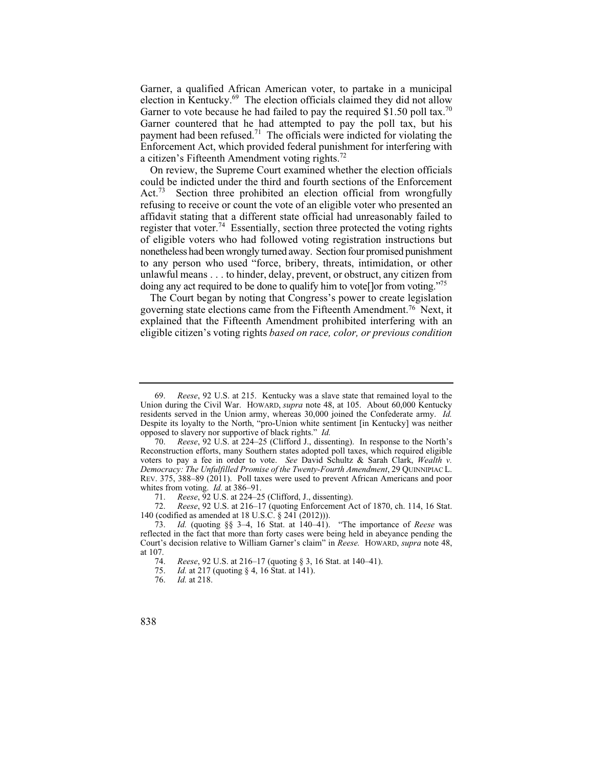Garner, a qualified African American voter, to partake in a municipal election in Kentucky.[69] The election officials claimed they did not allow Garner to vote because he had failed to pay the required $1.50 poll tax.[70] Garner countered that he had attempted to pay the poll tax, but his payment had been refused.[71] The officials were indicted for violating the Enforcement Act, which provided federal punishment for interfering with a citizen's Fifteenth Amendment voting rights.[72]

On review, the Supreme Court examined whether the election officials could be indicted under the third and fourth sections of the Enforcement Act.[73] Section three prohibited an election official from wrongfully refusing to receive or count the vote of an eligible voter who presented an affidavit stating that a different state official had unreasonably failed to register that voter.[74] Essentially, section three protected the voting rights of eligible voters who had followed voting registration instructions but nonetheless had been wrongly turned away. Section four promised punishment to any person who used "force, bribery, threats, intimidation, or other unlawful means . . . to hinder, delay, prevent, or obstruct, any citizen from doing any act required to be done to qualify him to vote[]or from voting."[75]

The Court began by noting that Congress's power to create legislation governing state elections came from the Fifteenth Amendment.[76] Next, it explained that the Fifteenth Amendment prohibited interfering with an eligible citizen's voting rights *based on race, color, or previous condition*

---

69. *Reese*, 92 U.S. at 215. Kentucky was a slave state that remained loyal to the Union during the Civil War. HOWARD, *supra* note 48, at 105. About 60,000 Kentucky residents served in the Union army, whereas 30,000 joined the Confederate army. *Id.* Despite its loyalty to the North, "pro-Union white sentiment [in Kentucky] was neither opposed to slavery nor supportive of black rights." *Id.*

70. *Reese*, 92 U.S. at 224–25 (Clifford J., dissenting). In response to the North's Reconstruction efforts, many Southern states adopted poll taxes, which required eligible voters to pay a fee in order to vote. *See* David Schultz & Sarah Clark, *Wealth v. Democracy: The Unfulfilled Promise of the Twenty-Fourth Amendment*, 29 QUINNIPIAC L. REV. 375, 388–89 (2011). Poll taxes were used to prevent African Americans and poor whites from voting. *Id.* at 386–91.

71. *Reese*, 92 U.S. at 224–25 (Clifford, J., dissenting).

72. *Reese*, 92 U.S. at 216–17 (quoting Enforcement Act of 1870, ch. 114, 16 Stat. 140 (codified as amended at 18 U.S.C. § 241 (2012))).

73. *Id.* (quoting §§ 3–4, 16 Stat. at 140–41). "The importance of *Reese* was reflected in the fact that more than forty cases were being held in abeyance pending the Court's decision relative to William Garner's claim" in *Reese.* HOWARD, *supra* note 48, at 107.

74. *Reese*, 92 U.S. at 216–17 (quoting § 3, 16 Stat. at 140–41).

75. *Id.* at 217 (quoting § 4, 16 Stat. at 141).

76. *Id.* at 218.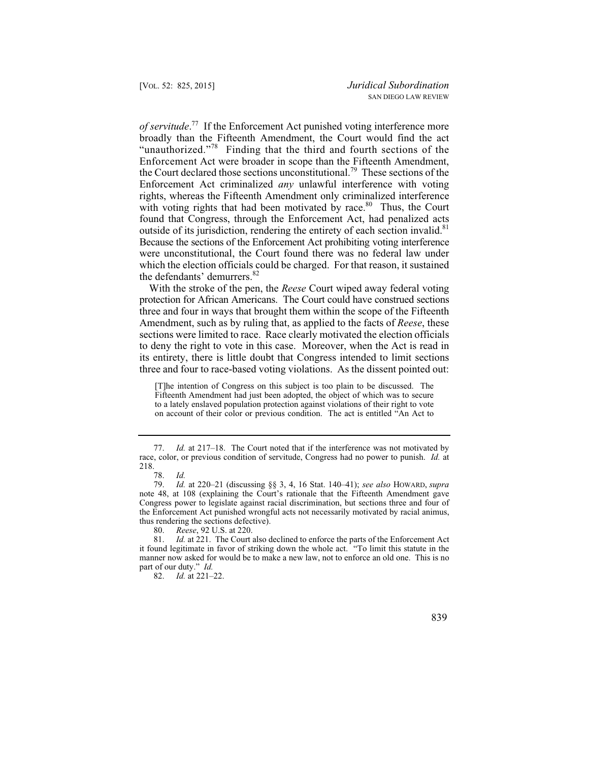*of servitude*.[77] If the Enforcement Act punished voting interference more broadly than the Fifteenth Amendment, the Court would find the act "unauthorized."[78] Finding that the third and fourth sections of the Enforcement Act were broader in scope than the Fifteenth Amendment, the Court declared those sections unconstitutional.[79] These sections of the Enforcement Act criminalized *any* unlawful interference with voting rights, whereas the Fifteenth Amendment only criminalized interference with voting rights that had been motivated by race.[80] Thus, the Court found that Congress, through the Enforcement Act, had penalized acts outside of its jurisdiction, rendering the entirety of each section invalid.[81] Because the sections of the Enforcement Act prohibiting voting interference were unconstitutional, the Court found there was no federal law under which the election officials could be charged. For that reason, it sustained the defendants' demurrers.[82]

With the stroke of the pen, the *Reese* Court wiped away federal voting protection for African Americans. The Court could have construed sections three and four in ways that brought them within the scope of the Fifteenth Amendment, such as by ruling that, as applied to the facts of *Reese*, these sections were limited to race. Race clearly motivated the election officials to deny the right to vote in this case. Moreover, when the Act is read in its entirety, there is little doubt that Congress intended to limit sections three and four to race-based voting violations. As the dissent pointed out:

> [T]he intention of Congress on this subject is too plain to be discussed. The Fifteenth Amendment had just been adopted, the object of which was to secure to a lately enslaved population protection against violations of their right to vote on account of their color or previous condition. The act is entitled "An Act to

---

77. *Id.* at 217–18. The Court noted that if the interference was not motivated by race, color, or previous condition of servitude, Congress had no power to punish. *Id.* at 218.

78. *Id.*

79. *Id.* at 220–21 (discussing §§ 3, 4, 16 Stat. 140–41); *see also* HOWARD, *supra* note 48, at 108 (explaining the Court's rationale that the Fifteenth Amendment gave Congress power to legislate against racial discrimination, but sections three and four of the Enforcement Act punished wrongful acts not necessarily motivated by racial animus, thus rendering the sections defective).

80. *Reese*, 92 U.S. at 220.

81. *Id.* at 221. The Court also declined to enforce the parts of the Enforcement Act it found legitimate in favor of striking down the whole act. "To limit this statute in the manner now asked for would be to make a new law, not to enforce an old one. This is no part of our duty." *Id.*

82. *Id.* at 221–22.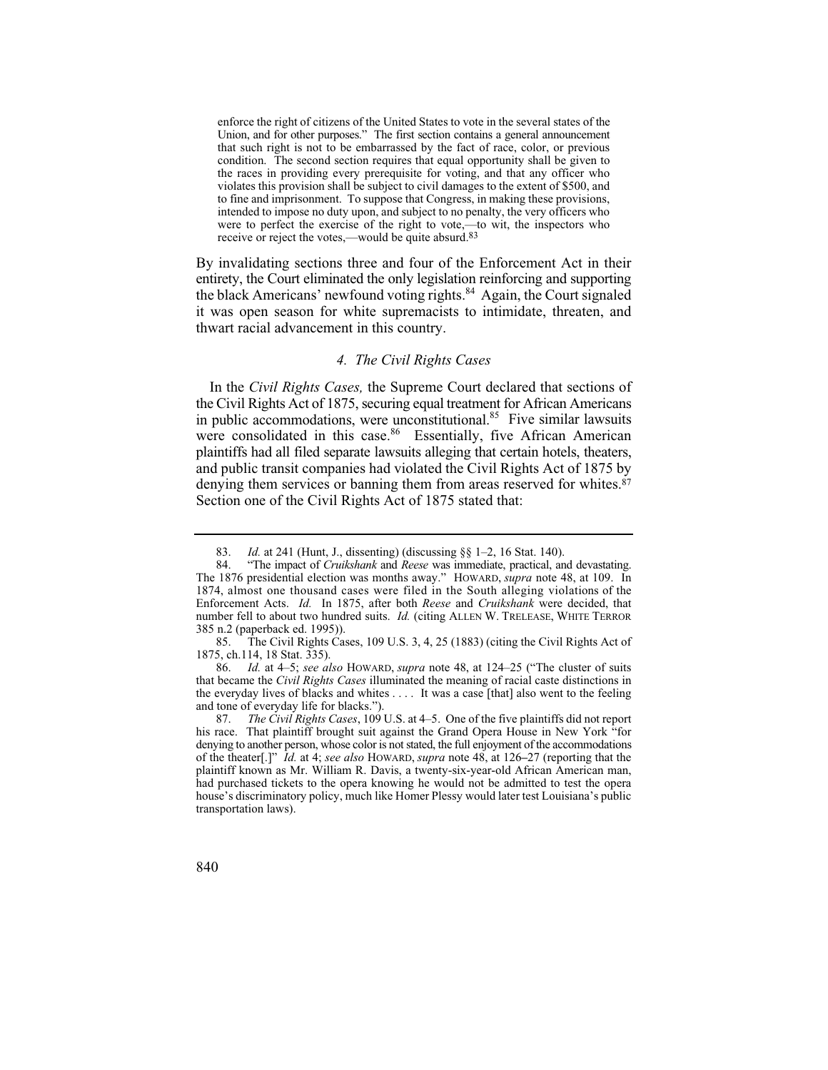> enforce the right of citizens of the United States to vote in the several states of the Union, and for other purposes." The first section contains a general announcement that such right is not to be embarrassed by the fact of race, color, or previous condition. The second section requires that equal opportunity shall be given to the races in providing every prerequisite for voting, and that any officer who violates this provision shall be subject to civil damages to the extent of $500, and to fine and imprisonment. To suppose that Congress, in making these provisions, intended to impose no duty upon, and subject to no penalty, the very officers who were to perfect the exercise of the right to vote,—to wit, the inspectors who receive or reject the votes,—would be quite absurd.[83]

By invalidating sections three and four of the Enforcement Act in their entirety, the Court eliminated the only legislation reinforcing and supporting the black Americans' newfound voting rights.[84] Again, the Court signaled it was open season for white supremacists to intimidate, threaten, and thwart racial advancement in this country.

#### *4. The Civil Rights Cases*

In the *Civil Rights Cases,* the Supreme Court declared that sections of the Civil Rights Act of 1875, securing equal treatment for African Americans in public accommodations, were unconstitutional.[85] Five similar lawsuits were consolidated in this case.[86] Essentially, five African American plaintiffs had all filed separate lawsuits alleging that certain hotels, theaters, and public transit companies had violated the Civil Rights Act of 1875 by denying them services or banning them from areas reserved for whites.[87] Section one of the Civil Rights Act of 1875 stated that:

---

83. *Id.* at 241 (Hunt, J., dissenting) (discussing §§ 1–2, 16 Stat. 140).

84. "The impact of *Cruikshank* and *Reese* was immediate, practical, and devastating. The 1876 presidential election was months away." HOWARD, *supra* note 48, at 109. In 1874, almost one thousand cases were filed in the South alleging violations of the Enforcement Acts. *Id.* In 1875, after both *Reese* and *Cruikshank* were decided, that number fell to about two hundred suits. *Id.* (citing ALLEN W. TRELEASE, WHITE TERROR 385 n.2 (paperback ed. 1995)).

85. The Civil Rights Cases, 109 U.S. 3, 4, 25 (1883) (citing the Civil Rights Act of 1875, ch.114, 18 Stat. 335).

86. *Id.* at 4–5; *see also* HOWARD, *supra* note 48, at 124–25 ("The cluster of suits that became the *Civil Rights Cases* illuminated the meaning of racial caste distinctions in the everyday lives of blacks and whites . . . . It was a case [that] also went to the feeling and tone of everyday life for blacks.").

87. *The Civil Rights Cases*, 109 U.S. at 4–5. One of the five plaintiffs did not report his race. That plaintiff brought suit against the Grand Opera House in New York "for denying to another person, whose color is not stated, the full enjoyment of the accommodations of the theater[.]" *Id.* at 4; *see also* HOWARD, *supra* note 48, at 126–27 (reporting that the plaintiff known as Mr. William R. Davis, a twenty-six-year-old African American man, had purchased tickets to the opera knowing he would not be admitted to test the opera house's discriminatory policy, much like Homer Plessy would later test Louisiana's public transportation laws).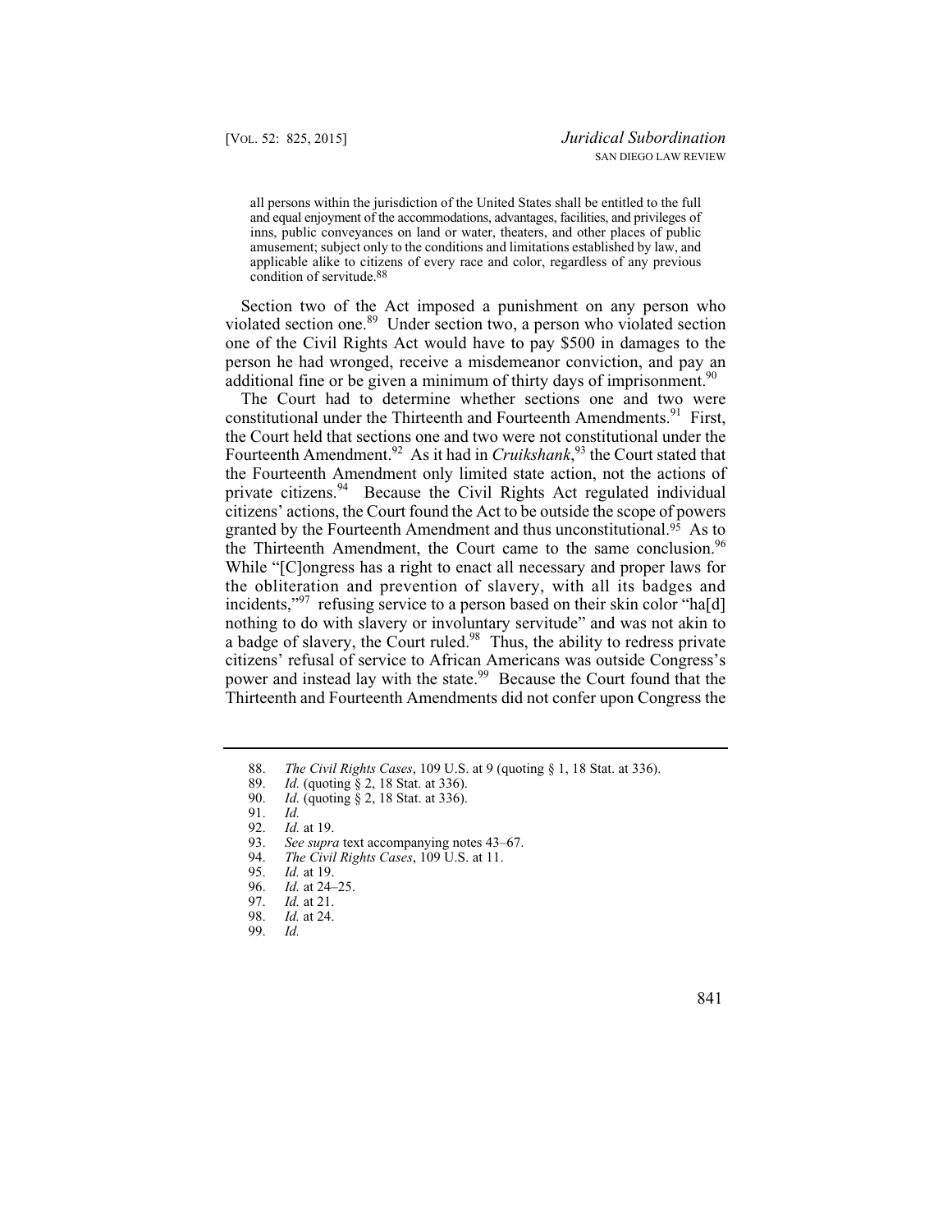> all persons within the jurisdiction of the United States shall be entitled to the full and equal enjoyment of the accommodations, advantages, facilities, and privileges of inns, public conveyances on land or water, theaters, and other places of public amusement; subject only to the conditions and limitations established by law, and applicable alike to citizens of every race and color, regardless of any previous condition of servitude.[88]

Section two of the Act imposed a punishment on any person who violated section one.[89] Under section two, a person who violated section one of the Civil Rights Act would have to pay $500 in damages to the person he had wronged, receive a misdemeanor conviction, and pay an additional fine or be given a minimum of thirty days of imprisonment.[90]

The Court had to determine whether sections one and two were constitutional under the Thirteenth and Fourteenth Amendments.[91] First, the Court held that sections one and two were not constitutional under the Fourteenth Amendment.[92] As it had in *Cruikshank*,[93] the Court stated that the Fourteenth Amendment only limited state action, not the actions of private citizens.[94] Because the Civil Rights Act regulated individual citizens' actions, the Court found the Act to be outside the scope of powers granted by the Fourteenth Amendment and thus unconstitutional.[95] As to the Thirteenth Amendment, the Court came to the same conclusion.[96] While "[C]ongress has a right to enact all necessary and proper laws for the obliteration and prevention of slavery, with all its badges and incidents,"[97] refusing service to a person based on their skin color "ha[d] nothing to do with slavery or involuntary servitude" and was not akin to a badge of slavery, the Court ruled.[98] Thus, the ability to redress private citizens' refusal of service to African Americans was outside Congress's power and instead lay with the state.[99] Because the Court found that the Thirteenth and Fourteenth Amendments did not confer upon Congress the

---

88. *The Civil Rights Cases*, 109 U.S. at 9 (quoting § 1, 18 Stat. at 336).
89. *Id.* (quoting § 2, 18 Stat. at 336).
90. *Id.* (quoting § 2, 18 Stat. at 336).
91. *Id.*
92. *Id.* at 19.
93. *See supra* text accompanying notes 43–67.
94. *The Civil Rights Cases*, 109 U.S. at 11.
95. *Id.* at 19.
96. *Id.* at 24–25.
97. *Id.* at 21.
98. *Id.* at 24.
99. *Id.*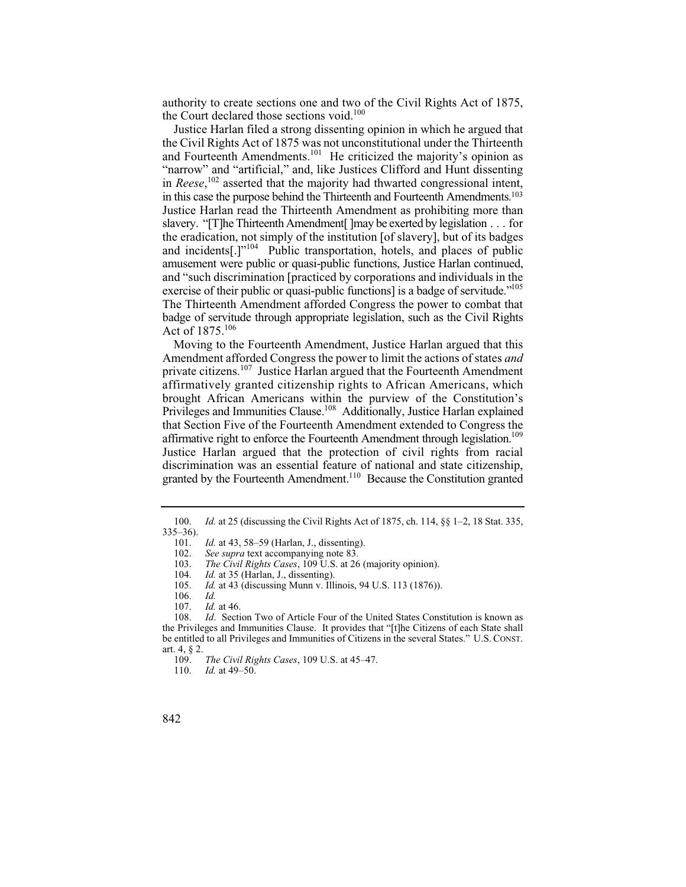authority to create sections one and two of the Civil Rights Act of 1875, the Court declared those sections void.[100]

Justice Harlan filed a strong dissenting opinion in which he argued that the Civil Rights Act of 1875 was not unconstitutional under the Thirteenth and Fourteenth Amendments.[101] He criticized the majority's opinion as "narrow" and "artificial," and, like Justices Clifford and Hunt dissenting in *Reese*,[102] asserted that the majority had thwarted congressional intent, in this case the purpose behind the Thirteenth and Fourteenth Amendments.[103] Justice Harlan read the Thirteenth Amendment as prohibiting more than slavery. "[T]he Thirteenth Amendment[ ]may be exerted by legislation . . . for the eradication, not simply of the institution [of slavery], but of its badges and incidents[.]"[104] Public transportation, hotels, and places of public amusement were public or quasi-public functions, Justice Harlan continued, and "such discrimination [practiced by corporations and individuals in the exercise of their public or quasi-public functions] is a badge of servitude."[105] The Thirteenth Amendment afforded Congress the power to combat that badge of servitude through appropriate legislation, such as the Civil Rights Act of 1875.[106]

Moving to the Fourteenth Amendment, Justice Harlan argued that this Amendment afforded Congress the power to limit the actions of states *and* private citizens.[107] Justice Harlan argued that the Fourteenth Amendment affirmatively granted citizenship rights to African Americans, which brought African Americans within the purview of the Constitution's Privileges and Immunities Clause.[108] Additionally, Justice Harlan explained that Section Five of the Fourteenth Amendment extended to Congress the affirmative right to enforce the Fourteenth Amendment through legislation.[109] Justice Harlan argued that the protection of civil rights from racial discrimination was an essential feature of national and state citizenship, granted by the Fourteenth Amendment.[110] Because the Constitution granted

---

100. *Id.* at 25 (discussing the Civil Rights Act of 1875, ch. 114, §§ 1–2, 18 Stat. 335, 335–36).

101. *Id.* at 43, 58–59 (Harlan, J., dissenting).

102. *See supra* text accompanying note 83.

103. *The Civil Rights Cases*, 109 U.S. at 26 (majority opinion).

104. *Id.* at 35 (Harlan, J., dissenting).

105. *Id.* at 43 (discussing Munn v. Illinois, 94 U.S. 113 (1876)).

106. *Id.*

107. *Id.* at 46.

108. *Id*. Section Two of Article Four of the United States Constitution is known as the Privileges and Immunities Clause. It provides that "[t]he Citizens of each State shall be entitled to all Privileges and Immunities of Citizens in the several States." U.S. CONST. art. 4, § 2.

109. *The Civil Rights Cases*, 109 U.S. at 45–47.

110. *Id.* at 49–50.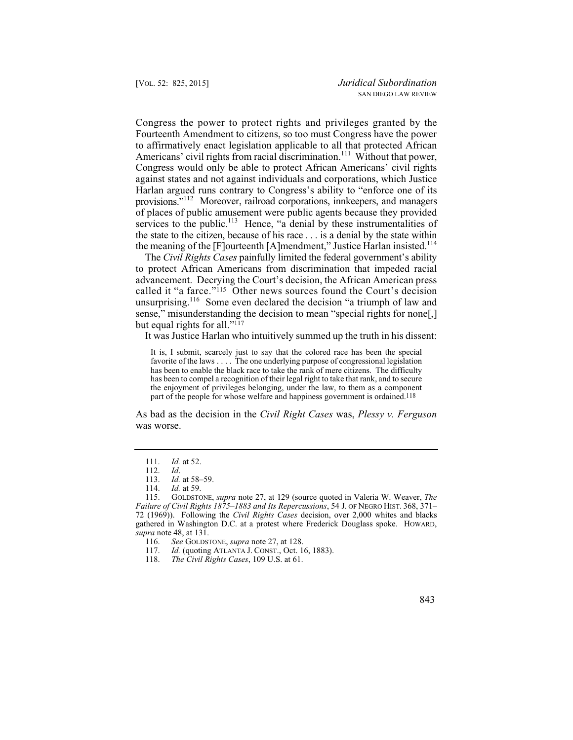Congress the power to protect rights and privileges granted by the Fourteenth Amendment to citizens, so too must Congress have the power to affirmatively enact legislation applicable to all that protected African Americans' civil rights from racial discrimination.[111] Without that power, Congress would only be able to protect African Americans' civil rights against states and not against individuals and corporations, which Justice Harlan argued runs contrary to Congress's ability to "enforce one of its provisions."[112] Moreover, railroad corporations, innkeepers, and managers of places of public amusement were public agents because they provided services to the public.[113] Hence, "a denial by these instrumentalities of the state to the citizen, because of his race . . . is a denial by the state within the meaning of the [F]ourteenth [A]mendment," Justice Harlan insisted.[114]

The *Civil Rights Cases* painfully limited the federal government's ability to protect African Americans from discrimination that impeded racial advancement. Decrying the Court's decision, the African American press called it "a farce."[115] Other news sources found the Court's decision unsurprising.[116] Some even declared the decision "a triumph of law and sense," misunderstanding the decision to mean "special rights for none[,] but equal rights for all."[117]

It was Justice Harlan who intuitively summed up the truth in his dissent:

> It is, I submit, scarcely just to say that the colored race has been the special favorite of the laws . . . . The one underlying purpose of congressional legislation has been to enable the black race to take the rank of mere citizens. The difficulty has been to compel a recognition of their legal right to take that rank, and to secure the enjoyment of privileges belonging, under the law, to them as a component part of the people for whose welfare and happiness government is ordained.[118]

As bad as the decision in the *Civil Right Cases* was, *Plessy v. Ferguson* was worse.

---

111. *Id.* at 52.

112. *Id*.

113. *Id.* at 58–59.

114. *Id.* at 59.

115. GOLDSTONE, *supra* note 27, at 129 (source quoted in Valeria W. Weaver, *The Failure of Civil Rights 1875–1883 and Its Repercussions*, 54 J. OF NEGRO HIST. 368, 371–72 (1969)). Following the *Civil Rights Cases* decision, over 2,000 whites and blacks gathered in Washington D.C. at a protest where Frederick Douglass spoke. HOWARD, *supra* note 48, at 131.

116. *See* GOLDSTONE, *supra* note 27, at 128.

117. *Id.* (quoting ATLANTA J. CONST., Oct. 16, 1883).

118. *The Civil Rights Cases*, 109 U.S. at 61.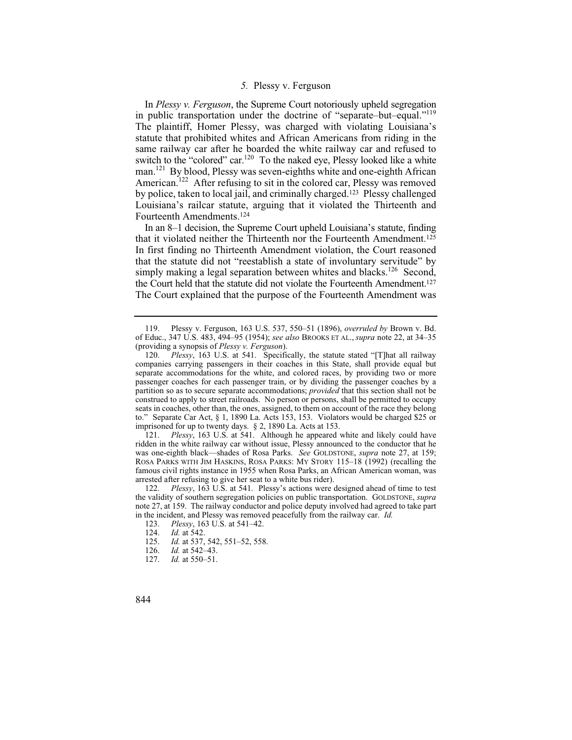### *5.* Plessy v. Ferguson

In *Plessy v. Ferguson*, the Supreme Court notoriously upheld segregation in public transportation under the doctrine of "separate–but–equal."[119] The plaintiff, Homer Plessy, was charged with violating Louisiana's statute that prohibited whites and African Americans from riding in the same railway car after he boarded the white railway car and refused to switch to the "colored" car.[120] To the naked eye, Plessy looked like a white man.[121] By blood, Plessy was seven-eighths white and one-eighth African American.[122] After refusing to sit in the colored car, Plessy was removed by police, taken to local jail, and criminally charged.[123] Plessy challenged Louisiana's railcar statute, arguing that it violated the Thirteenth and Fourteenth Amendments.[124]

In an 8–1 decision, the Supreme Court upheld Louisiana's statute, finding that it violated neither the Thirteenth nor the Fourteenth Amendment.[125] In first finding no Thirteenth Amendment violation, the Court reasoned that the statute did not "reestablish a state of involuntary servitude" by simply making a legal separation between whites and blacks.[126] Second, the Court held that the statute did not violate the Fourteenth Amendment.[127] The Court explained that the purpose of the Fourteenth Amendment was

---

119. Plessy v. Ferguson, 163 U.S. 537, 550–51 (1896), *overruled by* Brown v. Bd. of Educ., 347 U.S. 483, 494–95 (1954); *see also* BROOKS ET AL., *supra* note 22, at 34–35 (providing a synopsis of *Plessy v. Ferguson*).

120. *Plessy*, 163 U.S. at 541. Specifically, the statute stated "[T]hat all railway companies carrying passengers in their coaches in this State, shall provide equal but separate accommodations for the white, and colored races, by providing two or more passenger coaches for each passenger train, or by dividing the passenger coaches by a partition so as to secure separate accommodations; *provided* that this section shall not be construed to apply to street railroads. No person or persons, shall be permitted to occupy seats in coaches, other than, the ones, assigned, to them on account of the race they belong to." Separate Car Act, § 1, 1890 La. Acts 153, 153. Violators would be charged $25 or imprisoned for up to twenty days. § 2, 1890 La. Acts at 153.

121. *Plessy*, 163 U.S. at 541. Although he appeared white and likely could have ridden in the white railway car without issue, Plessy announced to the conductor that he was one-eighth black—shades of Rosa Parks. *See* GOLDSTONE, *supra* note 27, at 159; ROSA PARKS WITH JIM HASKINS, ROSA PARKS: MY STORY 115–18 (1992) (recalling the famous civil rights instance in 1955 when Rosa Parks, an African American woman, was arrested after refusing to give her seat to a white bus rider).

122. *Plessy*, 163 U.S. at 541. Plessy's actions were designed ahead of time to test the validity of southern segregation policies on public transportation. GOLDSTONE, *supra* note 27, at 159. The railway conductor and police deputy involved had agreed to take part in the incident, and Plessy was removed peacefully from the railway car. *Id.*

123. *Plessy*, 163 U.S. at 541–42.

124. *Id.* at 542.

125. *Id.* at 537, 542, 551–52, 558.

126. *Id.* at 542–43.

127. *Id.* at 550–51.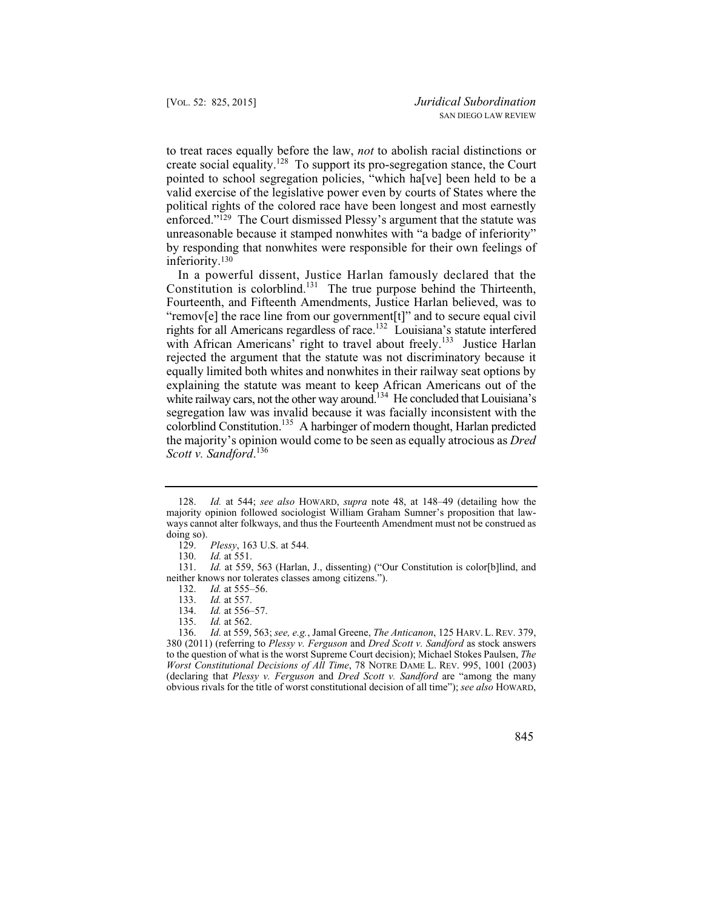to treat races equally before the law, *not* to abolish racial distinctions or create social equality.[128] To support its pro-segregation stance, the Court pointed to school segregation policies, "which ha[ve] been held to be a valid exercise of the legislative power even by courts of States where the political rights of the colored race have been longest and most earnestly enforced."[129] The Court dismissed Plessy's argument that the statute was unreasonable because it stamped nonwhites with "a badge of inferiority" by responding that nonwhites were responsible for their own feelings of inferiority.[130]

In a powerful dissent, Justice Harlan famously declared that the Constitution is colorblind.[131] The true purpose behind the Thirteenth, Fourteenth, and Fifteenth Amendments, Justice Harlan believed, was to "remov[e] the race line from our government[t]" and to secure equal civil rights for all Americans regardless of race.[132] Louisiana's statute interfered with African Americans' right to travel about freely.[133] Justice Harlan rejected the argument that the statute was not discriminatory because it equally limited both whites and nonwhites in their railway seat options by explaining the statute was meant to keep African Americans out of the white railway cars, not the other way around.[134] He concluded that Louisiana's segregation law was invalid because it was facially inconsistent with the colorblind Constitution.[135] A harbinger of modern thought, Harlan predicted the majority's opinion would come to be seen as equally atrocious as *Dred Scott v. Sandford*.[136]

---

128. *Id.* at 544; *see also* HOWARD, *supra* note 48, at 148–49 (detailing how the majority opinion followed sociologist William Graham Sumner's proposition that lawways cannot alter folkways, and thus the Fourteenth Amendment must not be construed as doing so).

129. *Plessy*, 163 U.S. at 544.

130. *Id.* at 551.

131. *Id.* at 559, 563 (Harlan, J., dissenting) ("Our Constitution is color[b]lind, and neither knows nor tolerates classes among citizens.").

132. *Id.* at 555–56.

133. *Id.* at 557.

134. *Id.* at 556–57.

135. *Id.* at 562.

136. *Id.* at 559, 563; *see, e.g.*, Jamal Greene, *The Anticanon*, 125 HARV. L. REV. 379, 380 (2011) (referring to *Plessy v. Ferguson* and *Dred Scott v. Sandford* as stock answers to the question of what is the worst Supreme Court decision); Michael Stokes Paulsen, *The Worst Constitutional Decisions of All Time*, 78 NOTRE DAME L. REV. 995, 1001 (2003) (declaring that *Plessy v. Ferguson* and *Dred Scott v. Sandford* are "among the many obvious rivals for the title of worst constitutional decision of all time"); *see also* HOWARD,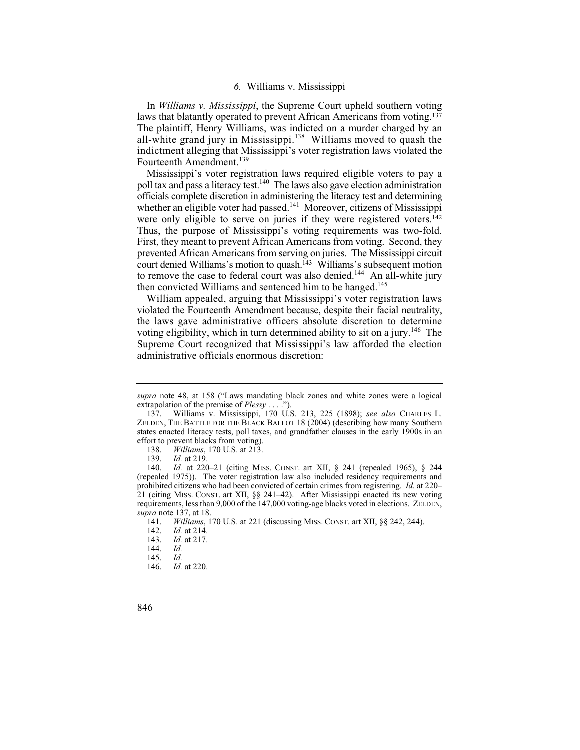### 6. *Williams v. Mississippi*

In *Williams v. Mississippi*, the Supreme Court upheld southern voting laws that blatantly operated to prevent African Americans from voting.[137] The plaintiff, Henry Williams, was indicted on a murder charged by an all-white grand jury in Mississippi.[138] Williams moved to quash the indictment alleging that Mississippi's voter registration laws violated the Fourteenth Amendment.[139]

Mississippi's voter registration laws required eligible voters to pay a poll tax and pass a literacy test.[140] The laws also gave election administration officials complete discretion in administering the literacy test and determining whether an eligible voter had passed.[141] Moreover, citizens of Mississippi were only eligible to serve on juries if they were registered voters.[142] Thus, the purpose of Mississippi's voting requirements was two-fold. First, they meant to prevent African Americans from voting. Second, they prevented African Americans from serving on juries. The Mississippi circuit court denied Williams's motion to quash.[143] Williams's subsequent motion to remove the case to federal court was also denied.[144] An all-white jury then convicted Williams and sentenced him to be hanged.[145]

William appealed, arguing that Mississippi's voter registration laws violated the Fourteenth Amendment because, despite their facial neutrality, the laws gave administrative officers absolute discretion to determine voting eligibility, which in turn determined ability to sit on a jury.[146] The Supreme Court recognized that Mississippi's law afforded the election administrative officials enormous discretion:

---

*supra* note 48, at 158 ("Laws mandating black zones and white zones were a logical extrapolation of the premise of *Plessy* . . . .").

137. Williams v. Mississippi, 170 U.S. 213, 225 (1898); *see also* CHARLES L. ZELDEN, THE BATTLE FOR THE BLACK BALLOT 18 (2004) (describing how many Southern states enacted literacy tests, poll taxes, and grandfather clauses in the early 1900s in an effort to prevent blacks from voting).

138. *Williams*, 170 U.S. at 213.

139. *Id.* at 219.

140. *Id.* at 220–21 (citing MISS. CONST. art XII, § 241 (repealed 1965), § 244 (repealed 1975)). The voter registration law also included residency requirements and prohibited citizens who had been convicted of certain crimes from registering. *Id.* at 220–21 (citing MISS. CONST. art XII, §§ 241–42). After Mississippi enacted its new voting requirements, less than 9,000 of the 147,000 voting-age blacks voted in elections. ZELDEN, *supra* note 137, at 18.

141. *Williams*, 170 U.S. at 221 (discussing MISS. CONST. art XII, §§ 242, 244).

142. *Id.* at 214.

143. *Id.* at 217.

144. *Id.*

145. *Id.*

146. *Id.* at 220.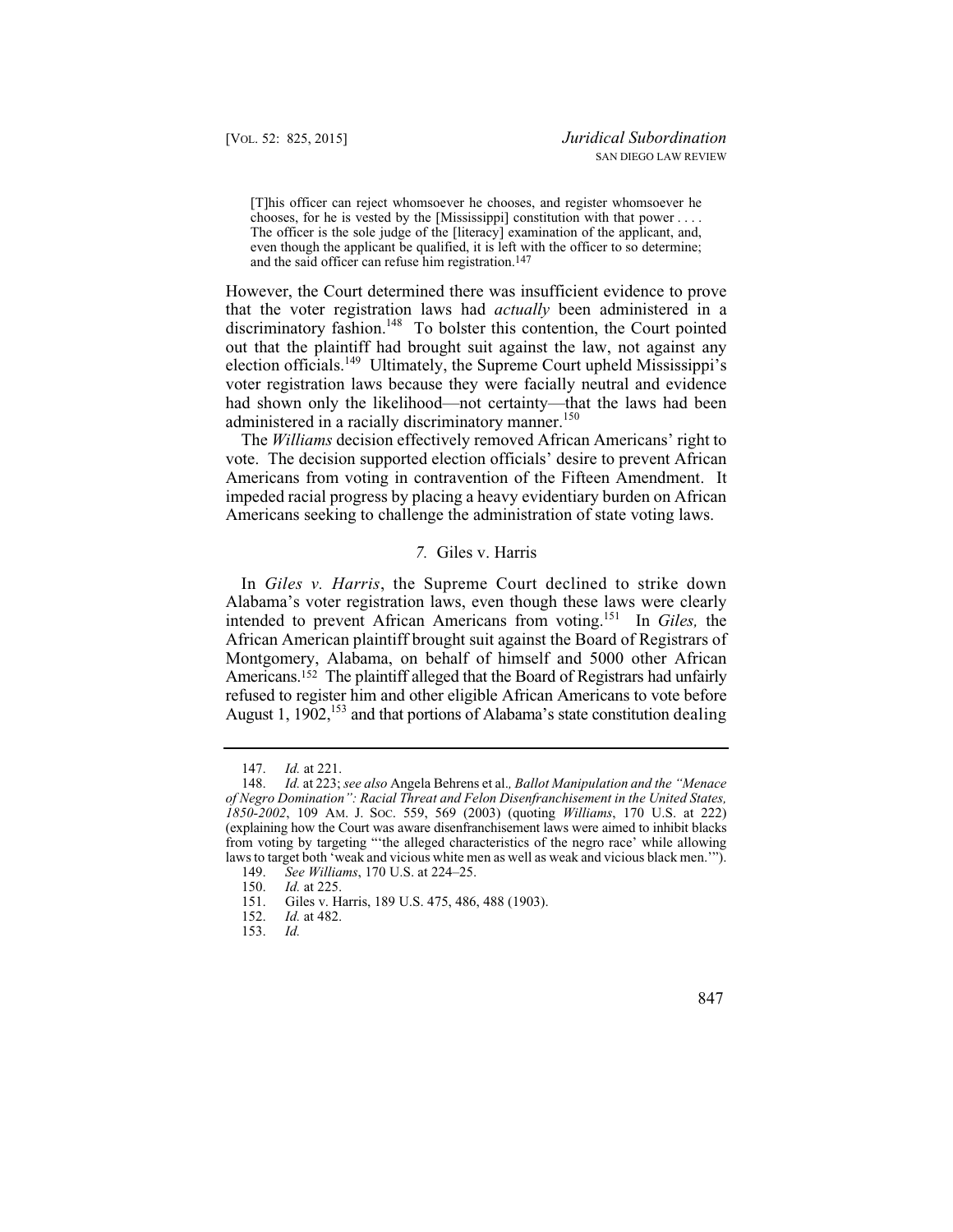> [T]his officer can reject whomsoever he chooses, and register whomsoever he chooses, for he is vested by the [Mississippi] constitution with that power . . . . The officer is the sole judge of the [literacy] examination of the applicant, and, even though the applicant be qualified, it is left with the officer to so determine; and the said officer can refuse him registration.[147]

However, the Court determined there was insufficient evidence to prove that the voter registration laws had *actually* been administered in a discriminatory fashion.[148] To bolster this contention, the Court pointed out that the plaintiff had brought suit against the law, not against any election officials.[149] Ultimately, the Supreme Court upheld Mississippi's voter registration laws because they were facially neutral and evidence had shown only the likelihood—not certainty—that the laws had been administered in a racially discriminatory manner.[150]

The *Williams* decision effectively removed African Americans' right to vote. The decision supported election officials' desire to prevent African Americans from voting in contravention of the Fifteen Amendment. It impeded racial progress by placing a heavy evidentiary burden on African Americans seeking to challenge the administration of state voting laws.

### *7.* Giles v. Harris

In *Giles v. Harris*, the Supreme Court declined to strike down Alabama's voter registration laws, even though these laws were clearly intended to prevent African Americans from voting.[151] In *Giles,* the African American plaintiff brought suit against the Board of Registrars of Montgomery, Alabama, on behalf of himself and 5000 other African Americans.[152] The plaintiff alleged that the Board of Registrars had unfairly refused to register him and other eligible African Americans to vote before August 1, 1902,[153] and that portions of Alabama's state constitution dealing

---

147. *Id.* at 221.

148. *Id.* at 223; *see also* Angela Behrens et al.*, Ballot Manipulation and the "Menace of Negro Domination": Racial Threat and Felon Disenfranchisement in the United States, 1850-2002*, 109 AM. J. SOC. 559, 569 (2003) (quoting *Williams*, 170 U.S. at 222) (explaining how the Court was aware disenfranchisement laws were aimed to inhibit blacks from voting by targeting "'the alleged characteristics of the negro race' while allowing laws to target both 'weak and vicious white men as well as weak and vicious black men.'").

149. *See Williams*, 170 U.S. at 224–25.

150. *Id.* at 225.

151. Giles v. Harris, 189 U.S. 475, 486, 488 (1903).

152. *Id.* at 482.

153. *Id.*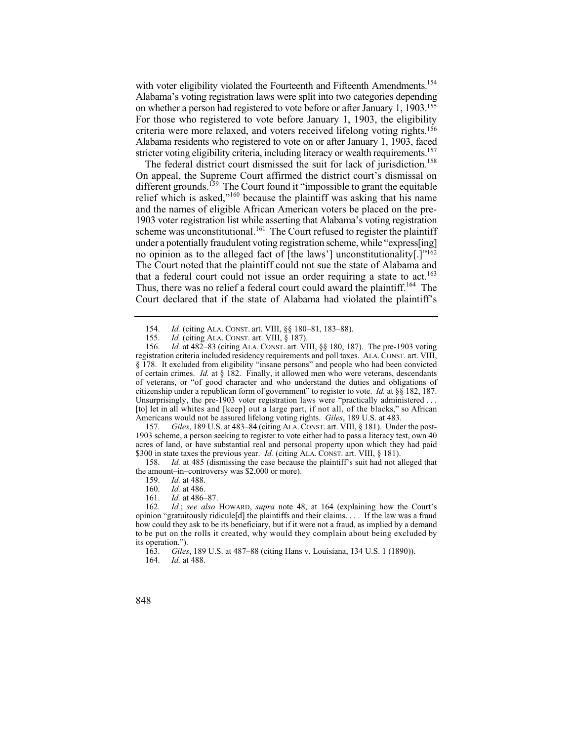with voter eligibility violated the Fourteenth and Fifteenth Amendments.[154] Alabama's voting registration laws were split into two categories depending on whether a person had registered to vote before or after January 1, 1903.[155] For those who registered to vote before January 1, 1903, the eligibility criteria were more relaxed, and voters received lifelong voting rights.[156] Alabama residents who registered to vote on or after January 1, 1903, faced stricter voting eligibility criteria, including literacy or wealth requirements.[157]

The federal district court dismissed the suit for lack of jurisdiction.[158] On appeal, the Supreme Court affirmed the district court's dismissal on different grounds.[159] The Court found it "impossible to grant the equitable relief which is asked,"[160] because the plaintiff was asking that his name and the names of eligible African American voters be placed on the pre-1903 voter registration list while asserting that Alabama's voting registration scheme was unconstitutional.[161] The Court refused to register the plaintiff under a potentially fraudulent voting registration scheme, while "express[ing] no opinion as to the alleged fact of [the laws'] unconstitutionality[.]"[162] The Court noted that the plaintiff could not sue the state of Alabama and that a federal court could not issue an order requiring a state to act.[163] Thus, there was no relief a federal court could award the plaintiff.[164] The Court declared that if the state of Alabama had violated the plaintiff's

---

154. *Id.* (citing ALA. CONST. art. VIII, §§ 180–81, 183–88).

155. *Id.* (citing ALA. CONST. art. VIII, § 187).

156. *Id.* at 482–83 (citing ALA. CONST. art. VIII, §§ 180, 187). The pre-1903 voting registration criteria included residency requirements and poll taxes. ALA. CONST. art. VIII, § 178. It excluded from eligibility "insane persons" and people who had been convicted of certain crimes. *Id.* at § 182. Finally, it allowed men who were veterans, descendants of veterans, or "of good character and who understand the duties and obligations of citizenship under a republican form of government" to register to vote. *Id.* at §§ 182, 187. Unsurprisingly, the pre-1903 voter registration laws were "practically administered . . . [to] let in all whites and [keep] out a large part, if not all, of the blacks," so African Americans would not be assured lifelong voting rights. *Giles*, 189 U.S. at 483.

157. *Giles*, 189 U.S. at 483–84 (citing ALA. CONST. art. VIII, § 181). Under the post-1903 scheme, a person seeking to register to vote either had to pass a literacy test, own 40 acres of land, or have substantial real and personal property upon which they had paid $300 in state taxes the previous year. *Id.* (citing ALA. CONST. art. VIII, § 181).

158. *Id.* at 485 (dismissing the case because the plaintiff's suit had not alleged that the amount–in–controversy was $2,000 or more).

159. *Id.* at 488.

160. *Id.* at 486.

161. *Id.* at 486–87.

162. *Id.*; *see also* HOWARD, *supra* note 48, at 164 (explaining how the Court's opinion "gratuitously ridicule[d] the plaintiffs and their claims. . . . If the law was a fraud how could they ask to be its beneficiary, but if it were not a fraud, as implied by a demand to be put on the rolls it created, why would they complain about being excluded by its operation.").

163. *Giles*, 189 U.S. at 487–88 (citing Hans v. Louisiana, 134 U.S. 1 (1890)).

164. *Id.* at 488.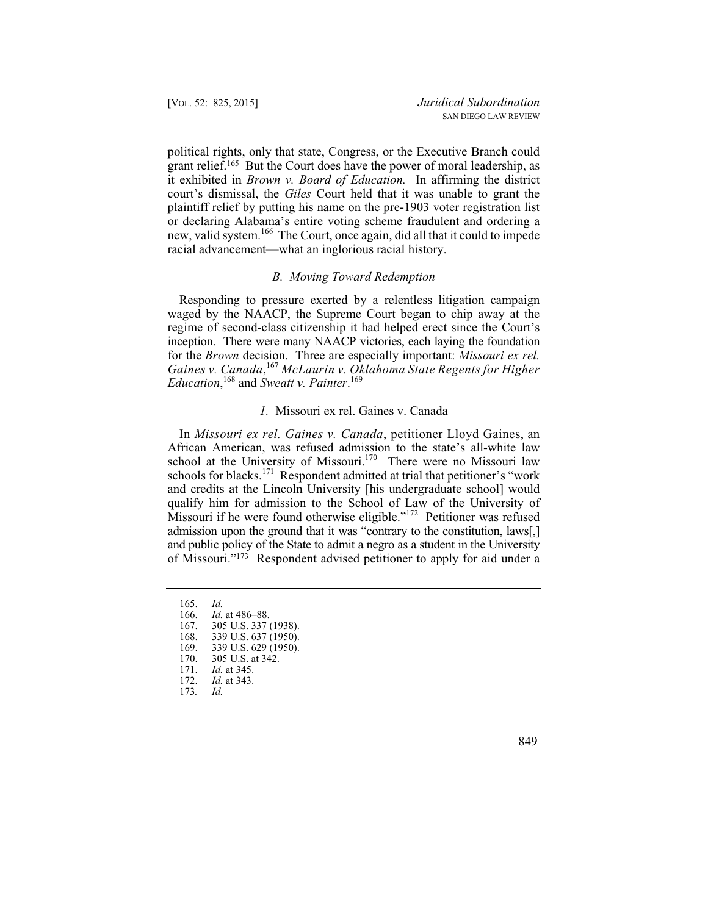political rights, only that state, Congress, or the Executive Branch could grant relief.[165] But the Court does have the power of moral leadership, as it exhibited in *Brown v. Board of Education.* In affirming the district court's dismissal, the *Giles* Court held that it was unable to grant the plaintiff relief by putting his name on the pre-1903 voter registration list or declaring Alabama's entire voting scheme fraudulent and ordering a new, valid system.[166] The Court, once again, did all that it could to impede racial advancement—what an inglorious racial history.

### *B. Moving Toward Redemption*

Responding to pressure exerted by a relentless litigation campaign waged by the NAACP, the Supreme Court began to chip away at the regime of second-class citizenship it had helped erect since the Court's inception. There were many NAACP victories, each laying the foundation for the *Brown* decision. Three are especially important: *Missouri ex rel. Gaines v. Canada*,[167] *McLaurin v. Oklahoma State Regents for Higher Education*,[168] and *Sweatt v. Painter*.[169]

#### *1.* Missouri ex rel. Gaines v. Canada

In *Missouri ex rel. Gaines v. Canada*, petitioner Lloyd Gaines, an African American, was refused admission to the state's all-white law school at the University of Missouri.[170] There were no Missouri law schools for blacks.[171] Respondent admitted at trial that petitioner's "work and credits at the Lincoln University [his undergraduate school] would qualify him for admission to the School of Law of the University of Missouri if he were found otherwise eligible."[172] Petitioner was refused admission upon the ground that it was "contrary to the constitution, laws[,] and public policy of the State to admit a negro as a student in the University of Missouri."[173] Respondent advised petitioner to apply for aid under a

---

165. *Id.*
166. *Id.* at 486–88.
167. 305 U.S. 337 (1938).
168. 339 U.S. 637 (1950).
169. 339 U.S. 629 (1950).
170. 305 U.S. at 342.
171. *Id.* at 345.
172. *Id.* at 343.
173. *Id.*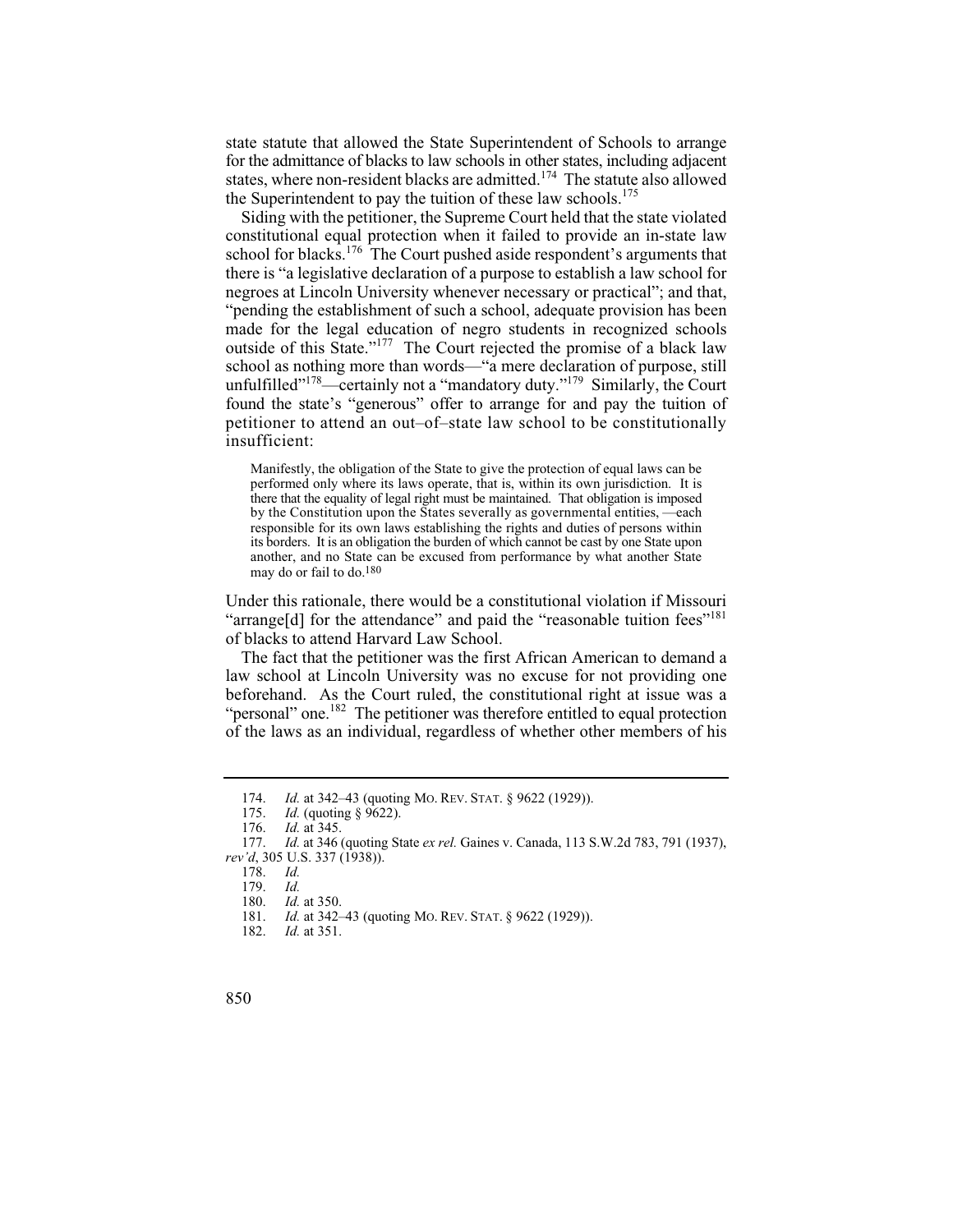state statute that allowed the State Superintendent of Schools to arrange for the admittance of blacks to law schools in other states, including adjacent states, where non-resident blacks are admitted.[174] The statute also allowed the Superintendent to pay the tuition of these law schools.[175]

Siding with the petitioner, the Supreme Court held that the state violated constitutional equal protection when it failed to provide an in-state law school for blacks.[176] The Court pushed aside respondent's arguments that there is "a legislative declaration of a purpose to establish a law school for negroes at Lincoln University whenever necessary or practical"; and that, "pending the establishment of such a school, adequate provision has been made for the legal education of negro students in recognized schools outside of this State."[177] The Court rejected the promise of a black law school as nothing more than words—"a mere declaration of purpose, still unfulfilled"[178]—certainly not a "mandatory duty."[179] Similarly, the Court found the state's "generous" offer to arrange for and pay the tuition of petitioner to attend an out–of–state law school to be constitutionally insufficient:

> Manifestly, the obligation of the State to give the protection of equal laws can be performed only where its laws operate, that is, within its own jurisdiction. It is there that the equality of legal right must be maintained. That obligation is imposed by the Constitution upon the States severally as governmental entities, —each responsible for its own laws establishing the rights and duties of persons within its borders. It is an obligation the burden of which cannot be cast by one State upon another, and no State can be excused from performance by what another State may do or fail to do.[180]

Under this rationale, there would be a constitutional violation if Missouri "arrange[d] for the attendance" and paid the "reasonable tuition fees"[181] of blacks to attend Harvard Law School.

The fact that the petitioner was the first African American to demand a law school at Lincoln University was no excuse for not providing one beforehand. As the Court ruled, the constitutional right at issue was a "personal" one.[182] The petitioner was therefore entitled to equal protection of the laws as an individual, regardless of whether other members of his

---

174. *Id.* at 342–43 (quoting MO. REV. STAT. § 9622 (1929)).

175. *Id.* (quoting § 9622).

176. *Id.* at 345.

177. *Id.* at 346 (quoting State *ex rel.* Gaines v. Canada, 113 S.W.2d 783, 791 (1937), *rev'd*, 305 U.S. 337 (1938)).

178. *Id.*

179. *Id.*

180. *Id.* at 350.

181. *Id.* at 342–43 (quoting MO. REV. STAT. § 9622 (1929)).

182. *Id.* at 351.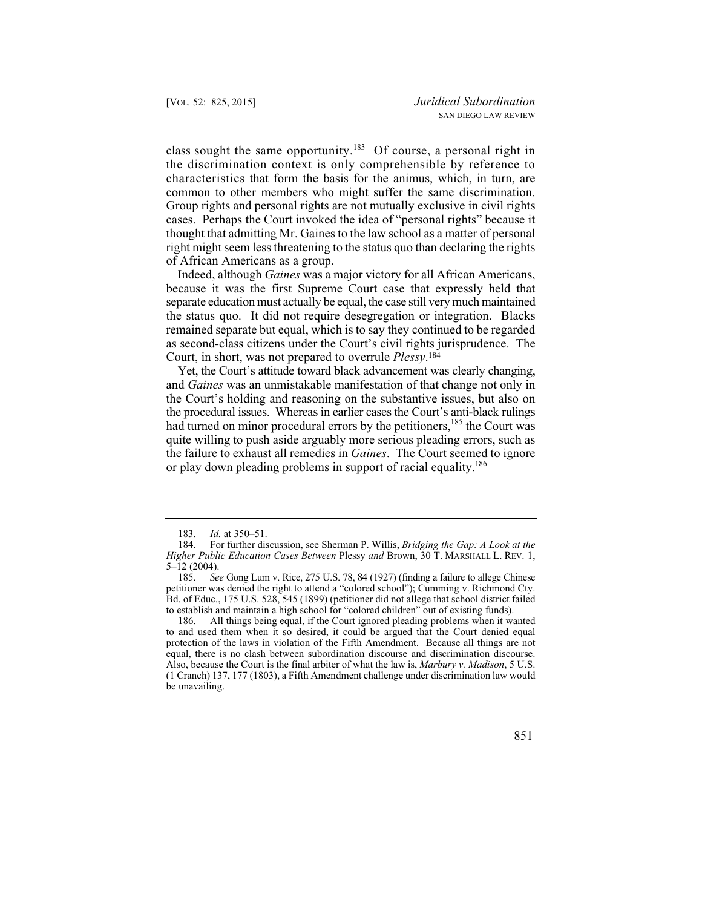class sought the same opportunity.[183] Of course, a personal right in the discrimination context is only comprehensible by reference to characteristics that form the basis for the animus, which, in turn, are common to other members who might suffer the same discrimination. Group rights and personal rights are not mutually exclusive in civil rights cases. Perhaps the Court invoked the idea of "personal rights" because it thought that admitting Mr. Gaines to the law school as a matter of personal right might seem less threatening to the status quo than declaring the rights of African Americans as a group.

Indeed, although *Gaines* was a major victory for all African Americans, because it was the first Supreme Court case that expressly held that separate education must actually be equal, the case still very much maintained the status quo. It did not require desegregation or integration. Blacks remained separate but equal, which is to say they continued to be regarded as second-class citizens under the Court's civil rights jurisprudence. The Court, in short, was not prepared to overrule *Plessy*.[184]

Yet, the Court's attitude toward black advancement was clearly changing, and *Gaines* was an unmistakable manifestation of that change not only in the Court's holding and reasoning on the substantive issues, but also on the procedural issues. Whereas in earlier cases the Court's anti-black rulings had turned on minor procedural errors by the petitioners,[185] the Court was quite willing to push aside arguably more serious pleading errors, such as the failure to exhaust all remedies in *Gaines*. The Court seemed to ignore or play down pleading problems in support of racial equality.[186]

---

183. *Id.* at 350–51.

184. For further discussion, see Sherman P. Willis, *Bridging the Gap: A Look at the Higher Public Education Cases Between* Plessy *and* Brown, 30 T. MARSHALL L. REV. 1, 5–12 (2004).

185. *See* Gong Lum v. Rice, 275 U.S. 78, 84 (1927) (finding a failure to allege Chinese petitioner was denied the right to attend a "colored school"); Cumming v. Richmond Cty. Bd. of Educ., 175 U.S. 528, 545 (1899) (petitioner did not allege that school district failed to establish and maintain a high school for "colored children" out of existing funds).

186. All things being equal, if the Court ignored pleading problems when it wanted to and used them when it so desired, it could be argued that the Court denied equal protection of the laws in violation of the Fifth Amendment. Because all things are not equal, there is no clash between subordination discourse and discrimination discourse. Also, because the Court is the final arbiter of what the law is, *Marbury v. Madison*, 5 U.S. (1 Cranch) 137, 177 (1803), a Fifth Amendment challenge under discrimination law would be unavailing.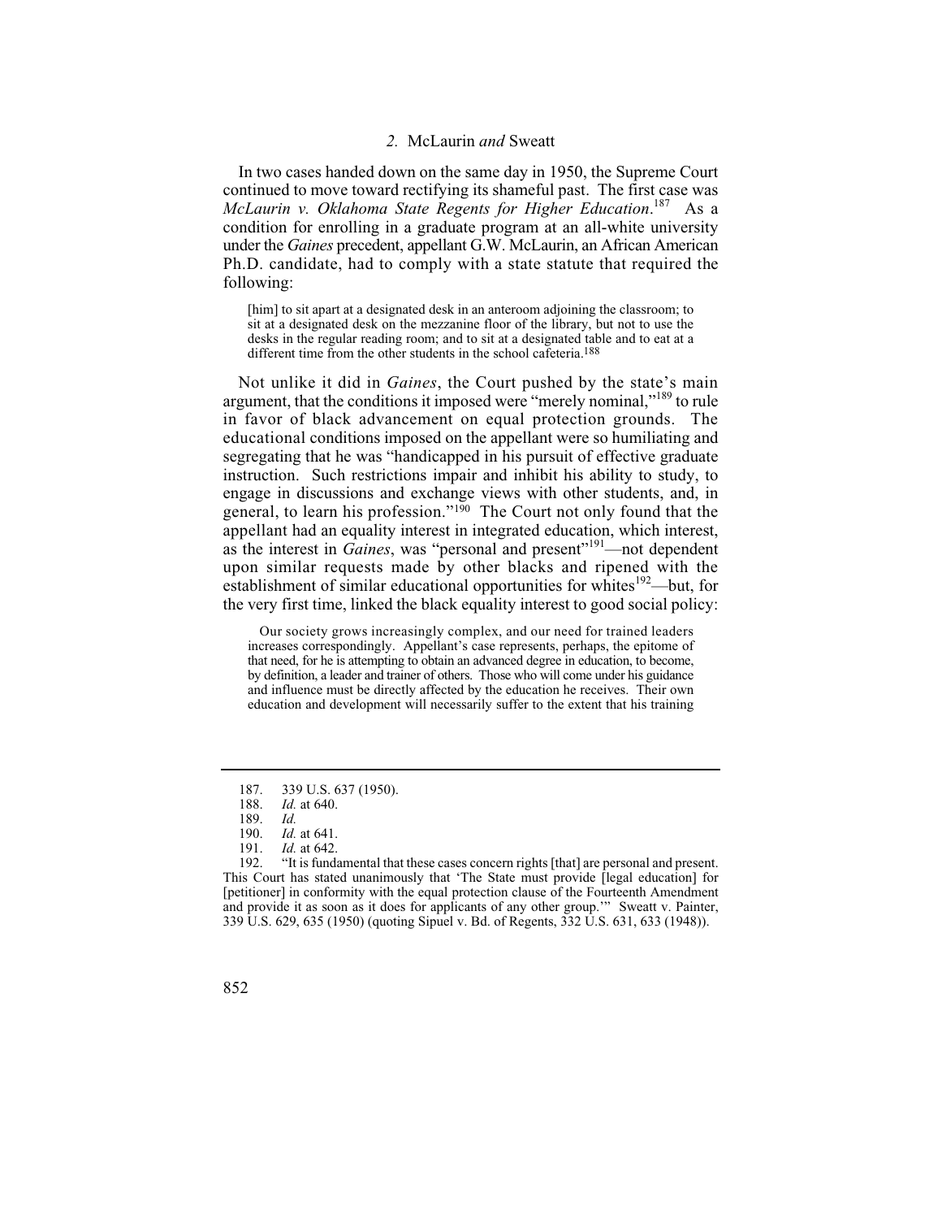### *2.* McLaurin *and* Sweatt

In two cases handed down on the same day in 1950, the Supreme Court continued to move toward rectifying its shameful past. The first case was *McLaurin v. Oklahoma State Regents for Higher Education*.[187] As a condition for enrolling in a graduate program at an all-white university under the *Gaines* precedent, appellant G.W. McLaurin, an African American Ph.D. candidate, had to comply with a state statute that required the following:

> [him] to sit apart at a designated desk in an anteroom adjoining the classroom; to sit at a designated desk on the mezzanine floor of the library, but not to use the desks in the regular reading room; and to sit at a designated table and to eat at a different time from the other students in the school cafeteria.[188]

Not unlike it did in *Gaines*, the Court pushed by the state's main argument, that the conditions it imposed were "merely nominal,"[189] to rule in favor of black advancement on equal protection grounds. The educational conditions imposed on the appellant were so humiliating and segregating that he was "handicapped in his pursuit of effective graduate instruction. Such restrictions impair and inhibit his ability to study, to engage in discussions and exchange views with other students, and, in general, to learn his profession."[190] The Court not only found that the appellant had an equality interest in integrated education, which interest, as the interest in *Gaines*, was "personal and present"[191]—not dependent upon similar requests made by other blacks and ripened with the establishment of similar educational opportunities for whites[192]—but, for the very first time, linked the black equality interest to good social policy:

> Our society grows increasingly complex, and our need for trained leaders increases correspondingly. Appellant's case represents, perhaps, the epitome of that need, for he is attempting to obtain an advanced degree in education, to become, by definition, a leader and trainer of others. Those who will come under his guidance and influence must be directly affected by the education he receives. Their own education and development will necessarily suffer to the extent that his training

---

187. 339 U.S. 637 (1950).

188. *Id.* at 640.

189. *Id.*

190. *Id.* at 641.

191. *Id.* at 642.

192. "It is fundamental that these cases concern rights [that] are personal and present. This Court has stated unanimously that 'The State must provide [legal education] for [petitioner] in conformity with the equal protection clause of the Fourteenth Amendment and provide it as soon as it does for applicants of any other group.'" Sweatt v. Painter, 339 U.S. 629, 635 (1950) (quoting Sipuel v. Bd. of Regents, 332 U.S. 631, 633 (1948)).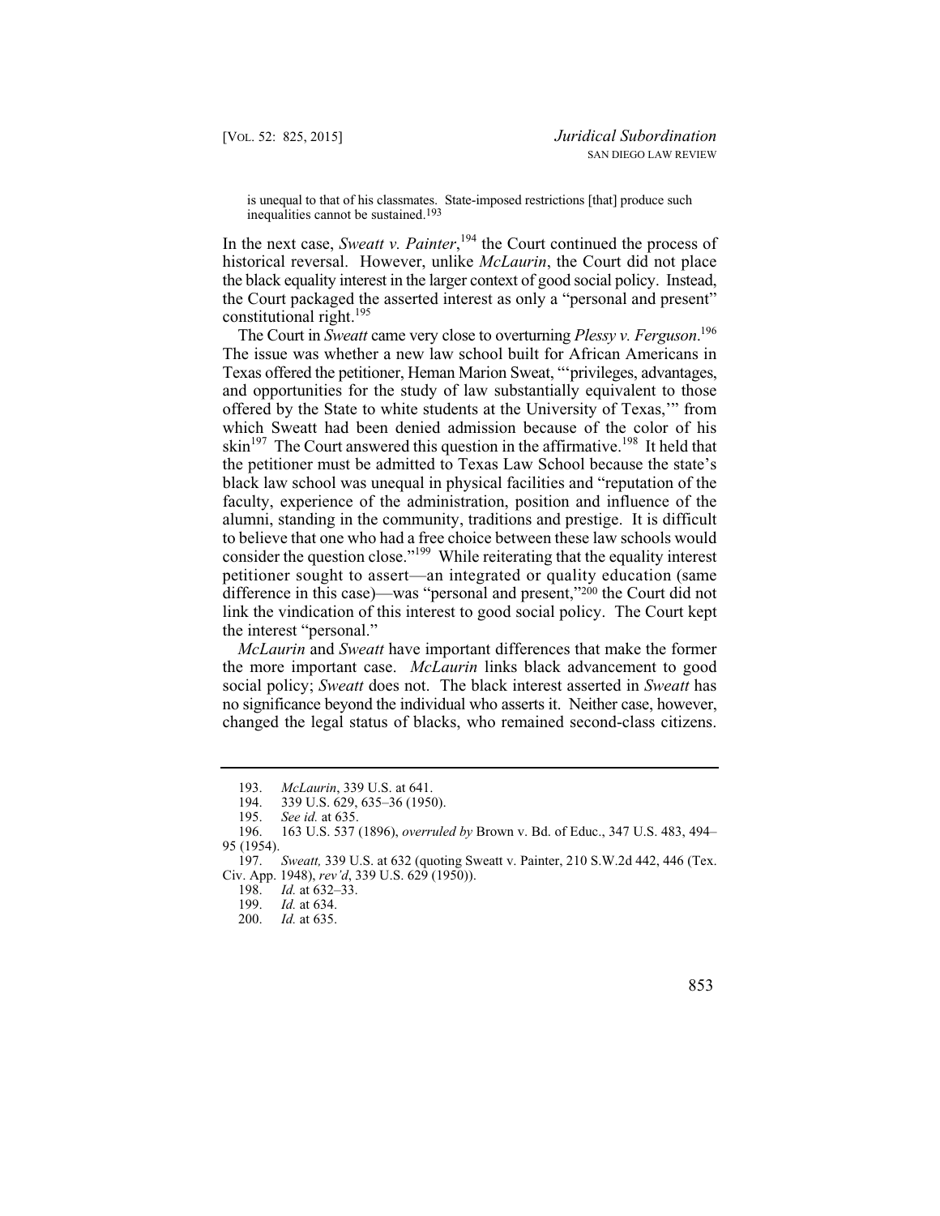> is unequal to that of his classmates. State-imposed restrictions [that] produce such inequalities cannot be sustained.[193]

In the next case, *Sweatt v. Painter*,[194] the Court continued the process of historical reversal. However, unlike *McLaurin*, the Court did not place the black equality interest in the larger context of good social policy. Instead, the Court packaged the asserted interest as only a "personal and present" constitutional right.[195]

The Court in *Sweatt* came very close to overturning *Plessy v. Ferguson*.[196] The issue was whether a new law school built for African Americans in Texas offered the petitioner, Heman Marion Sweat, "'privileges, advantages, and opportunities for the study of law substantially equivalent to those offered by the State to white students at the University of Texas,'" from which Sweatt had been denied admission because of the color of his skin[197] The Court answered this question in the affirmative.[198] It held that the petitioner must be admitted to Texas Law School because the state's black law school was unequal in physical facilities and "reputation of the faculty, experience of the administration, position and influence of the alumni, standing in the community, traditions and prestige. It is difficult to believe that one who had a free choice between these law schools would consider the question close."[199] While reiterating that the equality interest petitioner sought to assert—an integrated or quality education (same difference in this case)—was "personal and present,"[200] the Court did not link the vindication of this interest to good social policy. The Court kept the interest "personal."

*McLaurin* and *Sweatt* have important differences that make the former the more important case. *McLaurin* links black advancement to good social policy; *Sweatt* does not. The black interest asserted in *Sweatt* has no significance beyond the individual who asserts it. Neither case, however, changed the legal status of blacks, who remained second-class citizens.

---

193. *McLaurin*, 339 U.S. at 641.

194. 339 U.S. 629, 635–36 (1950).

195. *See id.* at 635.

196. 163 U.S. 537 (1896), *overruled by* Brown v. Bd. of Educ., 347 U.S. 483, 494–95 (1954).

197. *Sweatt,* 339 U.S. at 632 (quoting Sweatt v. Painter, 210 S.W.2d 442, 446 (Tex. Civ. App. 1948), *rev'd*, 339 U.S. 629 (1950)).

198. *Id.* at 632–33.

199. *Id.* at 634.

200. *Id.* at 635.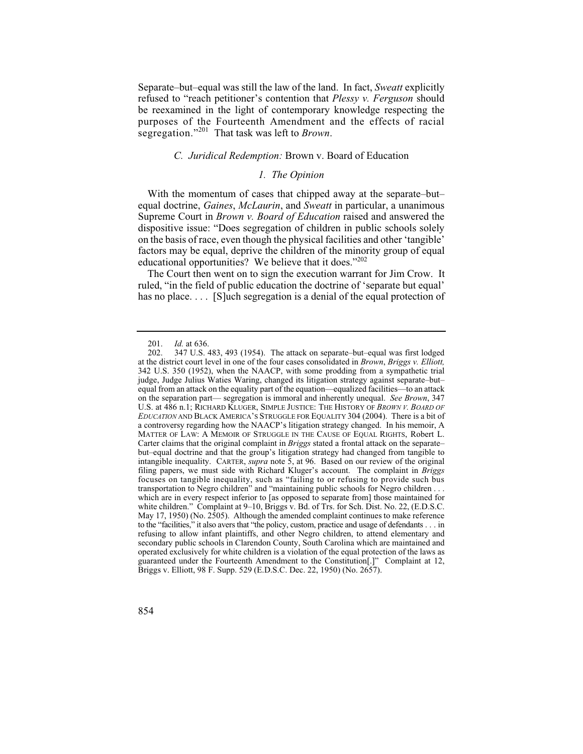Separate–but–equal was still the law of the land. In fact, *Sweatt* explicitly refused to "reach petitioner's contention that *Plessy v. Ferguson* should be reexamined in the light of contemporary knowledge respecting the purposes of the Fourteenth Amendment and the effects of racial segregation."[201] That task was left to *Brown*.

### C. *Juridical Redemption:* Brown v. Board of Education

#### *1. The Opinion*

With the momentum of cases that chipped away at the separate–but–equal doctrine, *Gaines*, *McLaurin*, and *Sweatt* in particular, a unanimous Supreme Court in *Brown v. Board of Education* raised and answered the dispositive issue: "Does segregation of children in public schools solely on the basis of race, even though the physical facilities and other 'tangible' factors may be equal, deprive the children of the minority group of equal educational opportunities? We believe that it does."[202]

The Court then went on to sign the execution warrant for Jim Crow. It ruled, "in the field of public education the doctrine of 'separate but equal' has no place. . . . [S]uch segregation is a denial of the equal protection of

---

201. *Id.* at 636.

202. 347 U.S. 483, 493 (1954). The attack on separate–but–equal was first lodged at the district court level in one of the four cases consolidated in *Brown*, *Briggs v. Elliott,* 342 U.S. 350 (1952), when the NAACP, with some prodding from a sympathetic trial judge, Judge Julius Waties Waring, changed its litigation strategy against separate–but–equal from an attack on the equality part of the equation—equalized facilities—to an attack on the separation part— segregation is immoral and inherently unequal. *See Brown*, 347 U.S. at 486 n.1; RICHARD KLUGER, SIMPLE JUSTICE: THE HISTORY OF *BROWN V. BOARD OF EDUCATION* AND BLACK AMERICA'S STRUGGLE FOR EQUALITY 304 (2004). There is a bit of a controversy regarding how the NAACP's litigation strategy changed. In his memoir, A MATTER OF LAW: A MEMOIR OF STRUGGLE IN THE CAUSE OF EQUAL RIGHTS, Robert L. Carter claims that the original complaint in *Briggs* stated a frontal attack on the separate–but–equal doctrine and that the group's litigation strategy had changed from tangible to intangible inequality. CARTER, *supra* note 5, at 96. Based on our review of the original filing papers, we must side with Richard Kluger's account. The complaint in *Briggs* focuses on tangible inequality, such as "failing to or refusing to provide such bus transportation to Negro children" and "maintaining public schools for Negro children . . . which are in every respect inferior to [as opposed to separate from] those maintained for white children." Complaint at 9–10, Briggs v. Bd. of Trs. for Sch. Dist. No. 22, (E.D.S.C. May 17, 1950) (No. 2505). Although the amended complaint continues to make reference to the "facilities," it also avers that "the policy, custom, practice and usage of defendants . . . in refusing to allow infant plaintiffs, and other Negro children, to attend elementary and secondary public schools in Clarendon County, South Carolina which are maintained and operated exclusively for white children is a violation of the equal protection of the laws as guaranteed under the Fourteenth Amendment to the Constitution[.]" Complaint at 12, Briggs v. Elliott, 98 F. Supp. 529 (E.D.S.C. Dec. 22, 1950) (No. 2657).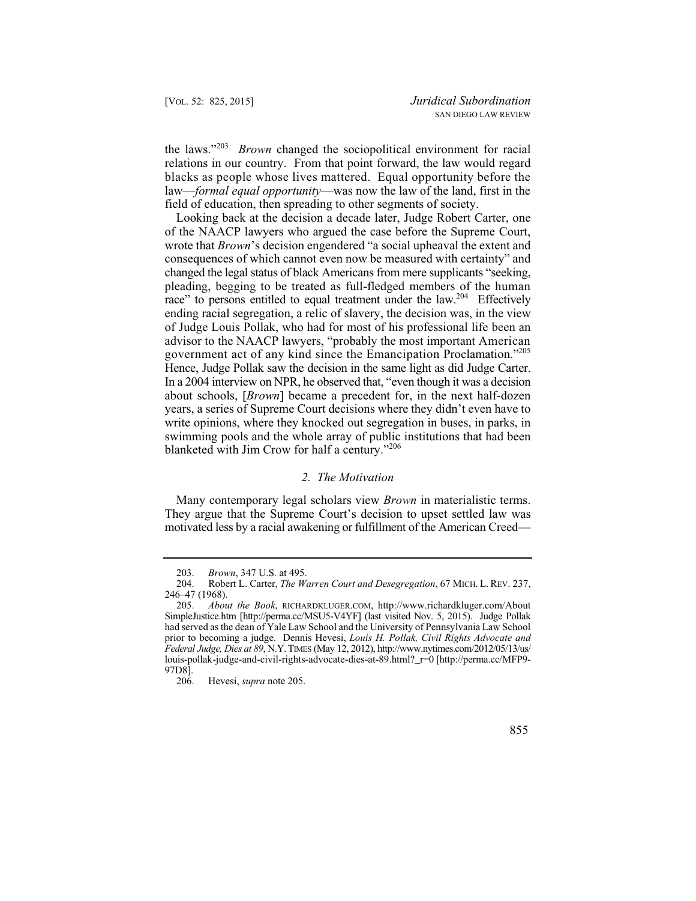the laws."[203] *Brown* changed the sociopolitical environment for racial relations in our country. From that point forward, the law would regard blacks as people whose lives mattered. Equal opportunity before the law—*formal equal opportunity*—was now the law of the land, first in the field of education, then spreading to other segments of society.

Looking back at the decision a decade later, Judge Robert Carter, one of the NAACP lawyers who argued the case before the Supreme Court, wrote that *Brown*'s decision engendered "a social upheaval the extent and consequences of which cannot even now be measured with certainty" and changed the legal status of black Americans from mere supplicants "seeking, pleading, begging to be treated as full-fledged members of the human race" to persons entitled to equal treatment under the law.[204] Effectively ending racial segregation, a relic of slavery, the decision was, in the view of Judge Louis Pollak, who had for most of his professional life been an advisor to the NAACP lawyers, "probably the most important American government act of any kind since the Emancipation Proclamation."[205] Hence, Judge Pollak saw the decision in the same light as did Judge Carter. In a 2004 interview on NPR, he observed that, "even though it was a decision about schools, [*Brown*] became a precedent for, in the next half-dozen years, a series of Supreme Court decisions where they didn't even have to write opinions, where they knocked out segregation in buses, in parks, in swimming pools and the whole array of public institutions that had been blanketed with Jim Crow for half a century."[206]

### *2. The Motivation*

Many contemporary legal scholars view *Brown* in materialistic terms. They argue that the Supreme Court's decision to upset settled law was motivated less by a racial awakening or fulfillment of the American Creed—

---

203. *Brown*, 347 U.S. at 495.

204. Robert L. Carter, *The Warren Court and Desegregation*, 67 MICH. L. REV. 237, 246–47 (1968).

205. *About the Book*, RICHARDKLUGER.COM, http://www.richardkluger.com/AboutSimpleJustice.htm [http://perma.cc/MSU5-V4YF] (last visited Nov. 5, 2015). Judge Pollak had served as the dean of Yale Law School and the University of Pennsylvania Law School prior to becoming a judge. Dennis Hevesi, *Louis H. Pollak, Civil Rights Advocate and Federal Judge, Dies at 89*, N.Y. TIMES (May 12, 2012), http://www.nytimes.com/2012/05/13/us/louis-pollak-judge-and-civil-rights-advocate-dies-at-89.html?_r=0 [http://perma.cc/MFP9-97D8].

206. Hevesi, *supra* note 205.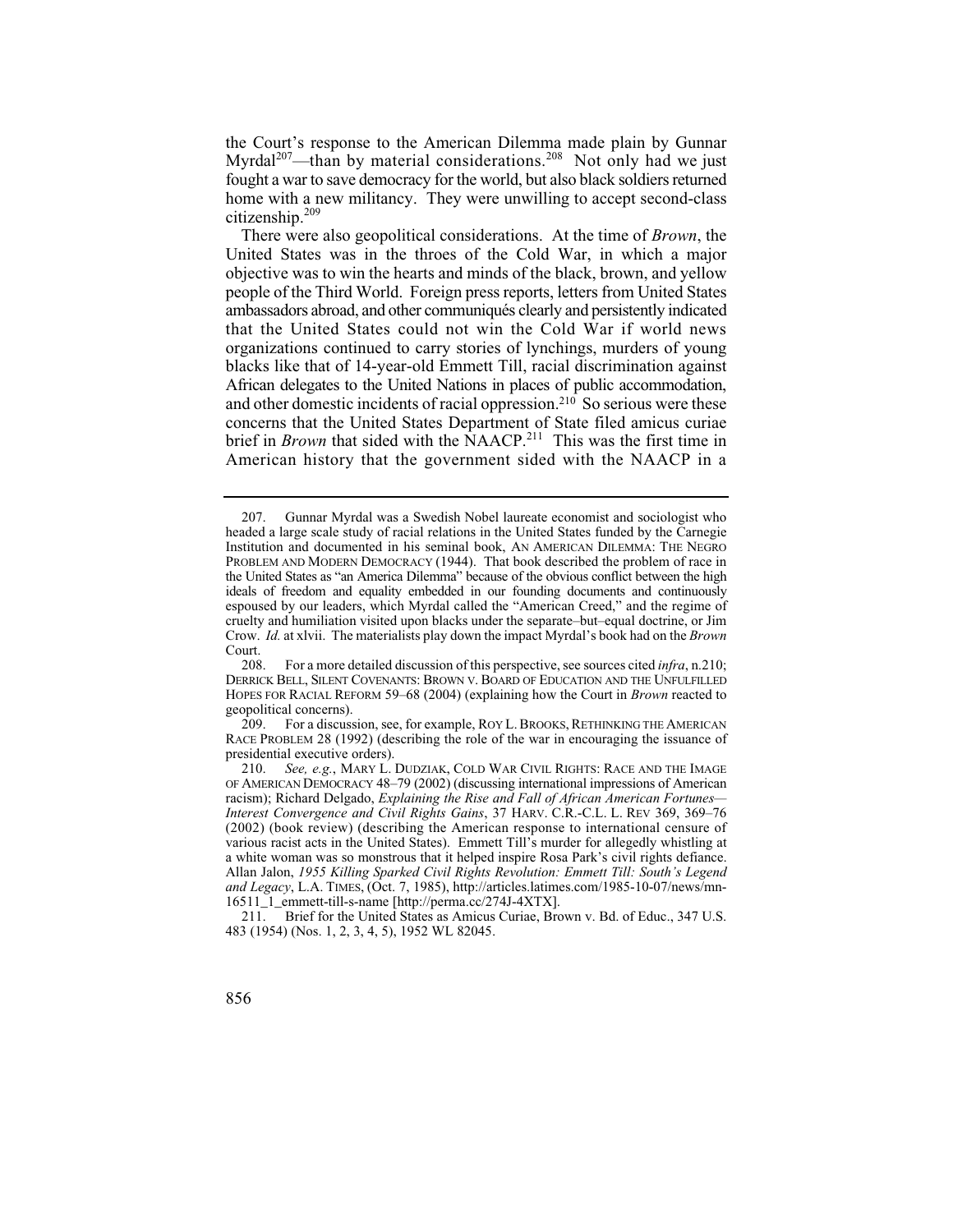the Court's response to the American Dilemma made plain by Gunnar Myrdal[207]—than by material considerations.[208] Not only had we just fought a war to save democracy for the world, but also black soldiers returned home with a new militancy. They were unwilling to accept second-class citizenship.[209]

There were also geopolitical considerations. At the time of *Brown*, the United States was in the throes of the Cold War, in which a major objective was to win the hearts and minds of the black, brown, and yellow people of the Third World. Foreign press reports, letters from United States ambassadors abroad, and other communiqués clearly and persistently indicated that the United States could not win the Cold War if world news organizations continued to carry stories of lynchings, murders of young blacks like that of 14-year-old Emmett Till, racial discrimination against African delegates to the United Nations in places of public accommodation, and other domestic incidents of racial oppression.[210] So serious were these concerns that the United States Department of State filed amicus curiae brief in *Brown* that sided with the NAACP.[211] This was the first time in American history that the government sided with the NAACP in a

---

207. Gunnar Myrdal was a Swedish Nobel laureate economist and sociologist who headed a large scale study of racial relations in the United States funded by the Carnegie Institution and documented in his seminal book, AN AMERICAN DILEMMA: THE NEGRO PROBLEM AND MODERN DEMOCRACY (1944). That book described the problem of race in the United States as "an America Dilemma" because of the obvious conflict between the high ideals of freedom and equality embedded in our founding documents and continuously espoused by our leaders, which Myrdal called the "American Creed," and the regime of cruelty and humiliation visited upon blacks under the separate–but–equal doctrine, or Jim Crow. *Id.* at xlvii. The materialists play down the impact Myrdal's book had on the *Brown* Court.

208. For a more detailed discussion of this perspective, see sources cited *infra*, n.210; DERRICK BELL, SILENT COVENANTS: BROWN V. BOARD OF EDUCATION AND THE UNFULFILLED HOPES FOR RACIAL REFORM 59–68 (2004) (explaining how the Court in *Brown* reacted to geopolitical concerns).

209. For a discussion, see, for example, ROY L. BROOKS, RETHINKING THE AMERICAN RACE PROBLEM 28 (1992) (describing the role of the war in encouraging the issuance of presidential executive orders).

210. *See, e.g.*, MARY L. DUDZIAK, COLD WAR CIVIL RIGHTS: RACE AND THE IMAGE OF AMERICAN DEMOCRACY 48–79 (2002) (discussing international impressions of American racism); Richard Delgado, *Explaining the Rise and Fall of African American Fortunes—Interest Convergence and Civil Rights Gains*, 37 HARV. C.R.-C.L. L. REV 369, 369–76 (2002) (book review) (describing the American response to international censure of various racist acts in the United States). Emmett Till's murder for allegedly whistling at a white woman was so monstrous that it helped inspire Rosa Park's civil rights defiance. Allan Jalon, *1955 Killing Sparked Civil Rights Revolution: Emmett Till: South's Legend and Legacy*, L.A. TIMES, (Oct. 7, 1985), http://articles.latimes.com/1985-10-07/news/mn-16511_1_emmett-till-s-name [http://perma.cc/274J-4XTX].

211. Brief for the United States as Amicus Curiae, Brown v. Bd. of Educ., 347 U.S. 483 (1954) (Nos. 1, 2, 3, 4, 5), 1952 WL 82045.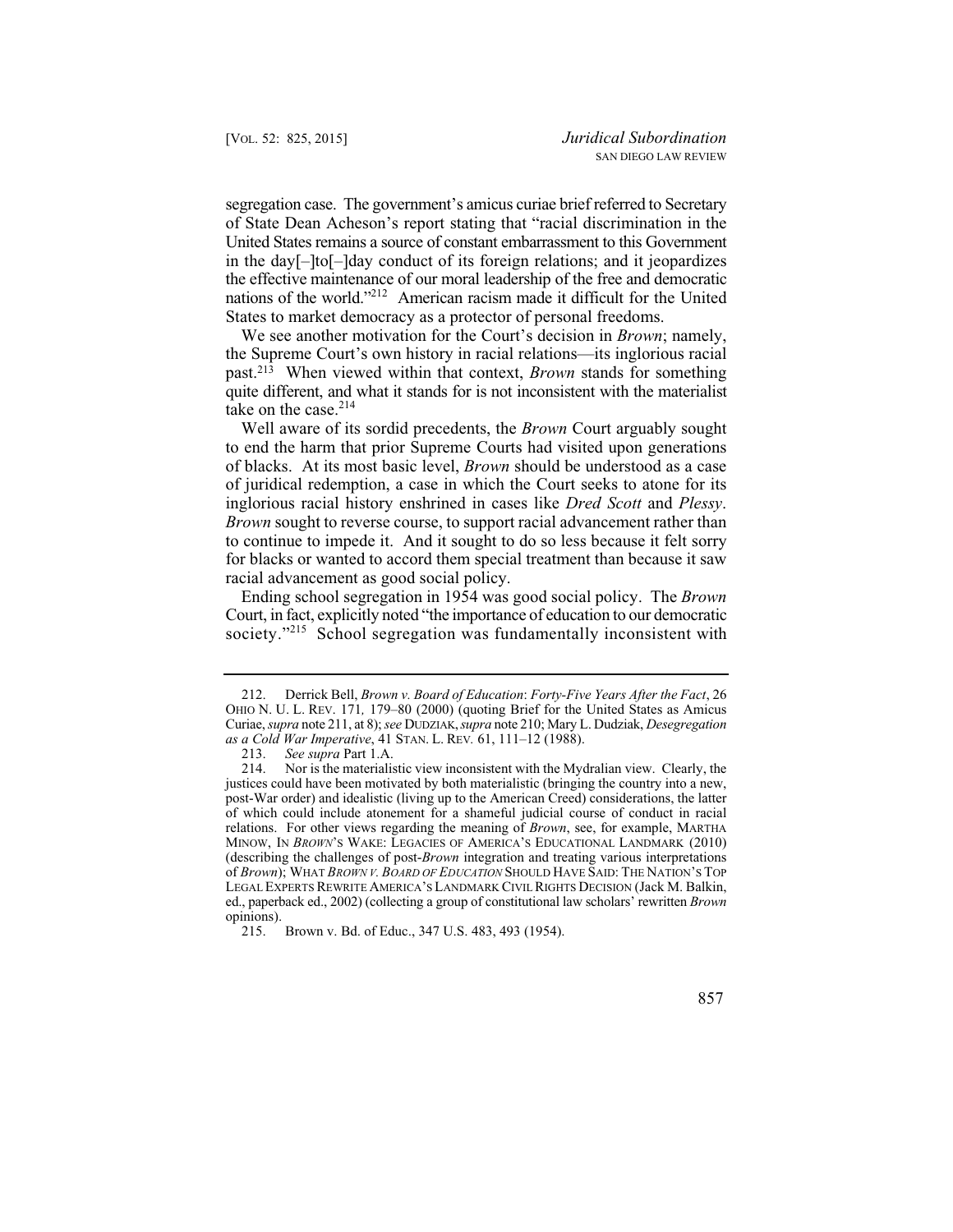segregation case. The government's amicus curiae brief referred to Secretary of State Dean Acheson's report stating that "racial discrimination in the United States remains a source of constant embarrassment to this Government in the day[–]to[–]day conduct of its foreign relations; and it jeopardizes the effective maintenance of our moral leadership of the free and democratic nations of the world."[212] American racism made it difficult for the United States to market democracy as a protector of personal freedoms.

We see another motivation for the Court's decision in *Brown*; namely, the Supreme Court's own history in racial relations—its inglorious racial past.[213] When viewed within that context, *Brown* stands for something quite different, and what it stands for is not inconsistent with the materialist take on the case.[214]

Well aware of its sordid precedents, the *Brown* Court arguably sought to end the harm that prior Supreme Courts had visited upon generations of blacks. At its most basic level, *Brown* should be understood as a case of juridical redemption, a case in which the Court seeks to atone for its inglorious racial history enshrined in cases like *Dred Scott* and *Plessy*. *Brown* sought to reverse course, to support racial advancement rather than to continue to impede it. And it sought to do so less because it felt sorry for blacks or wanted to accord them special treatment than because it saw racial advancement as good social policy.

Ending school segregation in 1954 was good social policy. The *Brown* Court, in fact, explicitly noted "the importance of education to our democratic society."[215] School segregation was fundamentally inconsistent with

---

212. Derrick Bell, *Brown v. Board of Education*: *Forty-Five Years After the Fact*, 26 OHIO N. U. L. REV. 171, 179–80 (2000) (quoting Brief for the United States as Amicus Curiae, *supra* note 211, at 8); *see* DUDZIAK, *supra* note 210; Mary L. Dudziak, *Desegregation as a Cold War Imperative*, 41 STAN. L. REV. 61, 111–12 (1988).

213. *See supra* Part 1.A.

214. Nor is the materialistic view inconsistent with the Mydralian view. Clearly, the justices could have been motivated by both materialistic (bringing the country into a new, post-War order) and idealistic (living up to the American Creed) considerations, the latter of which could include atonement for a shameful judicial course of conduct in racial relations. For other views regarding the meaning of *Brown*, see, for example, MARTHA MINOW, IN *BROWN*'S WAKE: LEGACIES OF AMERICA'S EDUCATIONAL LANDMARK (2010) (describing the challenges of post-*Brown* integration and treating various interpretations of *Brown*); WHAT *BROWN V. BOARD OF EDUCATION* SHOULD HAVE SAID: THE NATION'S TOP LEGAL EXPERTS REWRITE AMERICA'S LANDMARK CIVIL RIGHTS DECISION (Jack M. Balkin, ed., paperback ed., 2002) (collecting a group of constitutional law scholars' rewritten *Brown* opinions).

215. Brown v. Bd. of Educ., 347 U.S. 483, 493 (1954).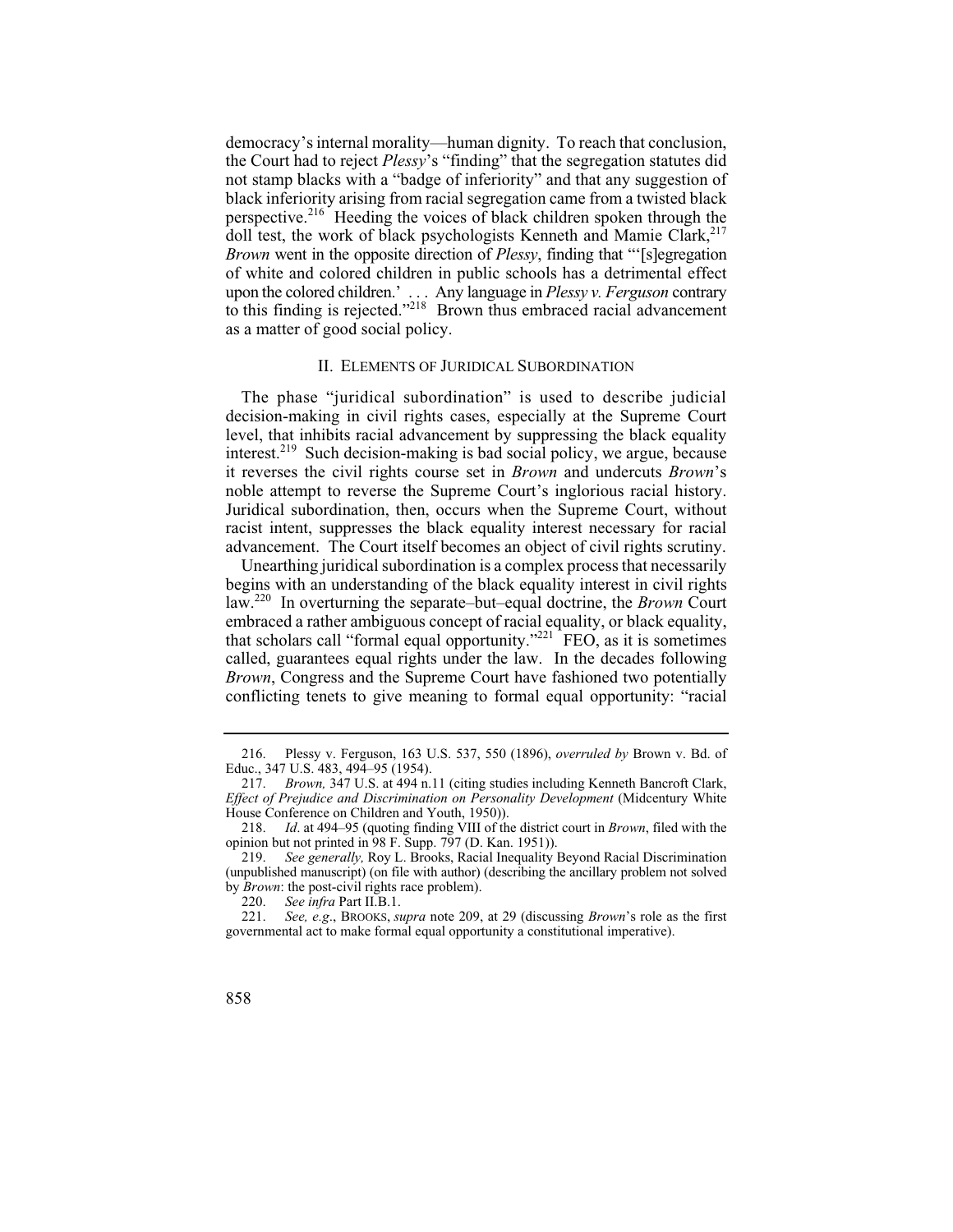democracy's internal morality—human dignity. To reach that conclusion, the Court had to reject *Plessy*'s "finding" that the segregation statutes did not stamp blacks with a "badge of inferiority" and that any suggestion of black inferiority arising from racial segregation came from a twisted black perspective.[216] Heeding the voices of black children spoken through the doll test, the work of black psychologists Kenneth and Mamie Clark,[217] *Brown* went in the opposite direction of *Plessy*, finding that "'[s]egregation of white and colored children in public schools has a detrimental effect upon the colored children.' . . . Any language in *Plessy v. Ferguson* contrary to this finding is rejected."[218] Brown thus embraced racial advancement as a matter of good social policy.

## II. Elements of Juridical Subordination

The phase "juridical subordination" is used to describe judicial decision-making in civil rights cases, especially at the Supreme Court level, that inhibits racial advancement by suppressing the black equality interest.[219] Such decision-making is bad social policy, we argue, because it reverses the civil rights course set in *Brown* and undercuts *Brown*'s noble attempt to reverse the Supreme Court's inglorious racial history. Juridical subordination, then, occurs when the Supreme Court, without racist intent, suppresses the black equality interest necessary for racial advancement. The Court itself becomes an object of civil rights scrutiny.

Unearthing juridical subordination is a complex process that necessarily begins with an understanding of the black equality interest in civil rights law.[220] In overturning the separate–but–equal doctrine, the *Brown* Court embraced a rather ambiguous concept of racial equality, or black equality, that scholars call "formal equal opportunity."[221] FEO, as it is sometimes called, guarantees equal rights under the law. In the decades following *Brown*, Congress and the Supreme Court have fashioned two potentially conflicting tenets to give meaning to formal equal opportunity: "racial

---

216. Plessy v. Ferguson, 163 U.S. 537, 550 (1896), *overruled by* Brown v. Bd. of Educ., 347 U.S. 483, 494–95 (1954).

217. *Brown,* 347 U.S. at 494 n.11 (citing studies including Kenneth Bancroft Clark, *Effect of Prejudice and Discrimination on Personality Development* (Midcentury White House Conference on Children and Youth, 1950)).

218. *Id*. at 494–95 (quoting finding VIII of the district court in *Brown*, filed with the opinion but not printed in 98 F. Supp. 797 (D. Kan. 1951)).

219. *See generally,* Roy L. Brooks, Racial Inequality Beyond Racial Discrimination (unpublished manuscript) (on file with author) (describing the ancillary problem not solved by *Brown*: the post-civil rights race problem).

220. *See infra* Part II.B.1.

221. *See, e.g*., BROOKS, *supra* note 209, at 29 (discussing *Brown*'s role as the first governmental act to make formal equal opportunity a constitutional imperative).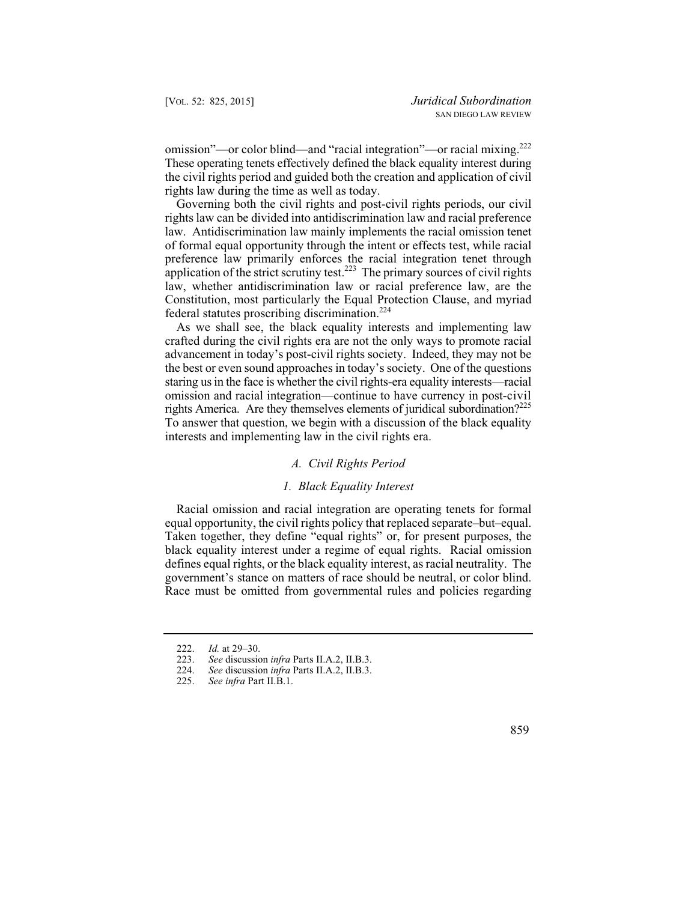omission"—or color blind—and "racial integration"—or racial mixing.[222] These operating tenets effectively defined the black equality interest during the civil rights period and guided both the creation and application of civil rights law during the time as well as today.

Governing both the civil rights and post-civil rights periods, our civil rights law can be divided into antidiscrimination law and racial preference law. Antidiscrimination law mainly implements the racial omission tenet of formal equal opportunity through the intent or effects test, while racial preference law primarily enforces the racial integration tenet through application of the strict scrutiny test.[223] The primary sources of civil rights law, whether antidiscrimination law or racial preference law, are the Constitution, most particularly the Equal Protection Clause, and myriad federal statutes proscribing discrimination.[224]

As we shall see, the black equality interests and implementing law crafted during the civil rights era are not the only ways to promote racial advancement in today's post-civil rights society. Indeed, they may not be the best or even sound approaches in today's society. One of the questions staring us in the face is whether the civil rights-era equality interests—racial omission and racial integration—continue to have currency in post-civil rights America. Are they themselves elements of juridical subordination?[225] To answer that question, we begin with a discussion of the black equality interests and implementing law in the civil rights era.

### *A. Civil Rights Period*

#### *1. Black Equality Interest*

Racial omission and racial integration are operating tenets for formal equal opportunity, the civil rights policy that replaced separate–but–equal. Taken together, they define "equal rights" or, for present purposes, the black equality interest under a regime of equal rights. Racial omission defines equal rights, or the black equality interest, as racial neutrality. The government's stance on matters of race should be neutral, or color blind. Race must be omitted from governmental rules and policies regarding

---

222. *Id.* at 29–30.
223. *See* discussion *infra* Parts II.A.2, II.B.3.
224. *See* discussion *infra* Parts II.A.2, II.B.3.
225. *See infra* Part II.B.1.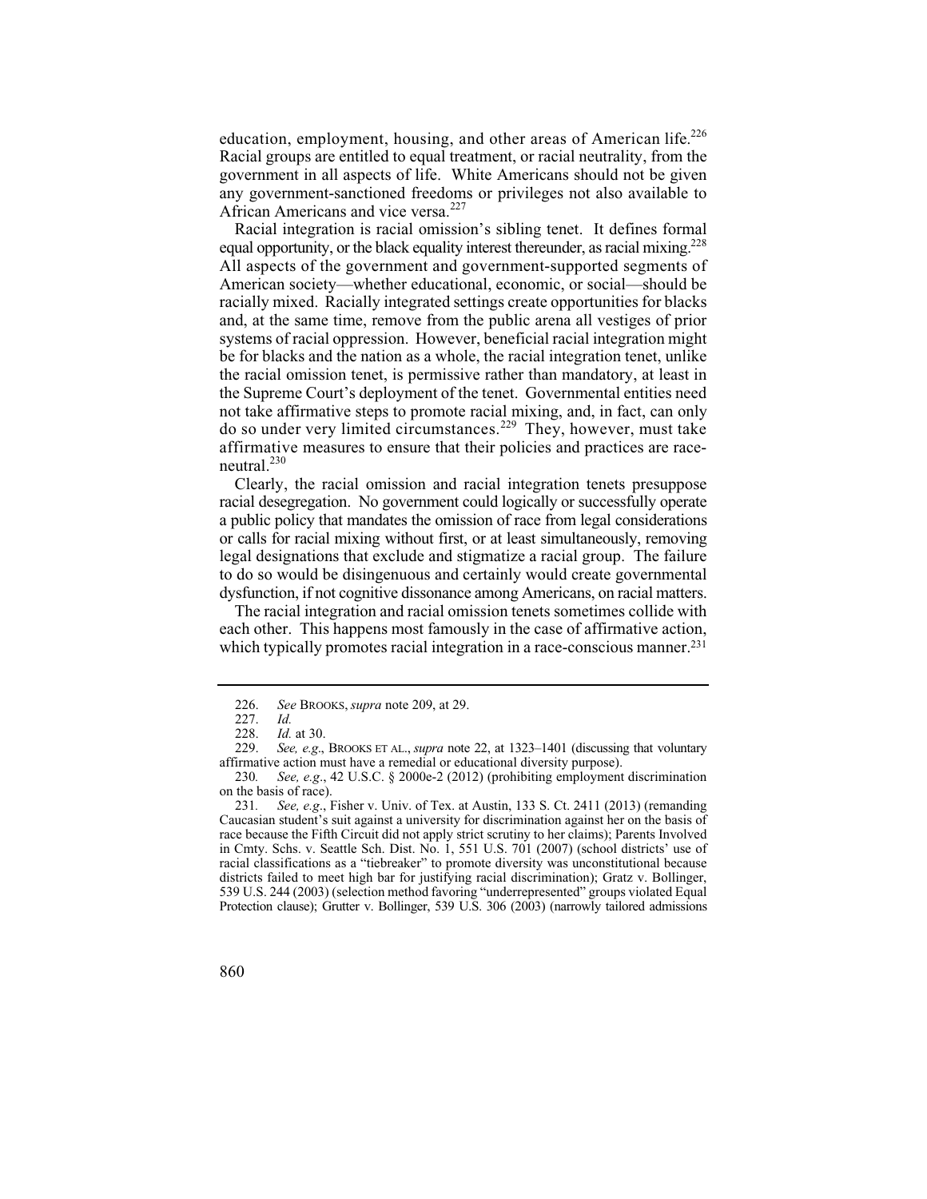education, employment, housing, and other areas of American life.[226] Racial groups are entitled to equal treatment, or racial neutrality, from the government in all aspects of life. White Americans should not be given any government-sanctioned freedoms or privileges not also available to African Americans and vice versa.[227]

Racial integration is racial omission's sibling tenet. It defines formal equal opportunity, or the black equality interest thereunder, as racial mixing.[228] All aspects of the government and government-supported segments of American society—whether educational, economic, or social—should be racially mixed. Racially integrated settings create opportunities for blacks and, at the same time, remove from the public arena all vestiges of prior systems of racial oppression. However, beneficial racial integration might be for blacks and the nation as a whole, the racial integration tenet, unlike the racial omission tenet, is permissive rather than mandatory, at least in the Supreme Court's deployment of the tenet. Governmental entities need not take affirmative steps to promote racial mixing, and, in fact, can only do so under very limited circumstances.[229] They, however, must take affirmative measures to ensure that their policies and practices are race-neutral.[230]

Clearly, the racial omission and racial integration tenets presuppose racial desegregation. No government could logically or successfully operate a public policy that mandates the omission of race from legal considerations or calls for racial mixing without first, or at least simultaneously, removing legal designations that exclude and stigmatize a racial group. The failure to do so would be disingenuous and certainly would create governmental dysfunction, if not cognitive dissonance among Americans, on racial matters.

The racial integration and racial omission tenets sometimes collide with each other. This happens most famously in the case of affirmative action, which typically promotes racial integration in a race-conscious manner.[231]

---

226. *See* BROOKS, *supra* note 209, at 29.

227. *Id.*

228. *Id.* at 30.

229. *See, e.g.*, BROOKS ET AL., *supra* note 22, at 1323–1401 (discussing that voluntary affirmative action must have a remedial or educational diversity purpose).

230. *See, e.g.*, 42 U.S.C. § 2000e-2 (2012) (prohibiting employment discrimination on the basis of race).

231. *See, e.g.*, Fisher v. Univ. of Tex. at Austin, 133 S. Ct. 2411 (2013) (remanding Caucasian student's suit against a university for discrimination against her on the basis of race because the Fifth Circuit did not apply strict scrutiny to her claims); Parents Involved in Cmty. Schs. v. Seattle Sch. Dist. No. 1, 551 U.S. 701 (2007) (school districts' use of racial classifications as a "tiebreaker" to promote diversity was unconstitutional because districts failed to meet high bar for justifying racial discrimination); Gratz v. Bollinger, 539 U.S. 244 (2003) (selection method favoring "underrepresented" groups violated Equal Protection clause); Grutter v. Bollinger, 539 U.S. 306 (2003) (narrowly tailored admissions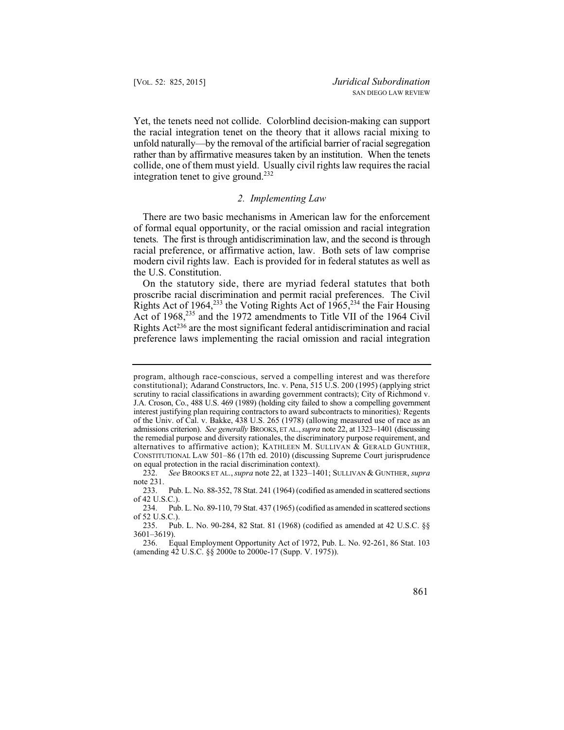Yet, the tenets need not collide. Colorblind decision-making can support the racial integration tenet on the theory that it allows racial mixing to unfold naturally—by the removal of the artificial barrier of racial segregation rather than by affirmative measures taken by an institution. When the tenets collide, one of them must yield. Usually civil rights law requires the racial integration tenet to give ground.[232]

### *2. Implementing Law*

There are two basic mechanisms in American law for the enforcement of formal equal opportunity, or the racial omission and racial integration tenets. The first is through antidiscrimination law, and the second is through racial preference, or affirmative action, law. Both sets of law comprise modern civil rights law. Each is provided for in federal statutes as well as the U.S. Constitution.

On the statutory side, there are myriad federal statutes that both proscribe racial discrimination and permit racial preferences. The Civil Rights Act of 1964,[233] the Voting Rights Act of 1965,[234] the Fair Housing Act of 1968,[235] and the 1972 amendments to Title VII of the 1964 Civil Rights Act[236] are the most significant federal antidiscrimination and racial preference laws implementing the racial omission and racial integration

---

program, although race-conscious, served a compelling interest and was therefore constitutional); Adarand Constructors, Inc. v. Pena, 515 U.S. 200 (1995) (applying strict scrutiny to racial classifications in awarding government contracts); City of Richmond v. J.A. Croson, Co., 488 U.S. 469 (1989) (holding city failed to show a compelling government interest justifying plan requiring contractors to award subcontracts to minorities); Regents of the Univ. of Cal. v. Bakke, 438 U.S. 265 (1978) (allowing measured use of race as an admissions criterion). *See generally* BROOKS, ET AL., *supra* note 22, at 1323–1401 (discussing the remedial purpose and diversity rationales, the discriminatory purpose requirement, and alternatives to affirmative action); KATHLEEN M. SULLIVAN & GERALD GUNTHER, CONSTITUTIONAL LAW 501–86 (17th ed. 2010) (discussing Supreme Court jurisprudence on equal protection in the racial discrimination context).

232. *See* BROOKS ET AL., *supra* note 22, at 1323–1401; SULLIVAN & GUNTHER, *supra* note 231.

233. Pub. L. No. 88-352, 78 Stat. 241 (1964) (codified as amended in scattered sections of 42 U.S.C.).

234. Pub. L. No. 89-110, 79 Stat. 437 (1965) (codified as amended in scattered sections of 52 U.S.C.).

235. Pub. L. No. 90-284, 82 Stat. 81 (1968) (codified as amended at 42 U.S.C. §§ 3601–3619).

236. Equal Employment Opportunity Act of 1972, Pub. L. No. 92-261, 86 Stat. 103 (amending 42 U.S.C. §§ 2000e to 2000e-17 (Supp. V. 1975)).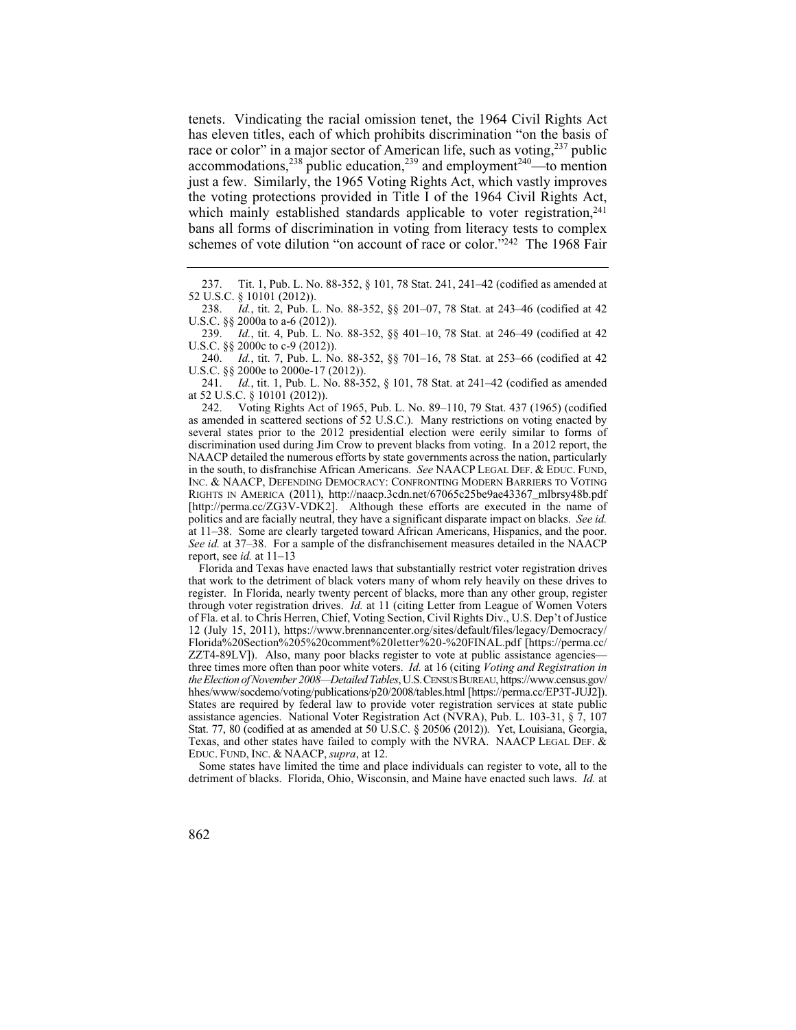tenets. Vindicating the racial omission tenet, the 1964 Civil Rights Act has eleven titles, each of which prohibits discrimination "on the basis of race or color" in a major sector of American life, such as voting,[237] public accommodations,[238] public education,[239] and employment[240]—to mention just a few. Similarly, the 1965 Voting Rights Act, which vastly improves the voting protections provided in Title I of the 1964 Civil Rights Act, which mainly established standards applicable to voter registration,[241] bans all forms of discrimination in voting from literacy tests to complex schemes of vote dilution "on account of race or color."[242] The 1968 Fair

---

237. Tit. 1, Pub. L. No. 88-352, § 101, 78 Stat. 241, 241–42 (codified as amended at 52 U.S.C. § 10101 (2012)).

238. *Id.*, tit. 2, Pub. L. No. 88-352, §§ 201–07, 78 Stat. at 243–46 (codified at 42 U.S.C. §§ 2000a to a-6 (2012)).

239. *Id.*, tit. 4, Pub. L. No. 88-352, §§ 401–10, 78 Stat. at 246–49 (codified at 42 U.S.C. §§ 2000c to c-9 (2012)).

240. *Id.*, tit. 7, Pub. L. No. 88-352, §§ 701–16, 78 Stat. at 253–66 (codified at 42 U.S.C. §§ 2000e to 2000e-17 (2012)).

241. *Id.*, tit. 1, Pub. L. No. 88-352, § 101, 78 Stat. at 241–42 (codified as amended at 52 U.S.C. § 10101 (2012)).

242. Voting Rights Act of 1965, Pub. L. No. 89–110, 79 Stat. 437 (1965) (codified as amended in scattered sections of 52 U.S.C.). Many restrictions on voting enacted by several states prior to the 2012 presidential election were eerily similar to forms of discrimination used during Jim Crow to prevent blacks from voting. In a 2012 report, the NAACP detailed the numerous efforts by state governments across the nation, particularly in the south, to disfranchise African Americans. *See* NAACP LEGAL DEF. & EDUC. FUND, INC. & NAACP, DEFENDING DEMOCRACY: CONFRONTING MODERN BARRIERS TO VOTING RIGHTS IN AMERICA (2011), http://naacp.3cdn.net/67065c25be9ae43367_mlbrsy48b.pdf [http://perma.cc/ZG3V-VDK2]. Although these efforts are executed in the name of politics and are facially neutral, they have a significant disparate impact on blacks. *See id.* at 11–38. Some are clearly targeted toward African Americans, Hispanics, and the poor. *See id.* at 37–38. For a sample of the disfranchisement measures detailed in the NAACP report, see *id.* at 11–13

Florida and Texas have enacted laws that substantially restrict voter registration drives that work to the detriment of black voters many of whom rely heavily on these drives to register. In Florida, nearly twenty percent of blacks, more than any other group, register through voter registration drives. *Id.* at 11 (citing Letter from League of Women Voters of Fla. et al. to Chris Herren, Chief, Voting Section, Civil Rights Div., U.S. Dep't of Justice 12 (July 15, 2011), https://www.brennancenter.org/sites/default/files/legacy/Democracy/Florida%20Section%205%20comment%20letter%20-%20FINAL.pdf [https://perma.cc/ZZT4-89LV]). Also, many poor blacks register to vote at public assistance agencies—three times more often than poor white voters. *Id.* at 16 (citing *Voting and Registration in the Election of November 2008—Detailed Tables*, U.S. CENSUS BUREAU, https://www.census.gov/hhes/www/socdemo/voting/publications/p20/2008/tables.html [https://perma.cc/EP3T-JUJ2]). States are required by federal law to provide voter registration services at state public assistance agencies. National Voter Registration Act (NVRA), Pub. L. 103-31, § 7, 107 Stat. 77, 80 (codified as amended at 50 U.S.C. § 20506 (2012)). Yet, Louisiana, Georgia, Texas, and other states have failed to comply with the NVRA. NAACP LEGAL DEF. & EDUC. FUND, INC. & NAACP, *supra*, at 12.

Some states have limited the time and place individuals can register to vote, all to the detriment of blacks. Florida, Ohio, Wisconsin, and Maine have enacted such laws. *Id.* at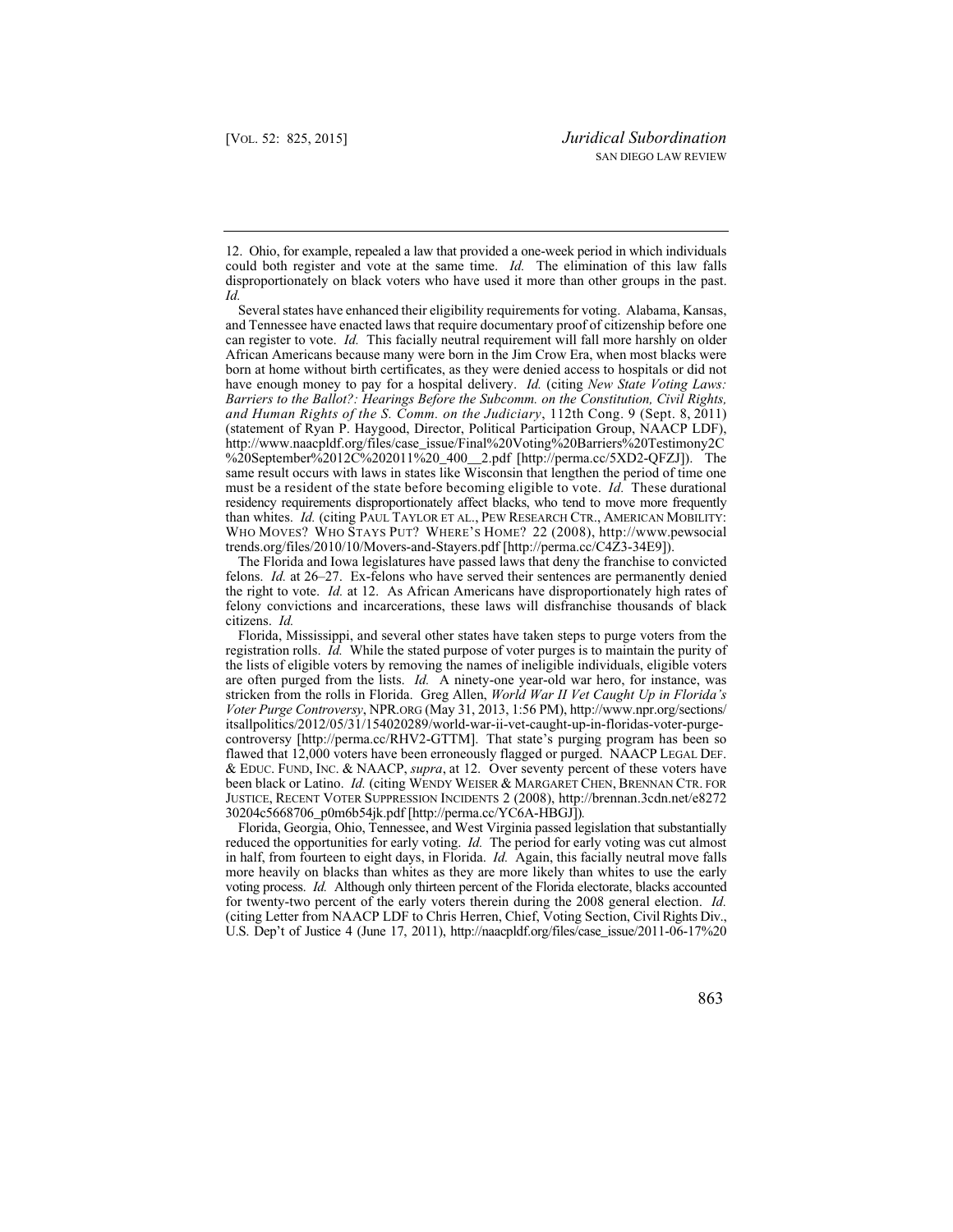12. Ohio, for example, repealed a law that provided a one-week period in which individuals could both register and vote at the same time. *Id.* The elimination of this law falls disproportionately on black voters who have used it more than other groups in the past. *Id.*

Several states have enhanced their eligibility requirements for voting. Alabama, Kansas, and Tennessee have enacted laws that require documentary proof of citizenship before one can register to vote. *Id.* This facially neutral requirement will fall more harshly on older African Americans because many were born in the Jim Crow Era, when most blacks were born at home without birth certificates, as they were denied access to hospitals or did not have enough money to pay for a hospital delivery. *Id.* (citing *New State Voting Laws: Barriers to the Ballot?: Hearings Before the Subcomm. on the Constitution, Civil Rights, and Human Rights of the S. Comm. on the Judiciary*, 112th Cong. 9 (Sept. 8, 2011) (statement of Ryan P. Haygood, Director, Political Participation Group, NAACP LDF), http://www.naacpldf.org/files/case_issue/Final%20Voting%20Barriers%20Testimony2C%20September%2012C%202011%20_400__2.pdf [http://perma.cc/5XD2-QFZJ]). The same result occurs with laws in states like Wisconsin that lengthen the period of time one must be a resident of the state before becoming eligible to vote. *Id.* These durational residency requirements disproportionately affect blacks, who tend to move more frequently than whites. *Id.* (citing PAUL TAYLOR ET AL., PEW RESEARCH CTR., AMERICAN MOBILITY: WHO MOVES? WHO STAYS PUT? WHERE'S HOME? 22 (2008), http://www.pewsocialtrends.org/files/2010/10/Movers-and-Stayers.pdf [http://perma.cc/C4Z3-34E9]).

The Florida and Iowa legislatures have passed laws that deny the franchise to convicted felons. *Id.* at 26–27. Ex-felons who have served their sentences are permanently denied the right to vote. *Id.* at 12. As African Americans have disproportionately high rates of felony convictions and incarcerations, these laws will disfranchise thousands of black citizens. *Id.*

Florida, Mississippi, and several other states have taken steps to purge voters from the registration rolls. *Id.* While the stated purpose of voter purges is to maintain the purity of the lists of eligible voters by removing the names of ineligible individuals, eligible voters are often purged from the lists. *Id.* A ninety-one year-old war hero, for instance, was stricken from the rolls in Florida. Greg Allen, *World War II Vet Caught Up in Florida's Voter Purge Controversy*, NPR.ORG (May 31, 2013, 1:56 PM), http://www.npr.org/sections/itsallpolitics/2012/05/31/154020289/world-war-ii-vet-caught-up-in-floridas-voter-purge-controversy [http://perma.cc/RHV2-GTTM]. That state's purging program has been so flawed that 12,000 voters have been erroneously flagged or purged. NAACP LEGAL DEF. & EDUC. FUND, INC. & NAACP, *supra*, at 12. Over seventy percent of these voters have been black or Latino. *Id.* (citing WENDY WEISER & MARGARET CHEN, BRENNAN CTR. FOR JUSTICE, RECENT VOTER SUPPRESSION INCIDENTS 2 (2008), http://brennan.3cdn.net/e827230204c5668706_p0m6b54jk.pdf [http://perma.cc/YC6A-HBGJ]).

Florida, Georgia, Ohio, Tennessee, and West Virginia passed legislation that substantially reduced the opportunities for early voting. *Id.* The period for early voting was cut almost in half, from fourteen to eight days, in Florida. *Id.* Again, this facially neutral move falls more heavily on blacks than whites as they are more likely than whites to use the early voting process. *Id.* Although only thirteen percent of the Florida electorate, blacks accounted for twenty-two percent of the early voters therein during the 2008 general election. *Id.* (citing Letter from NAACP LDF to Chris Herren, Chief, Voting Section, Civil Rights Div., U.S. Dep't of Justice 4 (June 17, 2011), http://naacpldf.org/files/case_issue/2011-06-17%20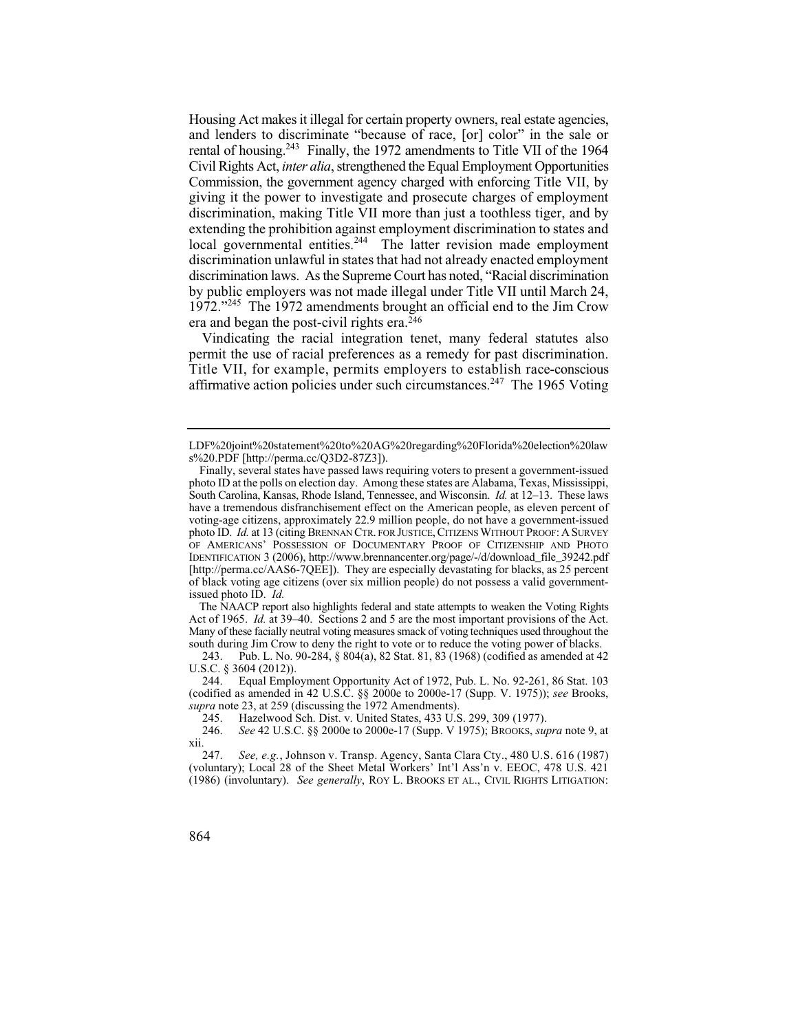Housing Act makes it illegal for certain property owners, real estate agencies, and lenders to discriminate "because of race, [or] color" in the sale or rental of housing.[243] Finally, the 1972 amendments to Title VII of the 1964 Civil Rights Act, *inter alia*, strengthened the Equal Employment Opportunities Commission, the government agency charged with enforcing Title VII, by giving it the power to investigate and prosecute charges of employment discrimination, making Title VII more than just a toothless tiger, and by extending the prohibition against employment discrimination to states and local governmental entities.[244] The latter revision made employment discrimination unlawful in states that had not already enacted employment discrimination laws. As the Supreme Court has noted, "Racial discrimination by public employers was not made illegal under Title VII until March 24, 1972."[245] The 1972 amendments brought an official end to the Jim Crow era and began the post-civil rights era.[246]

Vindicating the racial integration tenet, many federal statutes also permit the use of racial preferences as a remedy for past discrimination. Title VII, for example, permits employers to establish race-conscious affirmative action policies under such circumstances.[247] The 1965 Voting

---

LDF%20joint%20statement%20to%20AG%20regarding%20Florida%20election%20laws%20.PDF [http://perma.cc/Q3D2-87Z3]).

Finally, several states have passed laws requiring voters to present a government-issued photo ID at the polls on election day. Among these states are Alabama, Texas, Mississippi, South Carolina, Kansas, Rhode Island, Tennessee, and Wisconsin. *Id.* at 12–13. These laws have a tremendous disfranchisement effect on the American people, as eleven percent of voting-age citizens, approximately 22.9 million people, do not have a government-issued photo ID. *Id.* at 13 (citing BRENNAN CTR. FOR JUSTICE, CITIZENS WITHOUT PROOF: A SURVEY OF AMERICANS' POSSESSION OF DOCUMENTARY PROOF OF CITIZENSHIP AND PHOTO IDENTIFICATION 3 (2006), http://www.brennancenter.org/page/-/d/download_file_39242.pdf [http://perma.cc/AAS6-7QEE]). They are especially devastating for blacks, as 25 percent of black voting age citizens (over six million people) do not possess a valid government-issued photo ID. *Id.*

The NAACP report also highlights federal and state attempts to weaken the Voting Rights Act of 1965. *Id.* at 39–40. Sections 2 and 5 are the most important provisions of the Act. Many of these facially neutral voting measures smack of voting techniques used throughout the south during Jim Crow to deny the right to vote or to reduce the voting power of blacks.

243. Pub. L. No. 90-284, § 804(a), 82 Stat. 81, 83 (1968) (codified as amended at 42 U.S.C. § 3604 (2012)).

244. Equal Employment Opportunity Act of 1972, Pub. L. No. 92-261, 86 Stat. 103 (codified as amended in 42 U.S.C. §§ 2000e to 2000e-17 (Supp. V. 1975)); *see* Brooks, *supra* note 23, at 259 (discussing the 1972 Amendments).

245. Hazelwood Sch. Dist. v. United States, 433 U.S. 299, 309 (1977).

246. *See* 42 U.S.C. §§ 2000e to 2000e-17 (Supp. V 1975); BROOKS, *supra* note 9, at xii.

247. *See, e.g.*, Johnson v. Transp. Agency, Santa Clara Cty., 480 U.S. 616 (1987) (voluntary); Local 28 of the Sheet Metal Workers' Int'l Ass'n v. EEOC, 478 U.S. 421 (1986) (involuntary). *See generally*, ROY L. BROOKS ET AL., CIVIL RIGHTS LITIGATION: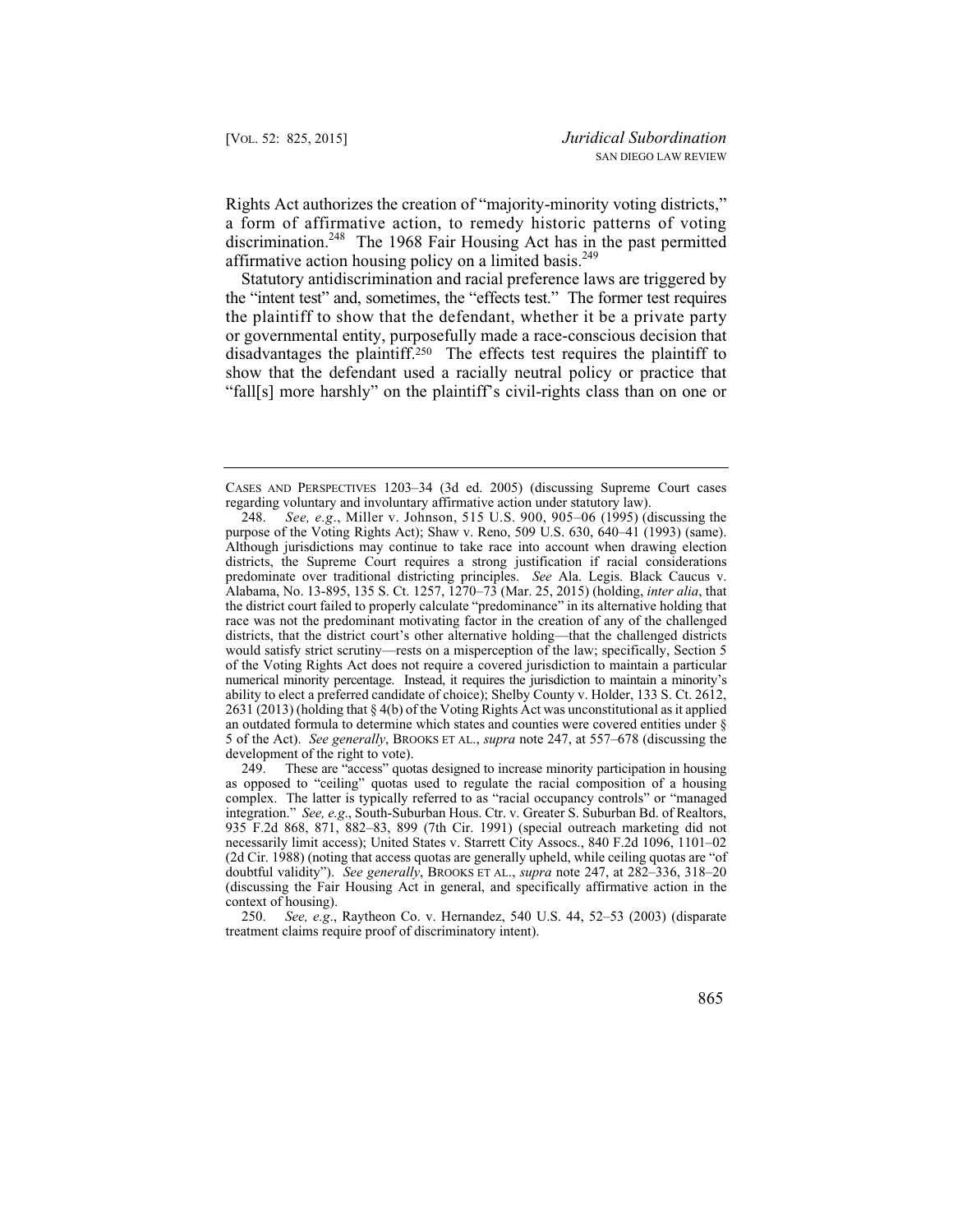Rights Act authorizes the creation of "majority-minority voting districts," a form of affirmative action, to remedy historic patterns of voting discrimination.[248] The 1968 Fair Housing Act has in the past permitted affirmative action housing policy on a limited basis.[249]

Statutory antidiscrimination and racial preference laws are triggered by the "intent test" and, sometimes, the "effects test." The former test requires the plaintiff to show that the defendant, whether it be a private party or governmental entity, purposefully made a race-conscious decision that disadvantages the plaintiff.[250] The effects test requires the plaintiff to show that the defendant used a racially neutral policy or practice that "fall[s] more harshly" on the plaintiff's civil-rights class than on one or

---

CASES AND PERSPECTIVES 1203–34 (3d ed. 2005) (discussing Supreme Court cases regarding voluntary and involuntary affirmative action under statutory law).

248. *See, e.g.*, Miller v. Johnson, 515 U.S. 900, 905–06 (1995) (discussing the purpose of the Voting Rights Act); Shaw v. Reno, 509 U.S. 630, 640–41 (1993) (same). Although jurisdictions may continue to take race into account when drawing election districts, the Supreme Court requires a strong justification if racial considerations predominate over traditional districting principles. *See* Ala. Legis. Black Caucus v. Alabama, No. 13-895, 135 S. Ct. 1257, 1270–73 (Mar. 25, 2015) (holding, *inter alia*, that the district court failed to properly calculate "predominance" in its alternative holding that race was not the predominant motivating factor in the creation of any of the challenged districts, that the district court's other alternative holding—that the challenged districts would satisfy strict scrutiny—rests on a misperception of the law; specifically, Section 5 of the Voting Rights Act does not require a covered jurisdiction to maintain a particular numerical minority percentage. Instead, it requires the jurisdiction to maintain a minority's ability to elect a preferred candidate of choice); Shelby County v. Holder, 133 S. Ct. 2612, 2631 (2013) (holding that § 4(b) of the Voting Rights Act was unconstitutional as it applied an outdated formula to determine which states and counties were covered entities under § 5 of the Act). *See generally*, BROOKS ET AL., *supra* note 247, at 557–678 (discussing the development of the right to vote).

249. These are "access" quotas designed to increase minority participation in housing as opposed to "ceiling" quotas used to regulate the racial composition of a housing complex. The latter is typically referred to as "racial occupancy controls" or "managed integration." *See, e.g.*, South-Suburban Hous. Ctr. v. Greater S. Suburban Bd. of Realtors, 935 F.2d 868, 871, 882–83, 899 (7th Cir. 1991) (special outreach marketing did not necessarily limit access); United States v. Starrett City Assocs., 840 F.2d 1096, 1101–02 (2d Cir. 1988) (noting that access quotas are generally upheld, while ceiling quotas are "of doubtful validity"). *See generally*, BROOKS ET AL., *supra* note 247, at 282–336, 318–20 (discussing the Fair Housing Act in general, and specifically affirmative action in the context of housing).

250. *See, e.g.*, Raytheon Co. v. Hernandez, 540 U.S. 44, 52–53 (2003) (disparate treatment claims require proof of discriminatory intent).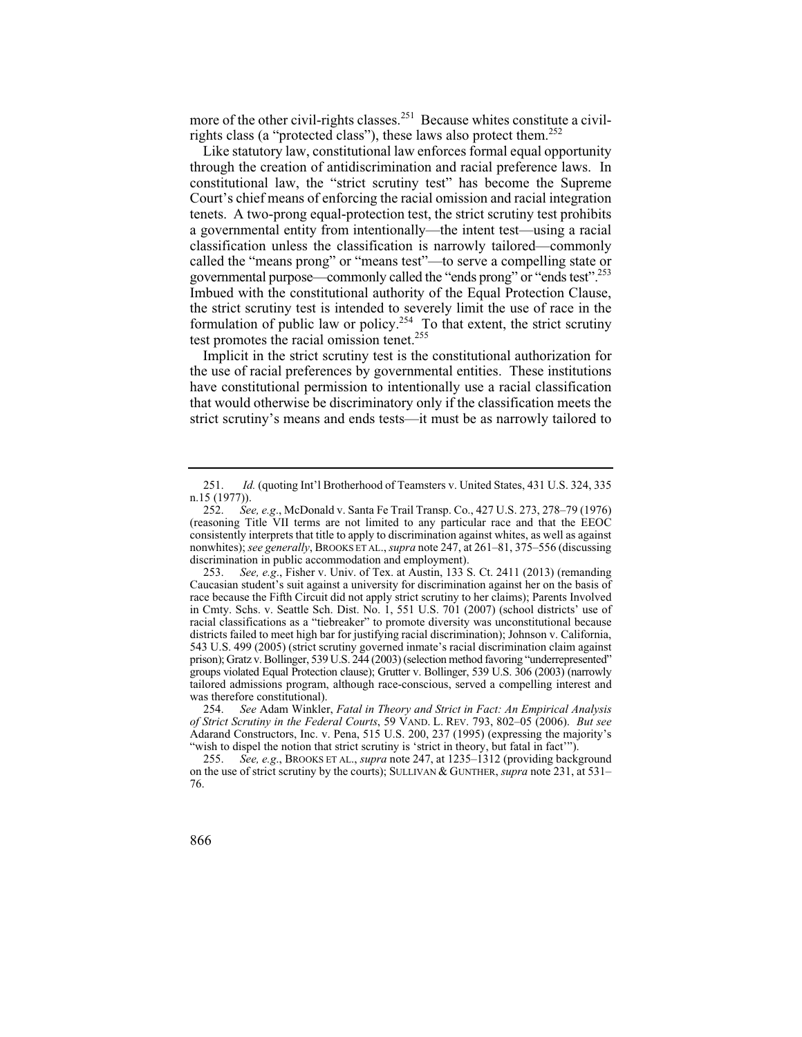more of the other civil-rights classes.[251] Because whites constitute a civil-rights class (a "protected class"), these laws also protect them.[252]

Like statutory law, constitutional law enforces formal equal opportunity through the creation of antidiscrimination and racial preference laws. In constitutional law, the "strict scrutiny test" has become the Supreme Court's chief means of enforcing the racial omission and racial integration tenets. A two-prong equal-protection test, the strict scrutiny test prohibits a governmental entity from intentionally—the intent test—using a racial classification unless the classification is narrowly tailored—commonly called the "means prong" or "means test"—to serve a compelling state or governmental purpose—commonly called the "ends prong" or "ends test".[253] Imbued with the constitutional authority of the Equal Protection Clause, the strict scrutiny test is intended to severely limit the use of race in the formulation of public law or policy.[254] To that extent, the strict scrutiny test promotes the racial omission tenet.[255]

Implicit in the strict scrutiny test is the constitutional authorization for the use of racial preferences by governmental entities. These institutions have constitutional permission to intentionally use a racial classification that would otherwise be discriminatory only if the classification meets the strict scrutiny's means and ends tests—it must be as narrowly tailored to

---

251. *Id.* (quoting Int'l Brotherhood of Teamsters v. United States, 431 U.S. 324, 335 n.15 (1977)).

252. *See, e.g*., McDonald v. Santa Fe Trail Transp. Co., 427 U.S. 273, 278–79 (1976) (reasoning Title VII terms are not limited to any particular race and that the EEOC consistently interprets that title to apply to discrimination against whites, as well as against nonwhites); *see generally*, BROOKS ET AL., *supra* note 247, at 261–81, 375–556 (discussing discrimination in public accommodation and employment).

253. *See, e.g*., Fisher v. Univ. of Tex. at Austin, 133 S. Ct. 2411 (2013) (remanding Caucasian student's suit against a university for discrimination against her on the basis of race because the Fifth Circuit did not apply strict scrutiny to her claims); Parents Involved in Cmty. Schs. v. Seattle Sch. Dist. No. 1, 551 U.S. 701 (2007) (school districts' use of racial classifications as a "tiebreaker" to promote diversity was unconstitutional because districts failed to meet high bar for justifying racial discrimination); Johnson v. California, 543 U.S. 499 (2005) (strict scrutiny governed inmate's racial discrimination claim against prison); Gratz v. Bollinger, 539 U.S. 244 (2003) (selection method favoring "underrepresented" groups violated Equal Protection clause); Grutter v. Bollinger, 539 U.S. 306 (2003) (narrowly tailored admissions program, although race-conscious, served a compelling interest and was therefore constitutional).

254. *See* Adam Winkler, *Fatal in Theory and Strict in Fact: An Empirical Analysis of Strict Scrutiny in the Federal Courts*, 59 VAND. L. REV. 793, 802–05 (2006). *But see* Adarand Constructors, Inc. v. Pena, 515 U.S. 200, 237 (1995) (expressing the majority's "wish to dispel the notion that strict scrutiny is 'strict in theory, but fatal in fact'").

255. *See, e.g*., BROOKS ET AL., *supra* note 247, at 1235–1312 (providing background on the use of strict scrutiny by the courts); SULLIVAN & GUNTHER, *supra* note 231, at 531–76.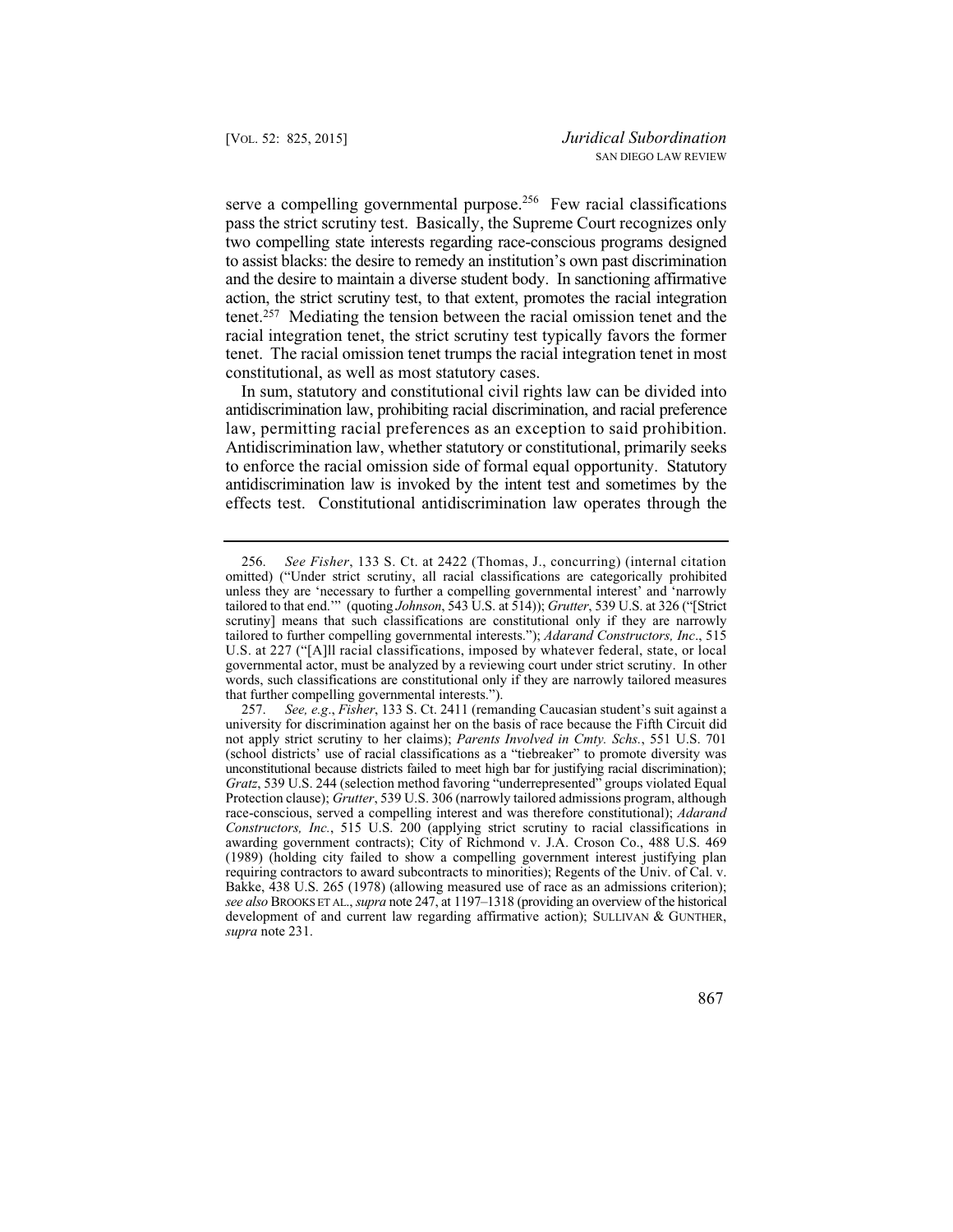serve a compelling governmental purpose.[256] Few racial classifications pass the strict scrutiny test. Basically, the Supreme Court recognizes only two compelling state interests regarding race-conscious programs designed to assist blacks: the desire to remedy an institution's own past discrimination and the desire to maintain a diverse student body. In sanctioning affirmative action, the strict scrutiny test, to that extent, promotes the racial integration tenet.[257] Mediating the tension between the racial omission tenet and the racial integration tenet, the strict scrutiny test typically favors the former tenet. The racial omission tenet trumps the racial integration tenet in most constitutional, as well as most statutory cases.

In sum, statutory and constitutional civil rights law can be divided into antidiscrimination law, prohibiting racial discrimination, and racial preference law, permitting racial preferences as an exception to said prohibition. Antidiscrimination law, whether statutory or constitutional, primarily seeks to enforce the racial omission side of formal equal opportunity. Statutory antidiscrimination law is invoked by the intent test and sometimes by the effects test. Constitutional antidiscrimination law operates through the

---

256. *See Fisher*, 133 S. Ct. at 2422 (Thomas, J., concurring) (internal citation omitted) ("Under strict scrutiny, all racial classifications are categorically prohibited unless they are 'necessary to further a compelling governmental interest' and 'narrowly tailored to that end.'" (quoting *Johnson*, 543 U.S. at 514)); *Grutter*, 539 U.S. at 326 ("[Strict scrutiny] means that such classifications are constitutional only if they are narrowly tailored to further compelling governmental interests."); *Adarand Constructors, Inc*., 515 U.S. at 227 ("[A]ll racial classifications, imposed by whatever federal, state, or local governmental actor, must be analyzed by a reviewing court under strict scrutiny. In other words, such classifications are constitutional only if they are narrowly tailored measures that further compelling governmental interests.").

257. *See, e.g*., *Fisher*, 133 S. Ct. 2411 (remanding Caucasian student's suit against a university for discrimination against her on the basis of race because the Fifth Circuit did not apply strict scrutiny to her claims); *Parents Involved in Cmty. Schs.*, 551 U.S. 701 (school districts' use of racial classifications as a "tiebreaker" to promote diversity was unconstitutional because districts failed to meet high bar for justifying racial discrimination); *Gratz*, 539 U.S. 244 (selection method favoring "underrepresented" groups violated Equal Protection clause); *Grutter*, 539 U.S. 306 (narrowly tailored admissions program, although race-conscious, served a compelling interest and was therefore constitutional); *Adarand Constructors, Inc.*, 515 U.S. 200 (applying strict scrutiny to racial classifications in awarding government contracts); City of Richmond v. J.A. Croson Co., 488 U.S. 469 (1989) (holding city failed to show a compelling government interest justifying plan requiring contractors to award subcontracts to minorities); Regents of the Univ. of Cal. v. Bakke, 438 U.S. 265 (1978) (allowing measured use of race as an admissions criterion); *see also* BROOKS ET AL., *supra* note 247, at 1197–1318 (providing an overview of the historical development of and current law regarding affirmative action); SULLIVAN & GUNTHER, *supra* note 231.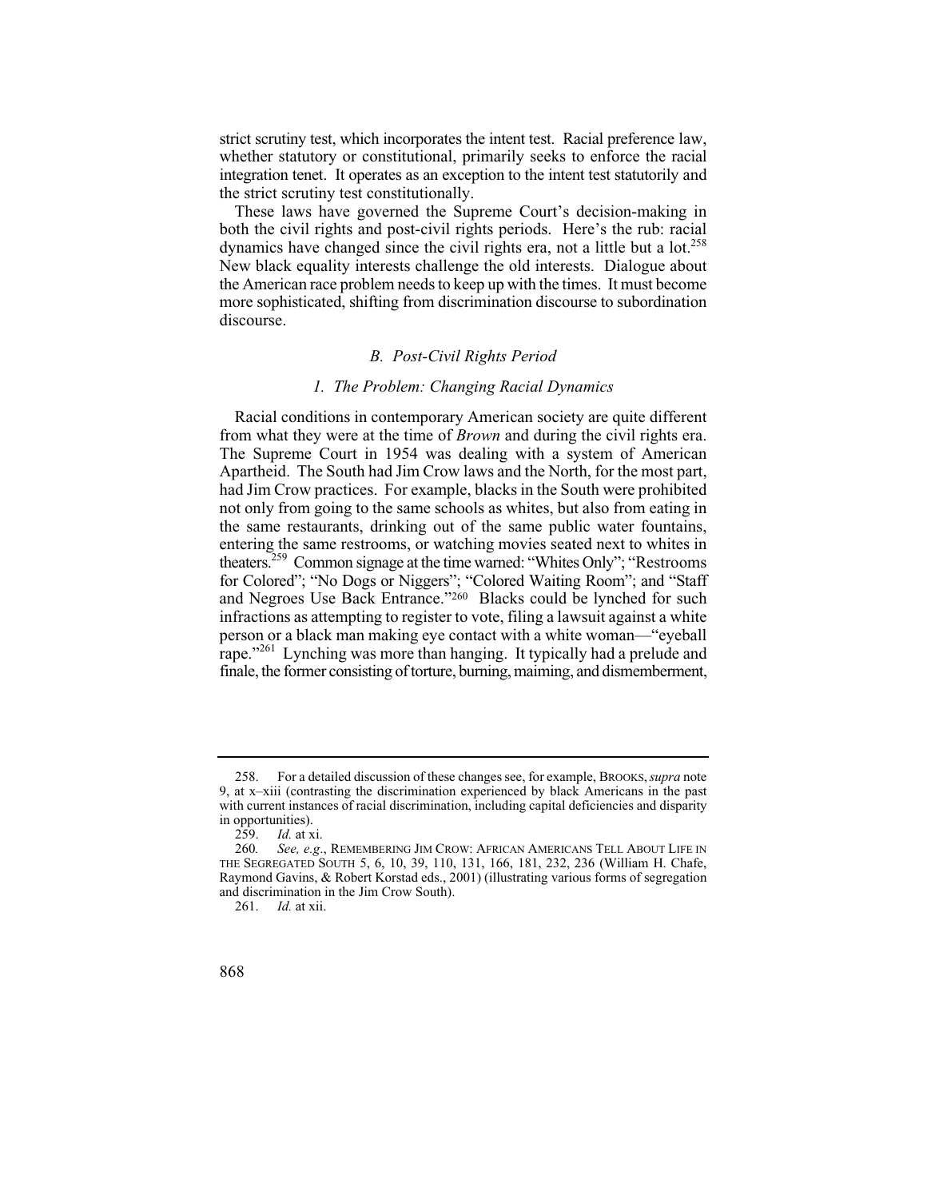strict scrutiny test, which incorporates the intent test. Racial preference law, whether statutory or constitutional, primarily seeks to enforce the racial integration tenet. It operates as an exception to the intent test statutorily and the strict scrutiny test constitutionally.

These laws have governed the Supreme Court's decision-making in both the civil rights and post-civil rights periods. Here's the rub: racial dynamics have changed since the civil rights era, not a little but a lot.[258] New black equality interests challenge the old interests. Dialogue about the American race problem needs to keep up with the times. It must become more sophisticated, shifting from discrimination discourse to subordination discourse.

### *B. Post-Civil Rights Period*

#### *1. The Problem: Changing Racial Dynamics*

Racial conditions in contemporary American society are quite different from what they were at the time of *Brown* and during the civil rights era. The Supreme Court in 1954 was dealing with a system of American Apartheid. The South had Jim Crow laws and the North, for the most part, had Jim Crow practices. For example, blacks in the South were prohibited not only from going to the same schools as whites, but also from eating in the same restaurants, drinking out of the same public water fountains, entering the same restrooms, or watching movies seated next to whites in theaters.[259] Common signage at the time warned: "Whites Only"; "Restrooms for Colored"; "No Dogs or Niggers"; "Colored Waiting Room"; and "Staff and Negroes Use Back Entrance."[260] Blacks could be lynched for such infractions as attempting to register to vote, filing a lawsuit against a white person or a black man making eye contact with a white woman—"eyeball rape."[261] Lynching was more than hanging. It typically had a prelude and finale, the former consisting of torture, burning, maiming, and dismemberment,

---

258. For a detailed discussion of these changes see, for example, BROOKS, *supra* note 9, at x–xiii (contrasting the discrimination experienced by black Americans in the past with current instances of racial discrimination, including capital deficiencies and disparity in opportunities).

259. *Id.* at xi.

260. *See, e.g.*, REMEMBERING JIM CROW: AFRICAN AMERICANS TELL ABOUT LIFE IN THE SEGREGATED SOUTH 5, 6, 10, 39, 110, 131, 166, 181, 232, 236 (William H. Chafe, Raymond Gavins, & Robert Korstad eds., 2001) (illustrating various forms of segregation and discrimination in the Jim Crow South).

261. *Id.* at xii.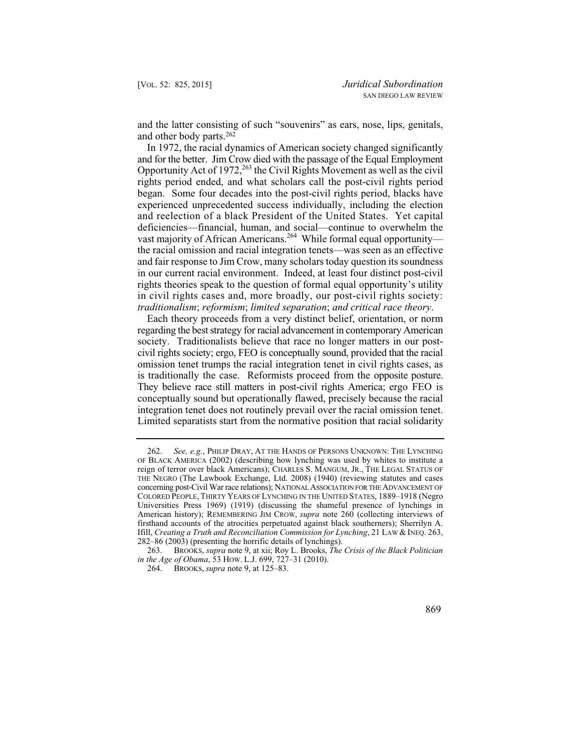and the latter consisting of such "souvenirs" as ears, nose, lips, genitals, and other body parts.[262]

In 1972, the racial dynamics of American society changed significantly and for the better. Jim Crow died with the passage of the Equal Employment Opportunity Act of 1972,[263] the Civil Rights Movement as well as the civil rights period ended, and what scholars call the post-civil rights period began. Some four decades into the post-civil rights period, blacks have experienced unprecedented success individually, including the election and reelection of a black President of the United States. Yet capital deficiencies—financial, human, and social—continue to overwhelm the vast majority of African Americans.[264] While formal equal opportunity—the racial omission and racial integration tenets—was seen as an effective and fair response to Jim Crow, many scholars today question its soundness in our current racial environment. Indeed, at least four distinct post-civil rights theories speak to the question of formal equal opportunity's utility in civil rights cases and, more broadly, our post-civil rights society: *traditionalism*; *reformism*; *limited separation*; *and critical race theory*.

Each theory proceeds from a very distinct belief, orientation, or norm regarding the best strategy for racial advancement in contemporary American society. Traditionalists believe that race no longer matters in our post-civil rights society; ergo, FEO is conceptually sound, provided that the racial omission tenet trumps the racial integration tenet in civil rights cases, as is traditionally the case. Reformists proceed from the opposite posture. They believe race still matters in post-civil rights America; ergo FEO is conceptually sound but operationally flawed, precisely because the racial integration tenet does not routinely prevail over the racial omission tenet. Limited separatists start from the normative position that racial solidarity

---

262. *See, e.g.*, PHILIP DRAY, AT THE HANDS OF PERSONS UNKNOWN: THE LYNCHING OF BLACK AMERICA (2002) (describing how lynching was used by whites to institute a reign of terror over black Americans); CHARLES S. MANGUM, JR., THE LEGAL STATUS OF THE NEGRO (The Lawbook Exchange, Ltd. 2008) (1940) (reviewing statutes and cases concerning post-Civil War race relations); NATIONAL ASSOCIATION FOR THE ADVANCEMENT OF COLORED PEOPLE, THIRTY YEARS OF LYNCHING IN THE UNITED STATES, 1889–1918 (Negro Universities Press 1969) (1919) (discussing the shameful presence of lynchings in American history); REMEMBERING JIM CROW, *supra* note 260 (collecting interviews of firsthand accounts of the atrocities perpetuated against black southerners); Sherrilyn A. Ifill, *Creating a Truth and Reconciliation Commission for Lynching*, 21 LAW & INEQ. 263, 282–86 (2003) (presenting the horrific details of lynchings).

263. BROOKS, *supra* note 9, at xii; Roy L. Brooks, *The Crisis of the Black Politician in the Age of Obama*, 53 HOW. L.J. 699, 727–31 (2010).

264. BROOKS, *supra* note 9, at 125–83.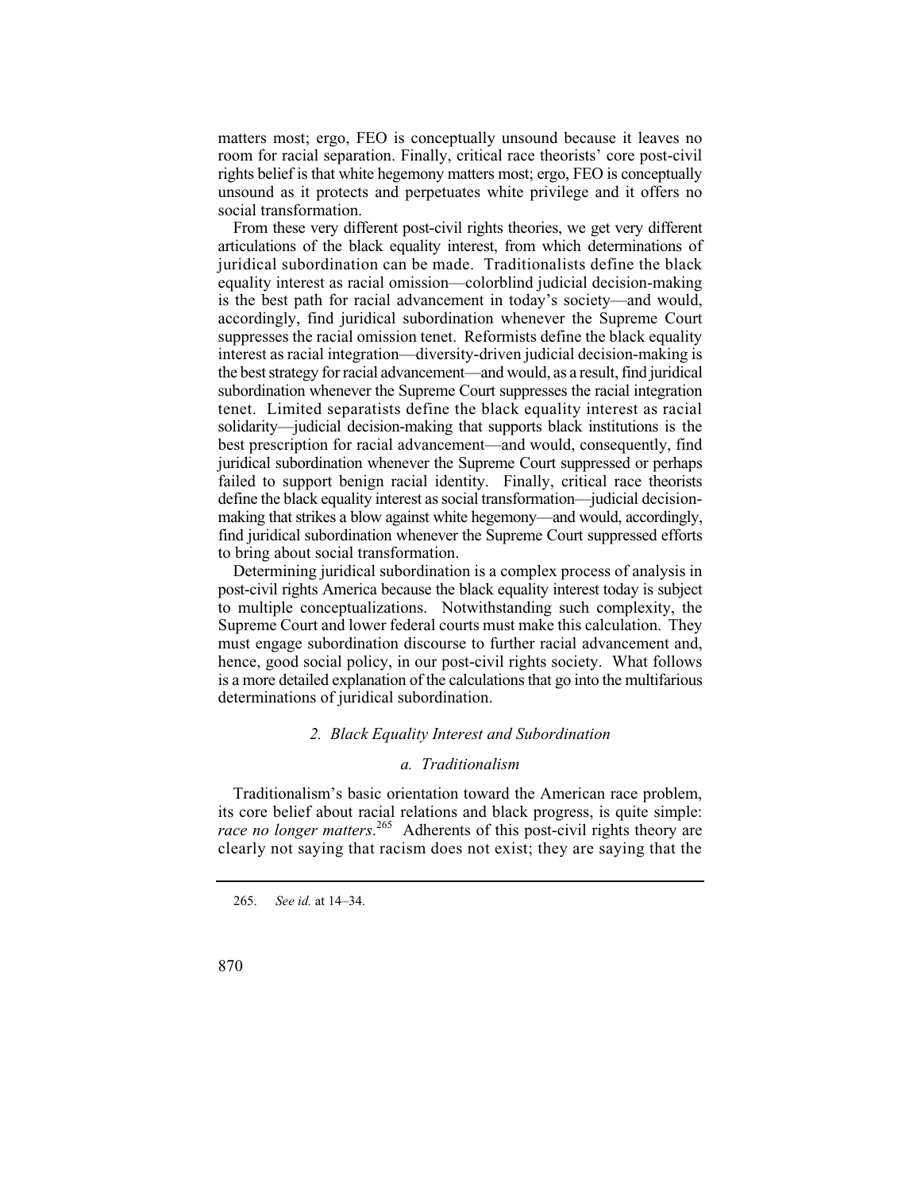matters most; ergo, FEO is conceptually unsound because it leaves no room for racial separation. Finally, critical race theorists' core post-civil rights belief is that white hegemony matters most; ergo, FEO is conceptually unsound as it protects and perpetuates white privilege and it offers no social transformation.

From these very different post-civil rights theories, we get very different articulations of the black equality interest, from which determinations of juridical subordination can be made. Traditionalists define the black equality interest as racial omission—colorblind judicial decision-making is the best path for racial advancement in today's society—and would, accordingly, find juridical subordination whenever the Supreme Court suppresses the racial omission tenet. Reformists define the black equality interest as racial integration—diversity-driven judicial decision-making is the best strategy for racial advancement—and would, as a result, find juridical subordination whenever the Supreme Court suppresses the racial integration tenet. Limited separatists define the black equality interest as racial solidarity—judicial decision-making that supports black institutions is the best prescription for racial advancement—and would, consequently, find juridical subordination whenever the Supreme Court suppressed or perhaps failed to support benign racial identity. Finally, critical race theorists define the black equality interest as social transformation—judicial decision-making that strikes a blow against white hegemony—and would, accordingly, find juridical subordination whenever the Supreme Court suppressed efforts to bring about social transformation.

Determining juridical subordination is a complex process of analysis in post-civil rights America because the black equality interest today is subject to multiple conceptualizations. Notwithstanding such complexity, the Supreme Court and lower federal courts must make this calculation. They must engage subordination discourse to further racial advancement and, hence, good social policy, in our post-civil rights society. What follows is a more detailed explanation of the calculations that go into the multifarious determinations of juridical subordination.

### *2. Black Equality Interest and Subordination*

#### *a. Traditionalism*

Traditionalism's basic orientation toward the American race problem, its core belief about racial relations and black progress, is quite simple: *race no longer matters*.[265] Adherents of this post-civil rights theory are clearly not saying that racism does not exist; they are saying that the

---

265. *See id.* at 14–34.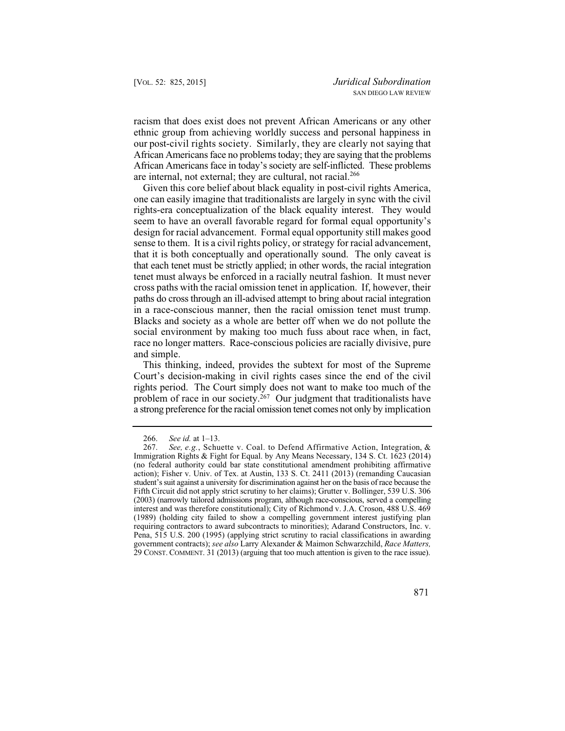racism that does exist does not prevent African Americans or any other ethnic group from achieving worldly success and personal happiness in our post-civil rights society. Similarly, they are clearly not saying that African Americans face no problems today; they are saying that the problems African Americans face in today's society are self-inflicted. These problems are internal, not external; they are cultural, not racial.[266]

Given this core belief about black equality in post-civil rights America, one can easily imagine that traditionalists are largely in sync with the civil rights-era conceptualization of the black equality interest. They would seem to have an overall favorable regard for formal equal opportunity's design for racial advancement. Formal equal opportunity still makes good sense to them. It is a civil rights policy, or strategy for racial advancement, that it is both conceptually and operationally sound. The only caveat is that each tenet must be strictly applied; in other words, the racial integration tenet must always be enforced in a racially neutral fashion. It must never cross paths with the racial omission tenet in application. If, however, their paths do cross through an ill-advised attempt to bring about racial integration in a race-conscious manner, then the racial omission tenet must trump. Blacks and society as a whole are better off when we do not pollute the social environment by making too much fuss about race when, in fact, race no longer matters. Race-conscious policies are racially divisive, pure and simple.

This thinking, indeed, provides the subtext for most of the Supreme Court's decision-making in civil rights cases since the end of the civil rights period. The Court simply does not want to make too much of the problem of race in our society.[267] Our judgment that traditionalists have a strong preference for the racial omission tenet comes not only by implication

---

266. *See id.* at 1–13.

267. *See, e.g.*, Schuette v. Coal. to Defend Affirmative Action, Integration, & Immigration Rights & Fight for Equal. by Any Means Necessary, 134 S. Ct. 1623 (2014) (no federal authority could bar state constitutional amendment prohibiting affirmative action); Fisher v. Univ. of Tex. at Austin, 133 S. Ct. 2411 (2013) (remanding Caucasian student's suit against a university for discrimination against her on the basis of race because the Fifth Circuit did not apply strict scrutiny to her claims); Grutter v. Bollinger, 539 U.S. 306 (2003) (narrowly tailored admissions program, although race-conscious, served a compelling interest and was therefore constitutional); City of Richmond v. J.A. Croson, 488 U.S. 469 (1989) (holding city failed to show a compelling government interest justifying plan requiring contractors to award subcontracts to minorities); Adarand Constructors, Inc. v. Pena, 515 U.S. 200 (1995) (applying strict scrutiny to racial classifications in awarding government contracts); *see also* Larry Alexander & Maimon Schwarzchild, *Race Matters,* 29 CONST. COMMENT. 31 (2013) (arguing that too much attention is given to the race issue).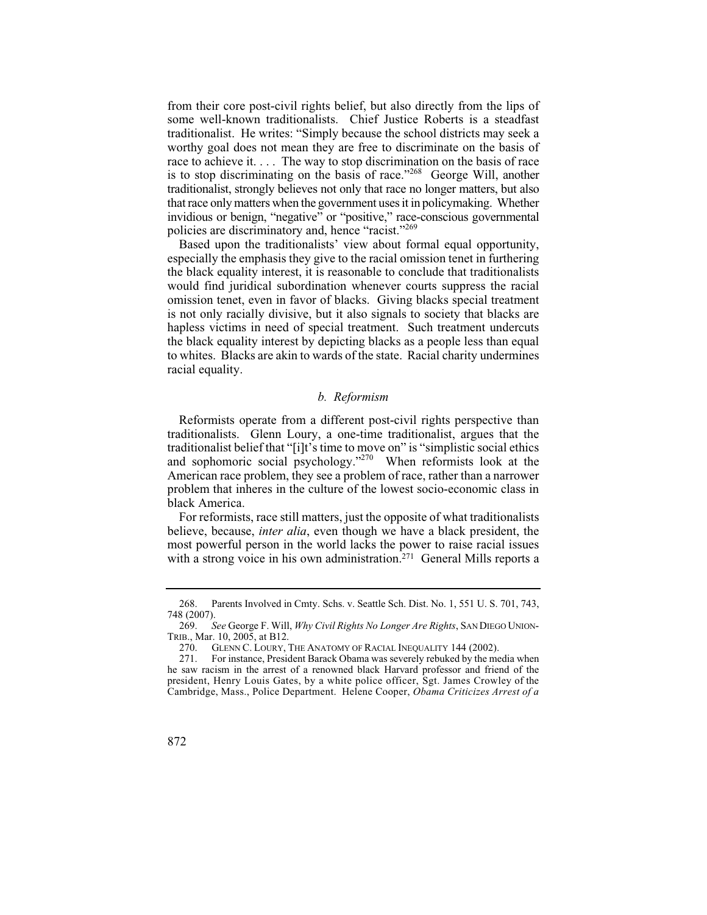from their core post-civil rights belief, but also directly from the lips of some well-known traditionalists. Chief Justice Roberts is a steadfast traditionalist. He writes: "Simply because the school districts may seek a worthy goal does not mean they are free to discriminate on the basis of race to achieve it. . . . The way to stop discrimination on the basis of race is to stop discriminating on the basis of race."[268] George Will, another traditionalist, strongly believes not only that race no longer matters, but also that race only matters when the government uses it in policymaking. Whether invidious or benign, "negative" or "positive," race-conscious governmental policies are discriminatory and, hence "racist."[269]

Based upon the traditionalists' view about formal equal opportunity, especially the emphasis they give to the racial omission tenet in furthering the black equality interest, it is reasonable to conclude that traditionalists would find juridical subordination whenever courts suppress the racial omission tenet, even in favor of blacks. Giving blacks special treatment is not only racially divisive, but it also signals to society that blacks are hapless victims in need of special treatment. Such treatment undercuts the black equality interest by depicting blacks as a people less than equal to whites. Blacks are akin to wards of the state. Racial charity undermines racial equality.

### *b. Reformism*

Reformists operate from a different post-civil rights perspective than traditionalists. Glenn Loury, a one-time traditionalist, argues that the traditionalist belief that "[i]t's time to move on" is "simplistic social ethics and sophomoric social psychology."[270] When reformists look at the American race problem, they see a problem of race, rather than a narrower problem that inheres in the culture of the lowest socio-economic class in black America.

For reformists, race still matters, just the opposite of what traditionalists believe, because, *inter alia*, even though we have a black president, the most powerful person in the world lacks the power to raise racial issues with a strong voice in his own administration.[271] General Mills reports a

---

268. Parents Involved in Cmty. Schs. v. Seattle Sch. Dist. No. 1, 551 U. S. 701, 743, 748 (2007).

269. *See* George F. Will, *Why Civil Rights No Longer Are Rights*, SAN DIEGO UNION-TRIB., Mar. 10, 2005, at B12.

270. GLENN C. LOURY, THE ANATOMY OF RACIAL INEQUALITY 144 (2002).

271. For instance, President Barack Obama was severely rebuked by the media when he saw racism in the arrest of a renowned black Harvard professor and friend of the president, Henry Louis Gates, by a white police officer, Sgt. James Crowley of the Cambridge, Mass., Police Department. Helene Cooper, *Obama Criticizes Arrest of a*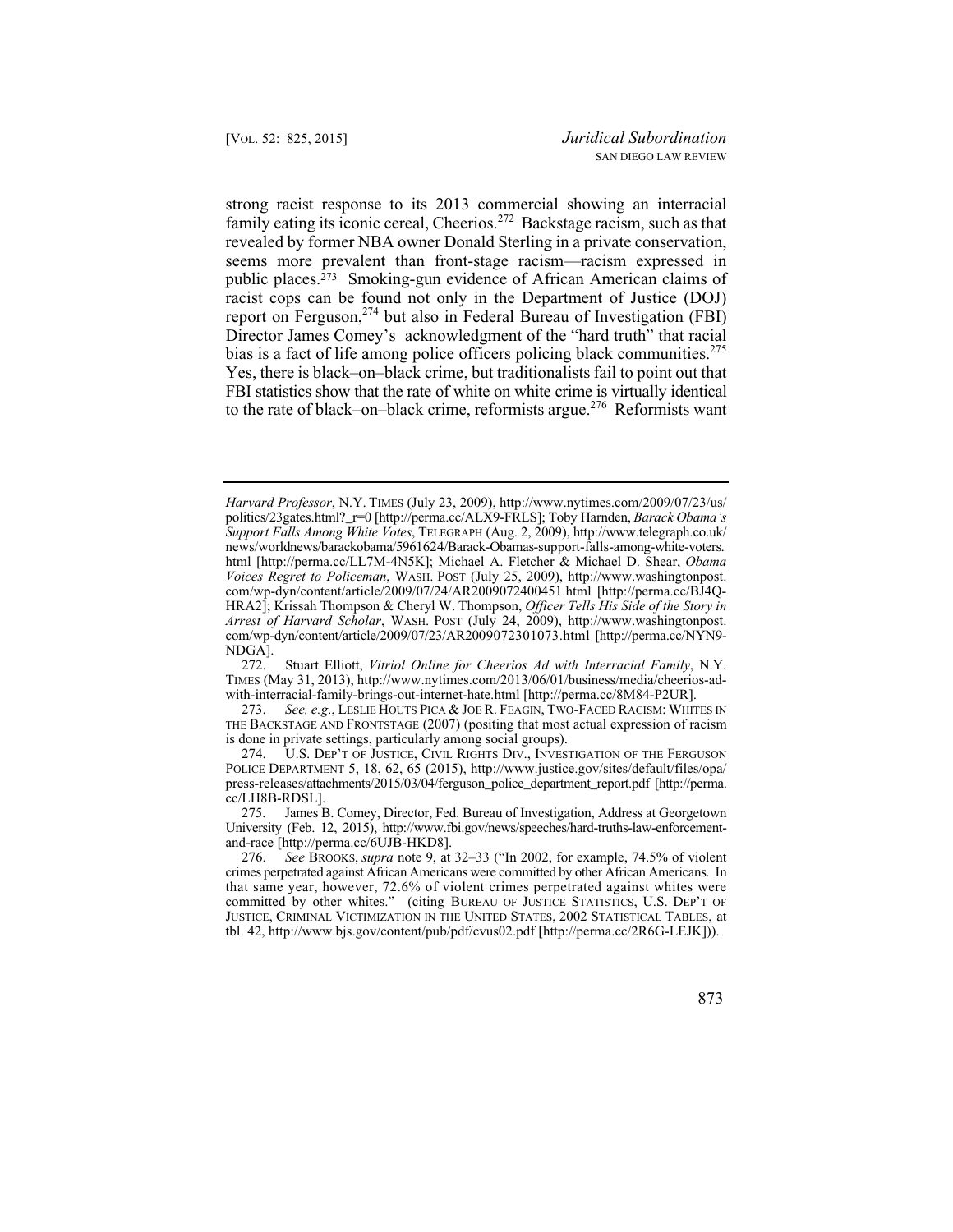strong racist response to its 2013 commercial showing an interracial family eating its iconic cereal, Cheerios.[272] Backstage racism, such as that revealed by former NBA owner Donald Sterling in a private conservation, seems more prevalent than front-stage racism—racism expressed in public places.[273] Smoking-gun evidence of African American claims of racist cops can be found not only in the Department of Justice (DOJ) report on Ferguson,[274] but also in Federal Bureau of Investigation (FBI) Director James Comey's acknowledgment of the "hard truth" that racial bias is a fact of life among police officers policing black communities.[275] Yes, there is black–on–black crime, but traditionalists fail to point out that FBI statistics show that the rate of white on white crime is virtually identical to the rate of black–on–black crime, reformists argue.[276] Reformists want

---

*Harvard Professor*, N.Y. TIMES (July 23, 2009), http://www.nytimes.com/2009/07/23/us/politics/23gates.html?_r=0 [http://perma.cc/ALX9-FRLS]; Toby Harnden, *Barack Obama's Support Falls Among White Votes*, TELEGRAPH (Aug. 2, 2009), http://www.telegraph.co.uk/news/worldnews/barackobama/5961624/Barack-Obamas-support-falls-among-white-voters.html [http://perma.cc/LL7M-4N5K]; Michael A. Fletcher & Michael D. Shear, *Obama Voices Regret to Policeman*, WASH. POST (July 25, 2009), http://www.washingtonpost.com/wp-dyn/content/article/2009/07/24/AR2009072400451.html [http://perma.cc/BJ4Q-HRA2]; Krissah Thompson & Cheryl W. Thompson, *Officer Tells His Side of the Story in Arrest of Harvard Scholar*, WASH. POST (July 24, 2009), http://www.washingtonpost.com/wp-dyn/content/article/2009/07/23/AR2009072301073.html [http://perma.cc/NYN9-NDGA].

272. Stuart Elliott, *Vitriol Online for Cheerios Ad with Interracial Family*, N.Y. TIMES (May 31, 2013), http://www.nytimes.com/2013/06/01/business/media/cheerios-ad-with-interracial-family-brings-out-internet-hate.html [http://perma.cc/8M84-P2UR].

273. *See, e.g.*, LESLIE HOUTS PICA & JOE R. FEAGIN, TWO-FACED RACISM: WHITES IN THE BACKSTAGE AND FRONTSTAGE (2007) (positing that most actual expression of racism is done in private settings, particularly among social groups).

274. U.S. DEP'T OF JUSTICE, CIVIL RIGHTS DIV., INVESTIGATION OF THE FERGUSON POLICE DEPARTMENT 5, 18, 62, 65 (2015), http://www.justice.gov/sites/default/files/opa/press-releases/attachments/2015/03/04/ferguson_police_department_report.pdf [http://perma.cc/LH8B-RDSL].

275. James B. Comey, Director, Fed. Bureau of Investigation, Address at Georgetown University (Feb. 12, 2015), http://www.fbi.gov/news/speeches/hard-truths-law-enforcement-and-race [http://perma.cc/6UJB-HKD8].

276. *See* BROOKS, *supra* note 9, at 32–33 ("In 2002, for example, 74.5% of violent crimes perpetrated against African Americans were committed by other African Americans. In that same year, however, 72.6% of violent crimes perpetrated against whites were committed by other whites." (citing BUREAU OF JUSTICE STATISTICS, U.S. DEP'T OF JUSTICE, CRIMINAL VICTIMIZATION IN THE UNITED STATES, 2002 STATISTICAL TABLES, at tbl. 42, http://www.bjs.gov/content/pub/pdf/cvus02.pdf [http://perma.cc/2R6G-LEJK])).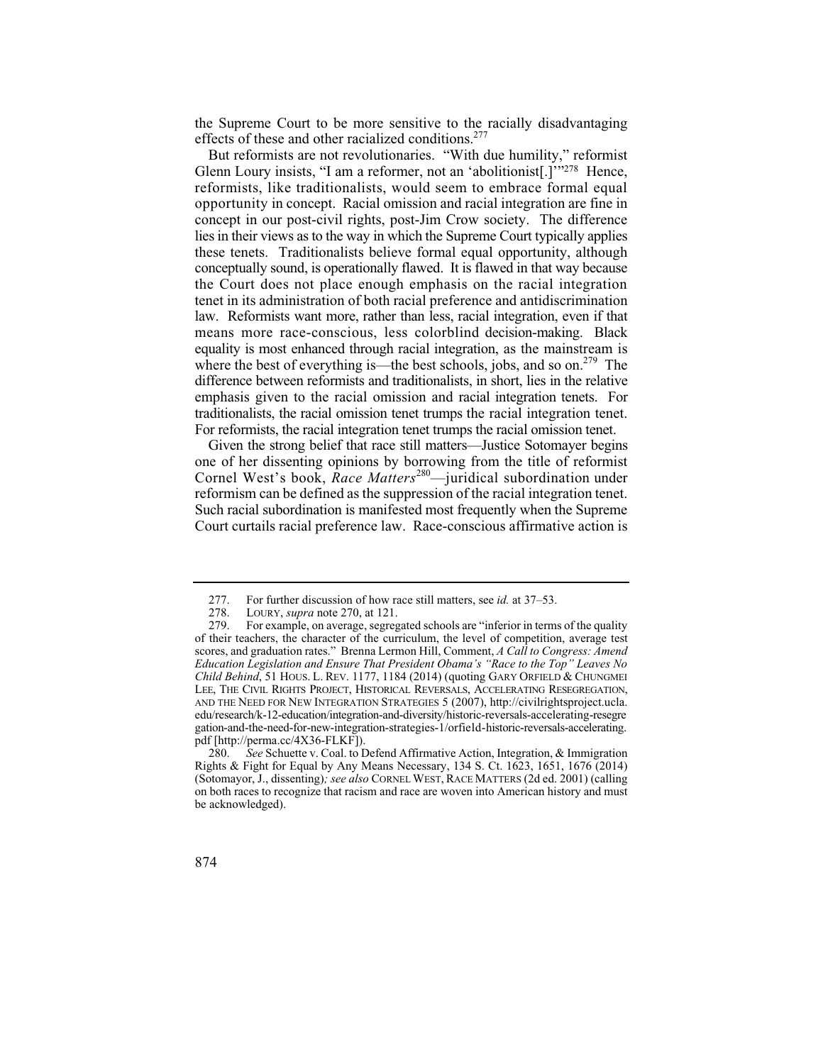the Supreme Court to be more sensitive to the racially disadvantaging effects of these and other racialized conditions.[277]

But reformists are not revolutionaries. "With due humility," reformist Glenn Loury insists, "I am a reformer, not an 'abolitionist[.]'"[278] Hence, reformists, like traditionalists, would seem to embrace formal equal opportunity in concept. Racial omission and racial integration are fine in concept in our post-civil rights, post-Jim Crow society. The difference lies in their views as to the way in which the Supreme Court typically applies these tenets. Traditionalists believe formal equal opportunity, although conceptually sound, is operationally flawed. It is flawed in that way because the Court does not place enough emphasis on the racial integration tenet in its administration of both racial preference and antidiscrimination law. Reformists want more, rather than less, racial integration, even if that means more race-conscious, less colorblind decision-making. Black equality is most enhanced through racial integration, as the mainstream is where the best of everything is—the best schools, jobs, and so on.[279] The difference between reformists and traditionalists, in short, lies in the relative emphasis given to the racial omission and racial integration tenets. For traditionalists, the racial omission tenet trumps the racial integration tenet. For reformists, the racial integration tenet trumps the racial omission tenet.

Given the strong belief that race still matters—Justice Sotomayer begins one of her dissenting opinions by borrowing from the title of reformist Cornel West's book, *Race Matters*[280]—juridical subordination under reformism can be defined as the suppression of the racial integration tenet. Such racial subordination is manifested most frequently when the Supreme Court curtails racial preference law. Race-conscious affirmative action is

---

277. For further discussion of how race still matters, see *id.* at 37–53.

278. LOURY, *supra* note 270, at 121.

279. For example, on average, segregated schools are "inferior in terms of the quality of their teachers, the character of the curriculum, the level of competition, average test scores, and graduation rates." Brenna Lermon Hill, Comment, *A Call to Congress: Amend Education Legislation and Ensure That President Obama's "Race to the Top" Leaves No Child Behind*, 51 HOUS. L. REV. 1177, 1184 (2014) (quoting GARY ORFIELD & CHUNGMEI LEE, THE CIVIL RIGHTS PROJECT, HISTORICAL REVERSALS, ACCELERATING RESEGREGATION, AND THE NEED FOR NEW INTEGRATION STRATEGIES 5 (2007), http://civilrightsproject.ucla.edu/research/k-12-education/integration-and-diversity/historic-reversals-accelerating-resegregation-and-the-need-for-new-integration-strategies-1/orfield-historic-reversals-accelerating.pdf [http://perma.cc/4X36-FLKF]).

280. *See* Schuette v. Coal. to Defend Affirmative Action, Integration, & Immigration Rights & Fight for Equal by Any Means Necessary, 134 S. Ct. 1623, 1651, 1676 (2014) (Sotomayor, J., dissenting)*; see also* CORNEL WEST, RACE MATTERS (2d ed. 2001) (calling on both races to recognize that racism and race are woven into American history and must be acknowledged).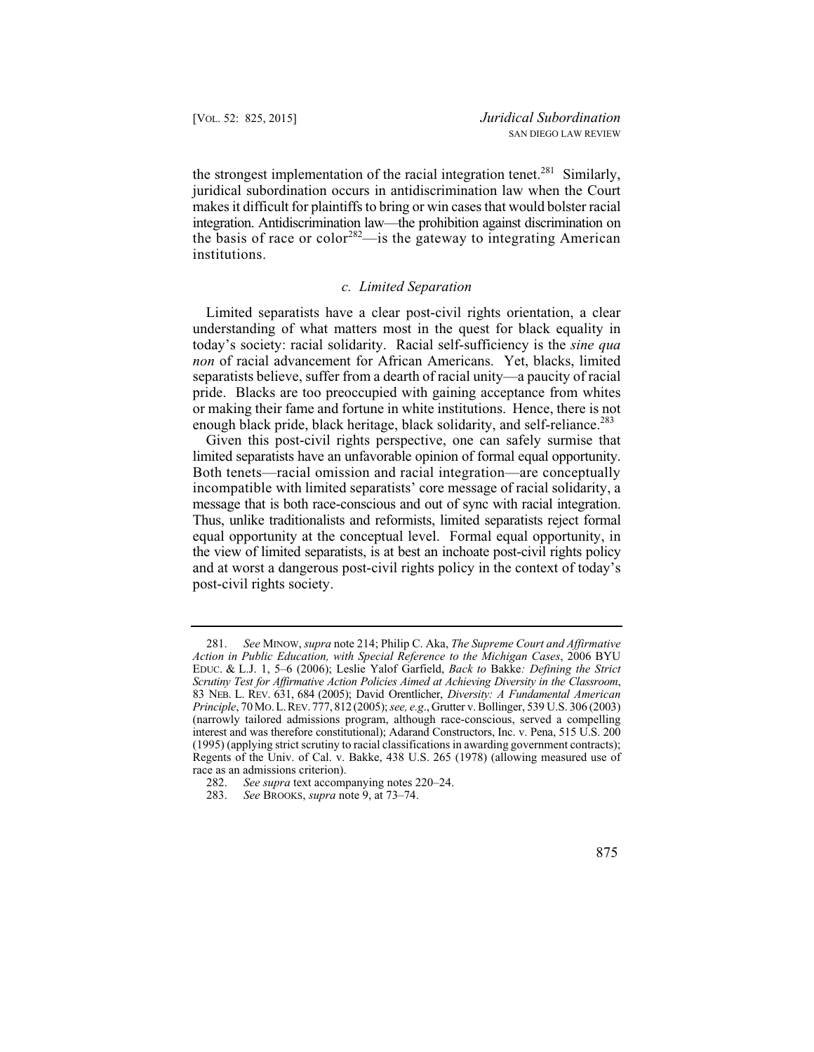the strongest implementation of the racial integration tenet.[281] Similarly, juridical subordination occurs in antidiscrimination law when the Court makes it difficult for plaintiffs to bring or win cases that would bolster racial integration. Antidiscrimination law—the prohibition against discrimination on the basis of race or color[282]—is the gateway to integrating American institutions.

### *c. Limited Separation*

Limited separatists have a clear post-civil rights orientation, a clear understanding of what matters most in the quest for black equality in today's society: racial solidarity. Racial self-sufficiency is the *sine qua non* of racial advancement for African Americans. Yet, blacks, limited separatists believe, suffer from a dearth of racial unity—a paucity of racial pride. Blacks are too preoccupied with gaining acceptance from whites or making their fame and fortune in white institutions. Hence, there is not enough black pride, black heritage, black solidarity, and self-reliance.[283]

Given this post-civil rights perspective, one can safely surmise that limited separatists have an unfavorable opinion of formal equal opportunity. Both tenets—racial omission and racial integration—are conceptually incompatible with limited separatists' core message of racial solidarity, a message that is both race-conscious and out of sync with racial integration. Thus, unlike traditionalists and reformists, limited separatists reject formal equal opportunity at the conceptual level. Formal equal opportunity, in the view of limited separatists, is at best an inchoate post-civil rights policy and at worst a dangerous post-civil rights policy in the context of today's post-civil rights society.

---

281. *See* MINOW, *supra* note 214; Philip C. Aka, *The Supreme Court and Affirmative Action in Public Education, with Special Reference to the Michigan Cases*, 2006 BYU EDUC. & L.J. 1, 5–6 (2006); Leslie Yalof Garfield, *Back to* Bakke*: Defining the Strict Scrutiny Test for Affirmative Action Policies Aimed at Achieving Diversity in the Classroom*, 83 NEB. L. REV. 631, 684 (2005); David Orentlicher, *Diversity: A Fundamental American Principle*, 70 MO. L. REV. 777, 812 (2005); *see, e.g.*, Grutter v. Bollinger, 539 U.S. 306 (2003) (narrowly tailored admissions program, although race-conscious, served a compelling interest and was therefore constitutional); Adarand Constructors, Inc. v. Pena, 515 U.S. 200 (1995) (applying strict scrutiny to racial classifications in awarding government contracts); Regents of the Univ. of Cal. v. Bakke, 438 U.S. 265 (1978) (allowing measured use of race as an admissions criterion).

282. *See supra* text accompanying notes 220–24.

283. *See* BROOKS, *supra* note 9, at 73–74.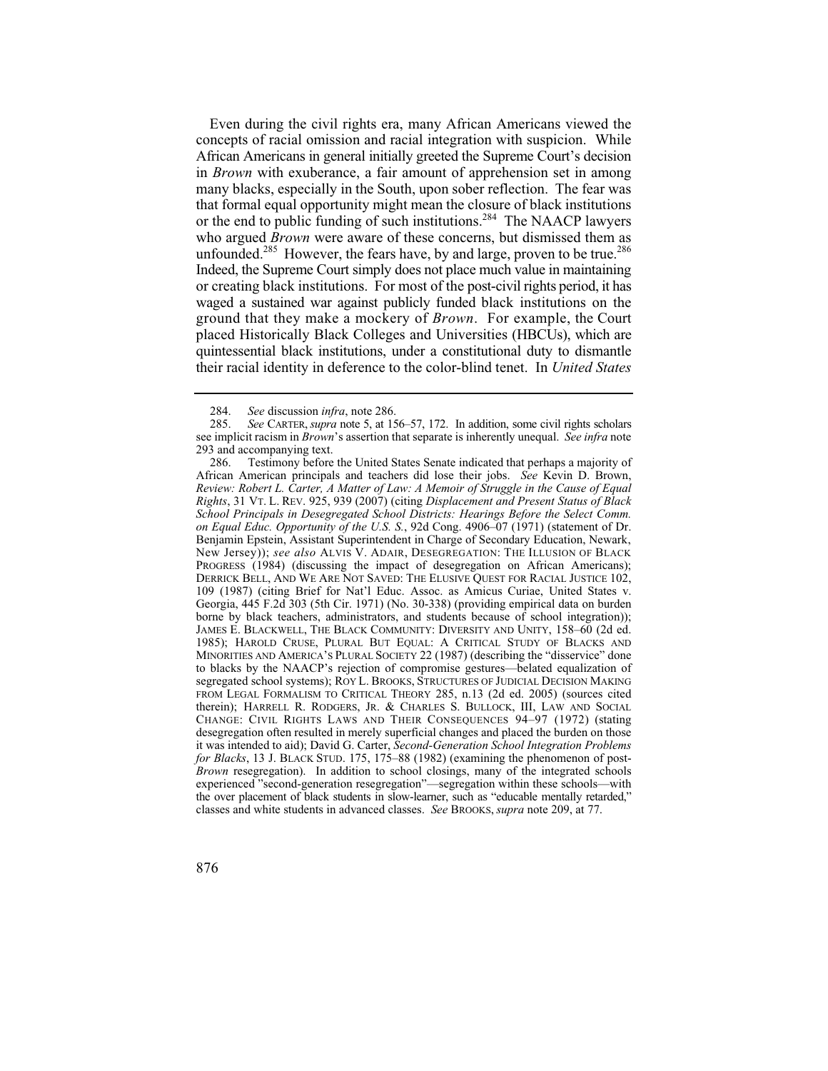Even during the civil rights era, many African Americans viewed the concepts of racial omission and racial integration with suspicion. While African Americans in general initially greeted the Supreme Court's decision in *Brown* with exuberance, a fair amount of apprehension set in among many blacks, especially in the South, upon sober reflection. The fear was that formal equal opportunity might mean the closure of black institutions or the end to public funding of such institutions.[284] The NAACP lawyers who argued *Brown* were aware of these concerns, but dismissed them as unfounded.[285] However, the fears have, by and large, proven to be true.[286] Indeed, the Supreme Court simply does not place much value in maintaining or creating black institutions. For most of the post-civil rights period, it has waged a sustained war against publicly funded black institutions on the ground that they make a mockery of *Brown*. For example, the Court placed Historically Black Colleges and Universities (HBCUs), which are quintessential black institutions, under a constitutional duty to dismantle their racial identity in deference to the color-blind tenet. In *United States*

---

284. *See* discussion *infra*, note 286.

285. *See* CARTER, *supra* note 5, at 156–57, 172. In addition, some civil rights scholars see implicit racism in *Brown*'s assertion that separate is inherently unequal. *See infra* note 293 and accompanying text.

286. Testimony before the United States Senate indicated that perhaps a majority of African American principals and teachers did lose their jobs. *See* Kevin D. Brown, *Review: Robert L. Carter, A Matter of Law: A Memoir of Struggle in the Cause of Equal Rights*, 31 VT. L. REV. 925, 939 (2007) (citing *Displacement and Present Status of Black School Principals in Desegregated School Districts: Hearings Before the Select Comm. on Equal Educ. Opportunity of the U.S. S.*, 92d Cong. 4906–07 (1971) (statement of Dr. Benjamin Epstein, Assistant Superintendent in Charge of Secondary Education, Newark, New Jersey)); *see also* ALVIS V. ADAIR, DESEGREGATION: THE ILLUSION OF BLACK PROGRESS (1984) (discussing the impact of desegregation on African Americans); DERRICK BELL, AND WE ARE NOT SAVED: THE ELUSIVE QUEST FOR RACIAL JUSTICE 102, 109 (1987) (citing Brief for Nat'l Educ. Assoc. as Amicus Curiae, United States v. Georgia, 445 F.2d 303 (5th Cir. 1971) (No. 30-338) (providing empirical data on burden borne by black teachers, administrators, and students because of school integration)); JAMES E. BLACKWELL, THE BLACK COMMUNITY: DIVERSITY AND UNITY, 158–60 (2d ed. 1985); HAROLD CRUSE, PLURAL BUT EQUAL: A CRITICAL STUDY OF BLACKS AND MINORITIES AND AMERICA'S PLURAL SOCIETY 22 (1987) (describing the "disservice" done to blacks by the NAACP's rejection of compromise gestures—belated equalization of segregated school systems); ROY L. BROOKS, STRUCTURES OF JUDICIAL DECISION MAKING FROM LEGAL FORMALISM TO CRITICAL THEORY 285, n.13 (2d ed. 2005) (sources cited therein); HARRELL R. RODGERS, JR. & CHARLES S. BULLOCK, III, LAW AND SOCIAL CHANGE: CIVIL RIGHTS LAWS AND THEIR CONSEQUENCES 94–97 (1972) (stating desegregation often resulted in merely superficial changes and placed the burden on those it was intended to aid); David G. Carter, *Second-Generation School Integration Problems for Blacks*, 13 J. BLACK STUD. 175, 175–88 (1982) (examining the phenomenon of post-*Brown* resegregation). In addition to school closings, many of the integrated schools experienced "second-generation resegregation"—segregation within these schools—with the over placement of black students in slow-learner, such as "educable mentally retarded," classes and white students in advanced classes. *See* BROOKS, *supra* note 209, at 77.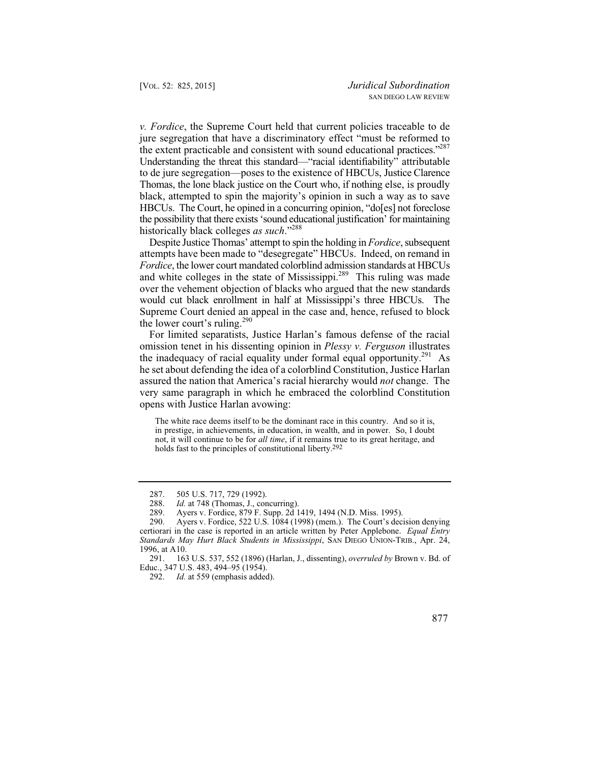*v. Fordice*, the Supreme Court held that current policies traceable to de jure segregation that have a discriminatory effect "must be reformed to the extent practicable and consistent with sound educational practices."[287] Understanding the threat this standard—"racial identifiability" attributable to de jure segregation—poses to the existence of HBCUs, Justice Clarence Thomas, the lone black justice on the Court who, if nothing else, is proudly black, attempted to spin the majority's opinion in such a way as to save HBCUs. The Court, he opined in a concurring opinion, "do[es] not foreclose the possibility that there exists 'sound educational justification' for maintaining historically black colleges *as such*."[288]

Despite Justice Thomas' attempt to spin the holding in *Fordice*, subsequent attempts have been made to "desegregate" HBCUs. Indeed, on remand in *Fordice*, the lower court mandated colorblind admission standards at HBCUs and white colleges in the state of Mississippi.[289] This ruling was made over the vehement objection of blacks who argued that the new standards would cut black enrollment in half at Mississippi's three HBCUs. The Supreme Court denied an appeal in the case and, hence, refused to block the lower court's ruling.[290]

For limited separatists, Justice Harlan's famous defense of the racial omission tenet in his dissenting opinion in *Plessy v. Ferguson* illustrates the inadequacy of racial equality under formal equal opportunity.[291] As he set about defending the idea of a colorblind Constitution, Justice Harlan assured the nation that America's racial hierarchy would *not* change. The very same paragraph in which he embraced the colorblind Constitution opens with Justice Harlan avowing:

> The white race deems itself to be the dominant race in this country. And so it is, in prestige, in achievements, in education, in wealth, and in power. So, I doubt not, it will continue to be for *all time*, if it remains true to its great heritage, and holds fast to the principles of constitutional liberty.[292]

---

287. 505 U.S. 717, 729 (1992).

288. *Id.* at 748 (Thomas, J., concurring).

289. Ayers v. Fordice, 879 F. Supp. 2d 1419, 1494 (N.D. Miss. 1995).

290. Ayers v. Fordice, 522 U.S. 1084 (1998) (mem.). The Court's decision denying certiorari in the case is reported in an article written by Peter Applebone. *Equal Entry Standards May Hurt Black Students in Mississippi*, SAN DIEGO UNION-TRIB., Apr. 24, 1996, at A10.

291. 163 U.S. 537, 552 (1896) (Harlan, J., dissenting), *overruled by* Brown v. Bd. of Educ., 347 U.S. 483, 494–95 (1954).

292. *Id.* at 559 (emphasis added).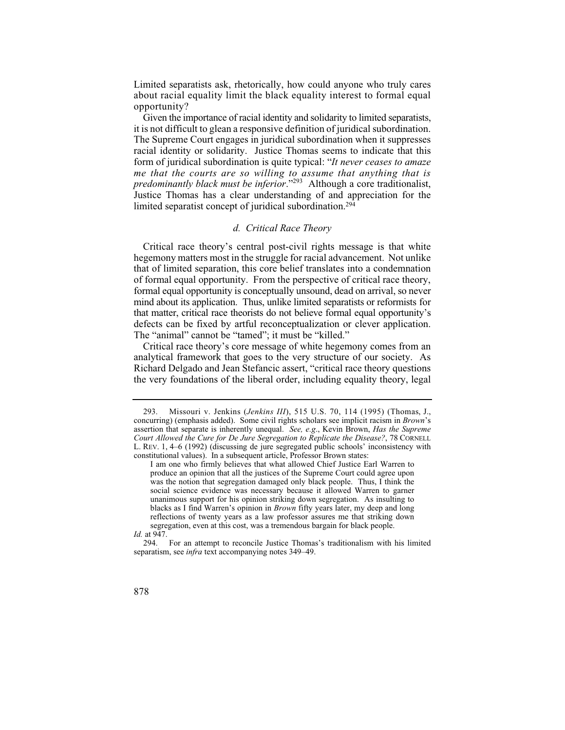Limited separatists ask, rhetorically, how could anyone who truly cares about racial equality limit the black equality interest to formal equal opportunity?

Given the importance of racial identity and solidarity to limited separatists, it is not difficult to glean a responsive definition of juridical subordination. The Supreme Court engages in juridical subordination when it suppresses racial identity or solidarity. Justice Thomas seems to indicate that this form of juridical subordination is quite typical: "*It never ceases to amaze me that the courts are so willing to assume that anything that is predominantly black must be inferior*."[293] Although a core traditionalist, Justice Thomas has a clear understanding of and appreciation for the limited separatist concept of juridical subordination.[294]

### *d. Critical Race Theory*

Critical race theory's central post-civil rights message is that white hegemony matters most in the struggle for racial advancement. Not unlike that of limited separation, this core belief translates into a condemnation of formal equal opportunity. From the perspective of critical race theory, formal equal opportunity is conceptually unsound, dead on arrival, so never mind about its application. Thus, unlike limited separatists or reformists for that matter, critical race theorists do not believe formal equal opportunity's defects can be fixed by artful reconceptualization or clever application. The "animal" cannot be "tamed"; it must be "killed."

Critical race theory's core message of white hegemony comes from an analytical framework that goes to the very structure of our society. As Richard Delgado and Jean Stefancic assert, "critical race theory questions the very foundations of the liberal order, including equality theory, legal

---

293. Missouri v. Jenkins (*Jenkins III*), 515 U.S. 70, 114 (1995) (Thomas, J., concurring) (emphasis added). Some civil rights scholars see implicit racism in *Brown*'s assertion that separate is inherently unequal. *See, e.g.*, Kevin Brown, *Has the Supreme Court Allowed the Cure for De Jure Segregation to Replicate the Disease?*, 78 CORNELL L. REV. 1, 4–6 (1992) (discussing de jure segregated public schools' inconsistency with constitutional values). In a subsequent article, Professor Brown states:

> I am one who firmly believes that what allowed Chief Justice Earl Warren to produce an opinion that all the justices of the Supreme Court could agree upon was the notion that segregation damaged only black people. Thus, I think the social science evidence was necessary because it allowed Warren to garner unanimous support for his opinion striking down segregation. As insulting to blacks as I find Warren's opinion in *Brown* fifty years later, my deep and long reflections of twenty years as a law professor assures me that striking down segregation, even at this cost, was a tremendous bargain for black people.

*Id.* at 947.

294. For an attempt to reconcile Justice Thomas's traditionalism with his limited separatism, see *infra* text accompanying notes 349–49.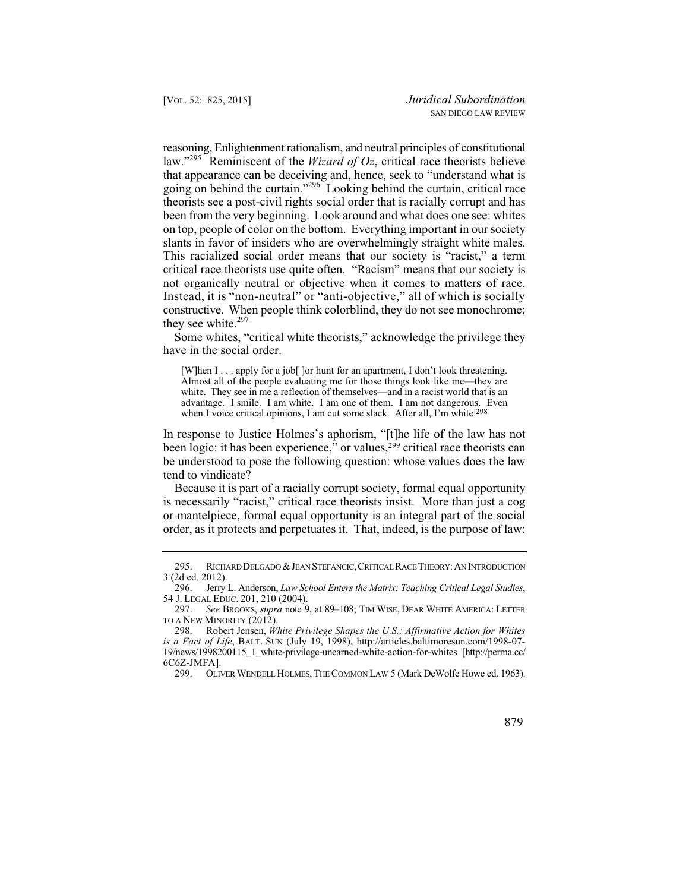reasoning, Enlightenment rationalism, and neutral principles of constitutional law."[295] Reminiscent of the *Wizard of Oz*, critical race theorists believe that appearance can be deceiving and, hence, seek to "understand what is going on behind the curtain."[296] Looking behind the curtain, critical race theorists see a post-civil rights social order that is racially corrupt and has been from the very beginning. Look around and what does one see: whites on top, people of color on the bottom. Everything important in our society slants in favor of insiders who are overwhelmingly straight white males. This racialized social order means that our society is "racist," a term critical race theorists use quite often. "Racism" means that our society is not organically neutral or objective when it comes to matters of race. Instead, it is "non-neutral" or "anti-objective," all of which is socially constructive. When people think colorblind, they do not see monochrome; they see white.[297]

Some whites, "critical white theorists," acknowledge the privilege they have in the social order.

> [W]hen I . . . apply for a job[ ]or hunt for an apartment, I don't look threatening. Almost all of the people evaluating me for those things look like me—they are white. They see in me a reflection of themselves—and in a racist world that is an advantage. I smile. I am white. I am one of them. I am not dangerous. Even when I voice critical opinions, I am cut some slack. After all, I'm white.[298]

In response to Justice Holmes's aphorism, "[t]he life of the law has not been logic: it has been experience," or values,[299] critical race theorists can be understood to pose the following question: whose values does the law tend to vindicate?

Because it is part of a racially corrupt society, formal equal opportunity is necessarily "racist," critical race theorists insist. More than just a cog or mantelpiece, formal equal opportunity is an integral part of the social order, as it protects and perpetuates it. That, indeed, is the purpose of law:

---

295. RICHARD DELGADO & JEAN STEFANCIC, CRITICAL RACE THEORY: AN INTRODUCTION 3 (2d ed. 2012).

296. Jerry L. Anderson, *Law School Enters the Matrix: Teaching Critical Legal Studies*, 54 J. LEGAL EDUC. 201, 210 (2004).

297. *See* BROOKS, *supra* note 9, at 89–108; TIM WISE, DEAR WHITE AMERICA: LETTER TO A NEW MINORITY (2012).

298. Robert Jensen, *White Privilege Shapes the U.S.: Affirmative Action for Whites is a Fact of Life*, BALT. SUN (July 19, 1998), http://articles.baltimoresun.com/1998-07-19/news/1998200115_1_white-privilege-unearned-white-action-for-whites [http://perma.cc/6C6Z-JMFA].

299. OLIVER WENDELL HOLMES, THE COMMON LAW 5 (Mark DeWolfe Howe ed. 1963).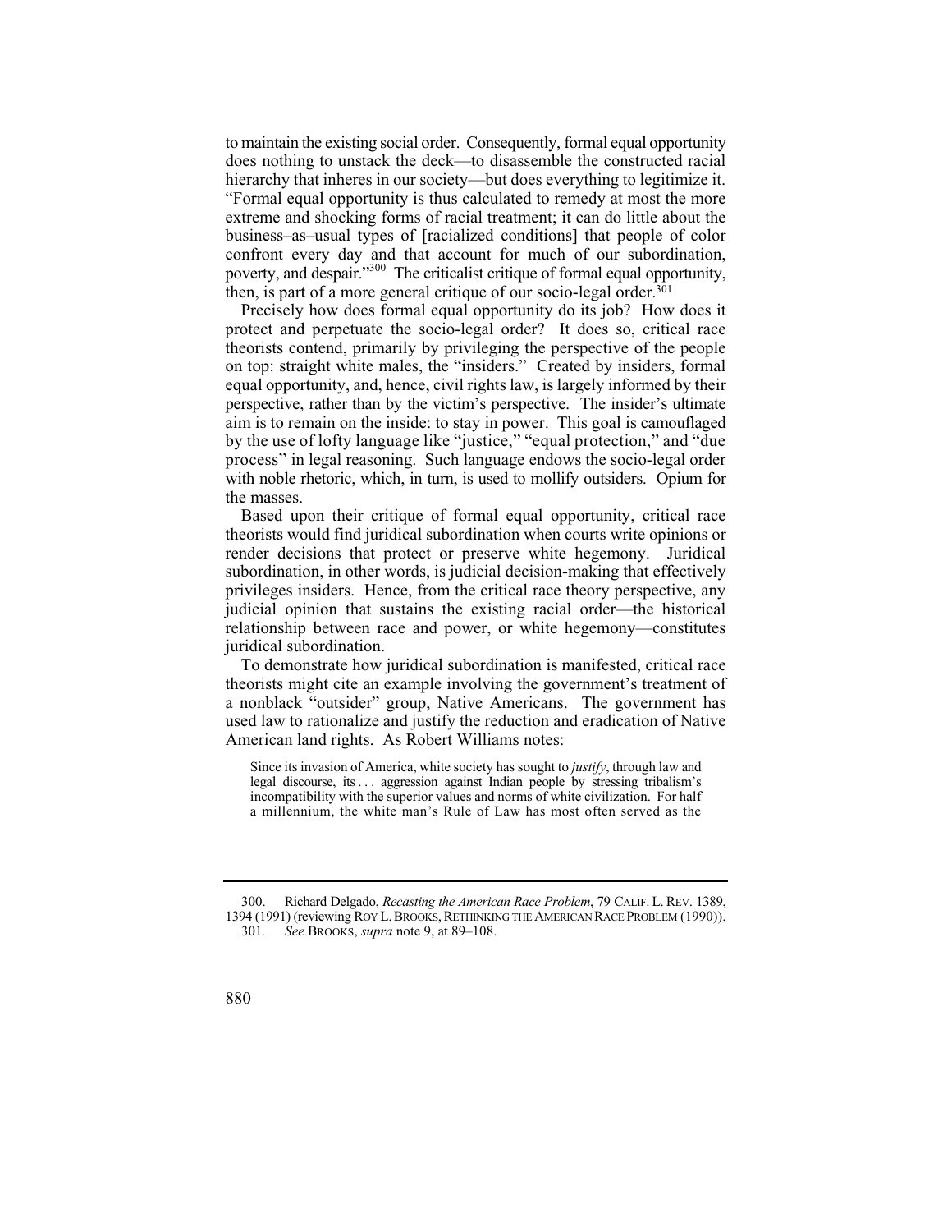to maintain the existing social order. Consequently, formal equal opportunity does nothing to unstack the deck—to disassemble the constructed racial hierarchy that inheres in our society—but does everything to legitimize it. "Formal equal opportunity is thus calculated to remedy at most the more extreme and shocking forms of racial treatment; it can do little about the business–as–usual types of [racialized conditions] that people of color confront every day and that account for much of our subordination, poverty, and despair."[300] The criticalist critique of formal equal opportunity, then, is part of a more general critique of our socio-legal order.[301]

Precisely how does formal equal opportunity do its job? How does it protect and perpetuate the socio-legal order? It does so, critical race theorists contend, primarily by privileging the perspective of the people on top: straight white males, the "insiders." Created by insiders, formal equal opportunity, and, hence, civil rights law, is largely informed by their perspective, rather than by the victim's perspective. The insider's ultimate aim is to remain on the inside: to stay in power. This goal is camouflaged by the use of lofty language like "justice," "equal protection," and "due process" in legal reasoning. Such language endows the socio-legal order with noble rhetoric, which, in turn, is used to mollify outsiders. Opium for the masses.

Based upon their critique of formal equal opportunity, critical race theorists would find juridical subordination when courts write opinions or render decisions that protect or preserve white hegemony. Juridical subordination, in other words, is judicial decision-making that effectively privileges insiders. Hence, from the critical race theory perspective, any judicial opinion that sustains the existing racial order—the historical relationship between race and power, or white hegemony—constitutes juridical subordination.

To demonstrate how juridical subordination is manifested, critical race theorists might cite an example involving the government's treatment of a nonblack "outsider" group, Native Americans. The government has used law to rationalize and justify the reduction and eradication of Native American land rights. As Robert Williams notes:

> Since its invasion of America, white society has sought to *justify*, through law and legal discourse, its . . . aggression against Indian people by stressing tribalism's incompatibility with the superior values and norms of white civilization. For half a millennium, the white man's Rule of Law has most often served as the

---

300. Richard Delgado, *Recasting the American Race Problem*, 79 CALIF. L. REV. 1389, 1394 (1991) (reviewing ROY L. BROOKS, RETHINKING THE AMERICAN RACE PROBLEM (1990)).

301. *See* BROOKS, *supra* note 9, at 89–108.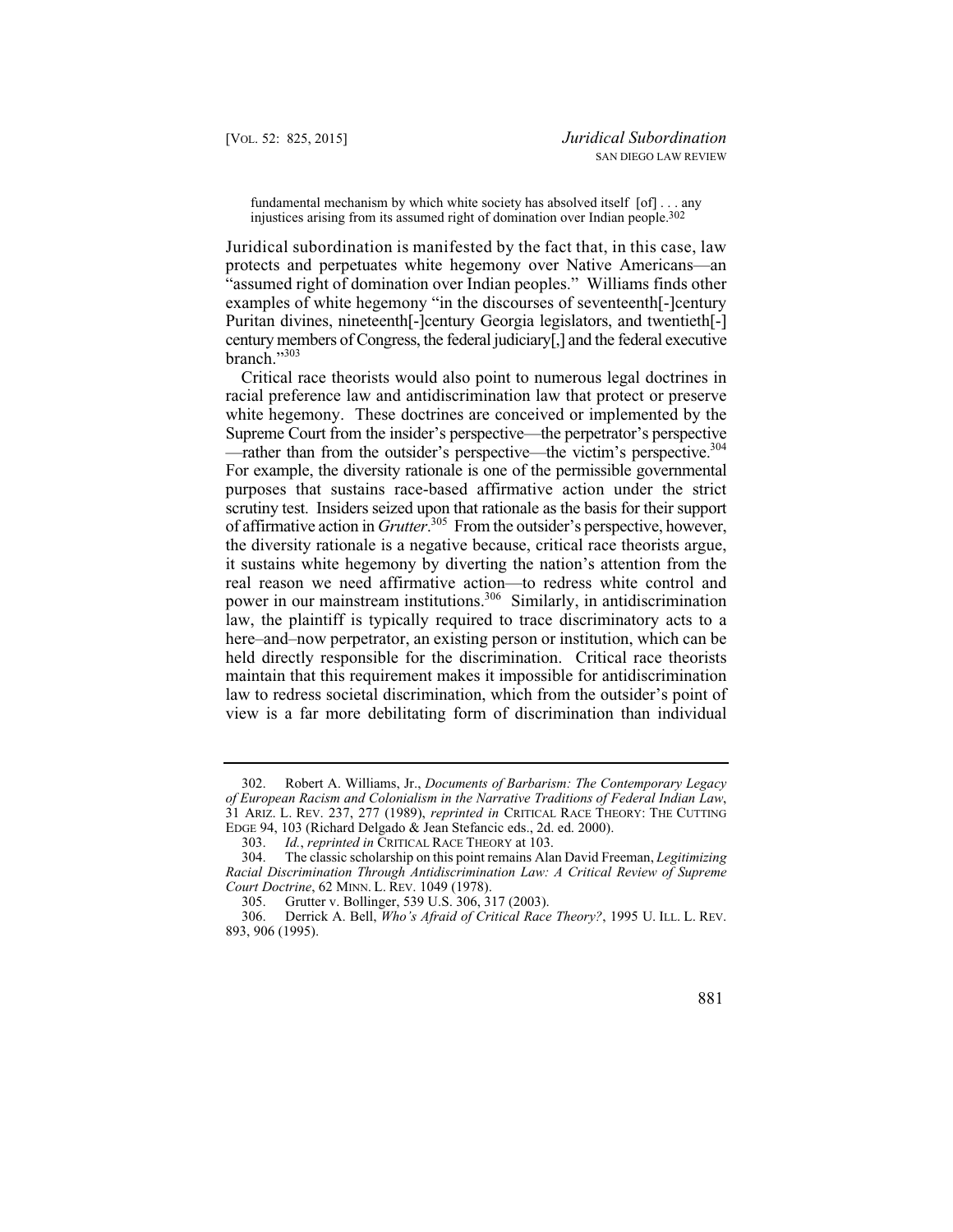> fundamental mechanism by which white society has absolved itself [of] . . . any injustices arising from its assumed right of domination over Indian people.[302]

Juridical subordination is manifested by the fact that, in this case, law protects and perpetuates white hegemony over Native Americans—an "assumed right of domination over Indian peoples." Williams finds other examples of white hegemony "in the discourses of seventeenth[-]century Puritan divines, nineteenth[-]century Georgia legislators, and twentieth[-]century members of Congress, the federal judiciary[,] and the federal executive branch."[303]

Critical race theorists would also point to numerous legal doctrines in racial preference law and antidiscrimination law that protect or preserve white hegemony. These doctrines are conceived or implemented by the Supreme Court from the insider's perspective—the perpetrator's perspective—rather than from the outsider's perspective—the victim's perspective.[304] For example, the diversity rationale is one of the permissible governmental purposes that sustains race-based affirmative action under the strict scrutiny test. Insiders seized upon that rationale as the basis for their support of affirmative action in *Grutter*.[305] From the outsider's perspective, however, the diversity rationale is a negative because, critical race theorists argue, it sustains white hegemony by diverting the nation's attention from the real reason we need affirmative action—to redress white control and power in our mainstream institutions.[306] Similarly, in antidiscrimination law, the plaintiff is typically required to trace discriminatory acts to a here–and–now perpetrator, an existing person or institution, which can be held directly responsible for the discrimination. Critical race theorists maintain that this requirement makes it impossible for antidiscrimination law to redress societal discrimination, which from the outsider's point of view is a far more debilitating form of discrimination than individual

---

302. Robert A. Williams, Jr., *Documents of Barbarism: The Contemporary Legacy of European Racism and Colonialism in the Narrative Traditions of Federal Indian Law*, 31 ARIZ. L. REV. 237, 277 (1989), *reprinted in* CRITICAL RACE THEORY: THE CUTTING EDGE 94, 103 (Richard Delgado & Jean Stefancic eds., 2d. ed. 2000).

303. *Id.*, *reprinted in* CRITICAL RACE THEORY at 103.

304. The classic scholarship on this point remains Alan David Freeman, *Legitimizing Racial Discrimination Through Antidiscrimination Law: A Critical Review of Supreme Court Doctrine*, 62 MINN. L. REV. 1049 (1978).

305. Grutter v. Bollinger, 539 U.S. 306, 317 (2003).

306. Derrick A. Bell, *Who's Afraid of Critical Race Theory?*, 1995 U. ILL. L. REV. 893, 906 (1995).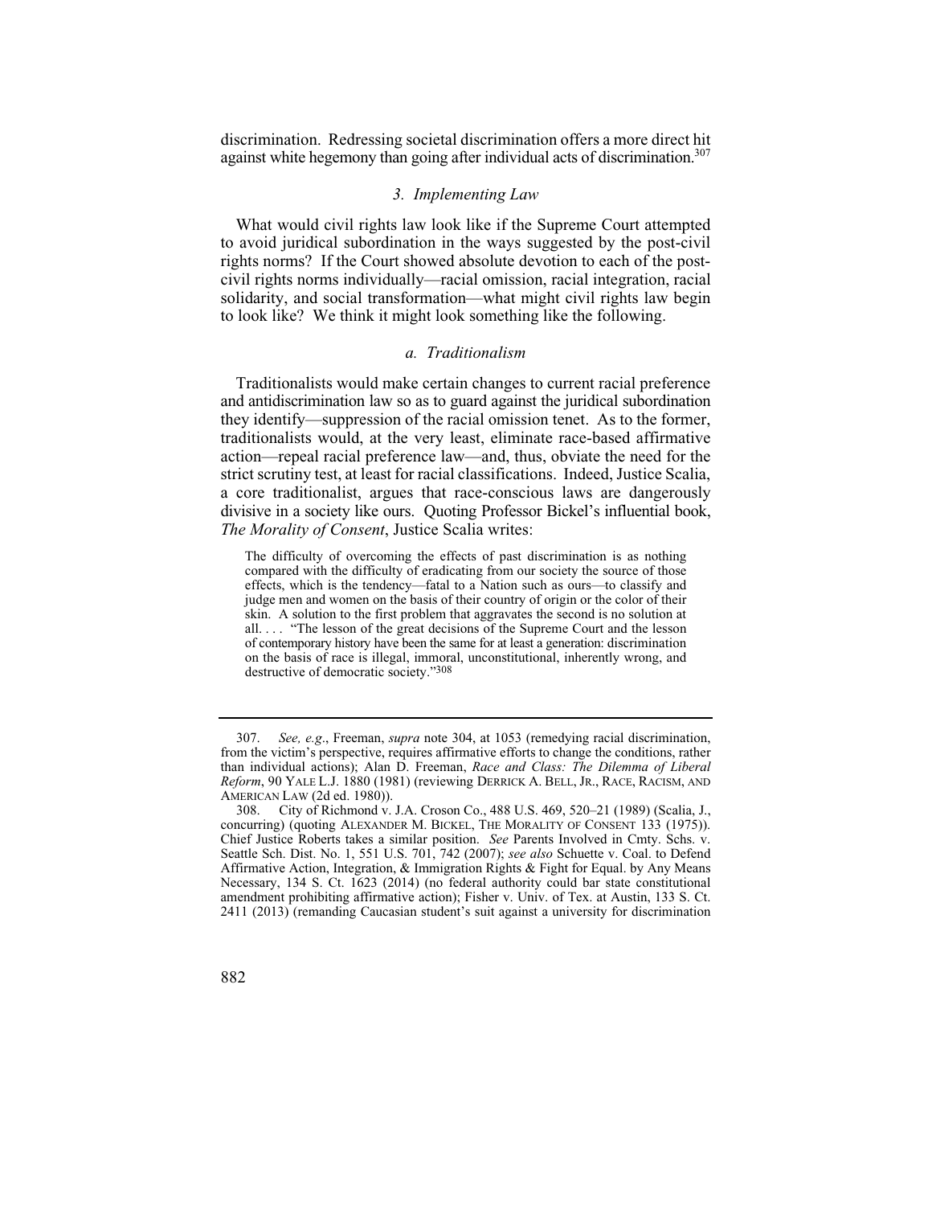discrimination. Redressing societal discrimination offers a more direct hit against white hegemony than going after individual acts of discrimination.[307]

### 3. *Implementing Law*

What would civil rights law look like if the Supreme Court attempted to avoid juridical subordination in the ways suggested by the post-civil rights norms? If the Court showed absolute devotion to each of the post-civil rights norms individually—racial omission, racial integration, racial solidarity, and social transformation—what might civil rights law begin to look like? We think it might look something like the following.

#### a. *Traditionalism*

Traditionalists would make certain changes to current racial preference and antidiscrimination law so as to guard against the juridical subordination they identify—suppression of the racial omission tenet. As to the former, traditionalists would, at the very least, eliminate race-based affirmative action—repeal racial preference law—and, thus, obviate the need for the strict scrutiny test, at least for racial classifications. Indeed, Justice Scalia, a core traditionalist, argues that race-conscious laws are dangerously divisive in a society like ours. Quoting Professor Bickel's influential book, *The Morality of Consent*, Justice Scalia writes:

> The difficulty of overcoming the effects of past discrimination is as nothing compared with the difficulty of eradicating from our society the source of those effects, which is the tendency—fatal to a Nation such as ours—to classify and judge men and women on the basis of their country of origin or the color of their skin. A solution to the first problem that aggravates the second is no solution at all. . . . "The lesson of the great decisions of the Supreme Court and the lesson of contemporary history have been the same for at least a generation: discrimination on the basis of race is illegal, immoral, unconstitutional, inherently wrong, and destructive of democratic society."[308]

---

307. *See, e.g.*, Freeman, *supra* note 304, at 1053 (remedying racial discrimination, from the victim's perspective, requires affirmative efforts to change the conditions, rather than individual actions); Alan D. Freeman, *Race and Class: The Dilemma of Liberal Reform*, 90 YALE L.J. 1880 (1981) (reviewing DERRICK A. BELL, JR., RACE, RACISM, AND AMERICAN LAW (2d ed. 1980)).

308. City of Richmond v. J.A. Croson Co., 488 U.S. 469, 520–21 (1989) (Scalia, J., concurring) (quoting ALEXANDER M. BICKEL, THE MORALITY OF CONSENT 133 (1975)). Chief Justice Roberts takes a similar position. *See* Parents Involved in Cmty. Schs. v. Seattle Sch. Dist. No. 1, 551 U.S. 701, 742 (2007); *see also* Schuette v. Coal. to Defend Affirmative Action, Integration, & Immigration Rights & Fight for Equal. by Any Means Necessary, 134 S. Ct. 1623 (2014) (no federal authority could bar state constitutional amendment prohibiting affirmative action); Fisher v. Univ. of Tex. at Austin, 133 S. Ct. 2411 (2013) (remanding Caucasian student's suit against a university for discrimination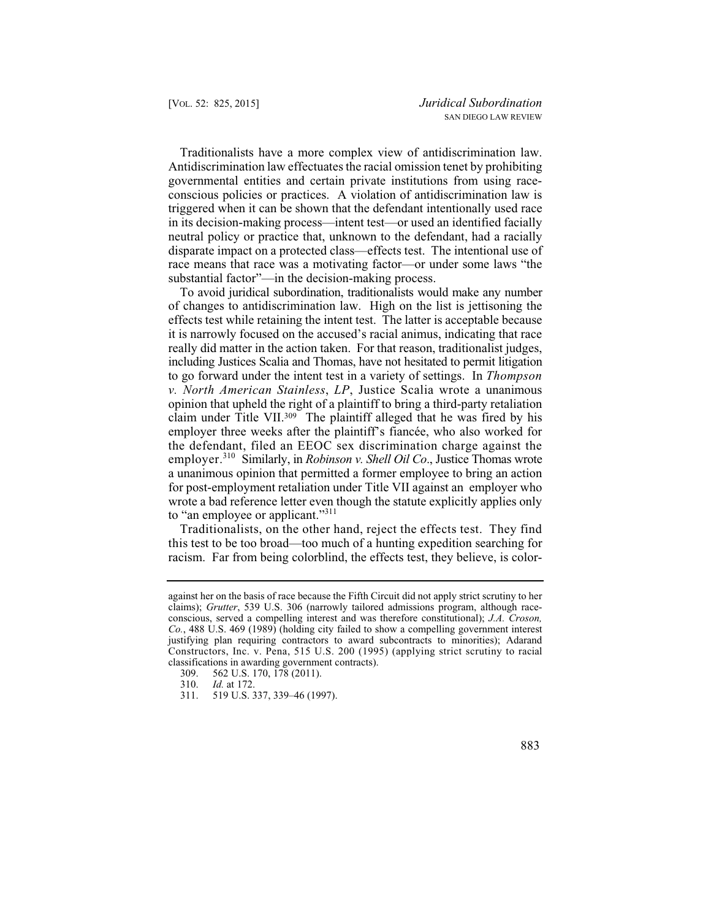Traditionalists have a more complex view of antidiscrimination law. Antidiscrimination law effectuates the racial omission tenet by prohibiting governmental entities and certain private institutions from using race-conscious policies or practices. A violation of antidiscrimination law is triggered when it can be shown that the defendant intentionally used race in its decision-making process—intent test—or used an identified facially neutral policy or practice that, unknown to the defendant, had a racially disparate impact on a protected class—effects test. The intentional use of race means that race was a motivating factor—or under some laws "the substantial factor"—in the decision-making process.

To avoid juridical subordination, traditionalists would make any number of changes to antidiscrimination law. High on the list is jettisoning the effects test while retaining the intent test. The latter is acceptable because it is narrowly focused on the accused's racial animus, indicating that race really did matter in the action taken. For that reason, traditionalist judges, including Justices Scalia and Thomas, have not hesitated to permit litigation to go forward under the intent test in a variety of settings. In *Thompson v. North American Stainless*, *LP*, Justice Scalia wrote a unanimous opinion that upheld the right of a plaintiff to bring a third-party retaliation claim under Title VII.[309] The plaintiff alleged that he was fired by his employer three weeks after the plaintiff's fiancée, who also worked for the defendant, filed an EEOC sex discrimination charge against the employer.[310] Similarly, in *Robinson v. Shell Oil Co*., Justice Thomas wrote a unanimous opinion that permitted a former employee to bring an action for post-employment retaliation under Title VII against an employer who wrote a bad reference letter even though the statute explicitly applies only to "an employee or applicant."[311]

Traditionalists, on the other hand, reject the effects test. They find this test to be too broad—too much of a hunting expedition searching for racism. Far from being colorblind, the effects test, they believe, is color-

---

against her on the basis of race because the Fifth Circuit did not apply strict scrutiny to her claims); *Grutter*, 539 U.S. 306 (narrowly tailored admissions program, although race-conscious, served a compelling interest and was therefore constitutional); *J.A. Croson, Co.*, 488 U.S. 469 (1989) (holding city failed to show a compelling government interest justifying plan requiring contractors to award subcontracts to minorities); Adarand Constructors, Inc. v. Pena, 515 U.S. 200 (1995) (applying strict scrutiny to racial classifications in awarding government contracts).

309. 562 U.S. 170, 178 (2011).

310. *Id.* at 172.

311. 519 U.S. 337, 339–46 (1997).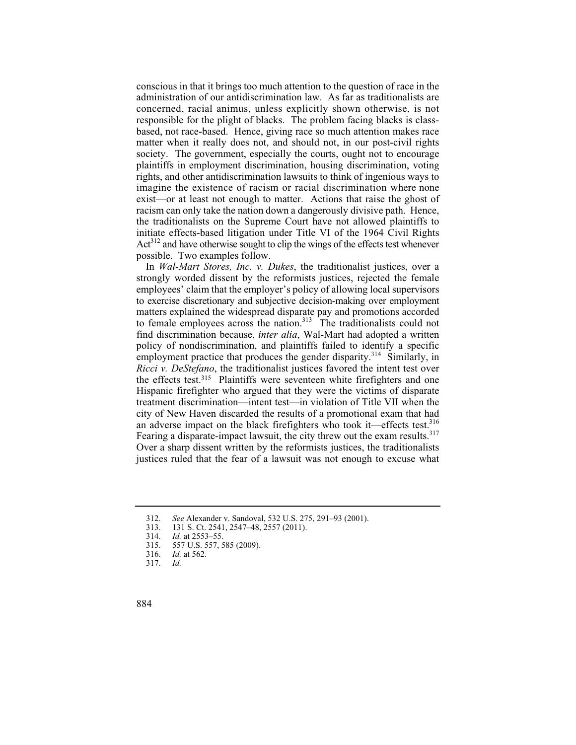conscious in that it brings too much attention to the question of race in the administration of our antidiscrimination law. As far as traditionalists are concerned, racial animus, unless explicitly shown otherwise, is not responsible for the plight of blacks. The problem facing blacks is class-based, not race-based. Hence, giving race so much attention makes race matter when it really does not, and should not, in our post-civil rights society. The government, especially the courts, ought not to encourage plaintiffs in employment discrimination, housing discrimination, voting rights, and other antidiscrimination lawsuits to think of ingenious ways to imagine the existence of racism or racial discrimination where none exist—or at least not enough to matter. Actions that raise the ghost of racism can only take the nation down a dangerously divisive path. Hence, the traditionalists on the Supreme Court have not allowed plaintiffs to initiate effects-based litigation under Title VI of the 1964 Civil Rights Act[312] and have otherwise sought to clip the wings of the effects test whenever possible. Two examples follow.

In *Wal-Mart Stores, Inc. v. Dukes*, the traditionalist justices, over a strongly worded dissent by the reformists justices, rejected the female employees' claim that the employer's policy of allowing local supervisors to exercise discretionary and subjective decision-making over employment matters explained the widespread disparate pay and promotions accorded to female employees across the nation.[313] The traditionalists could not find discrimination because, *inter alia*, Wal-Mart had adopted a written policy of nondiscrimination, and plaintiffs failed to identify a specific employment practice that produces the gender disparity.[314] Similarly, in *Ricci v. DeStefano*, the traditionalist justices favored the intent test over the effects test.[315] Plaintiffs were seventeen white firefighters and one Hispanic firefighter who argued that they were the victims of disparate treatment discrimination—intent test—in violation of Title VII when the city of New Haven discarded the results of a promotional exam that had an adverse impact on the black firefighters who took it—effects test.[316] Fearing a disparate-impact lawsuit, the city threw out the exam results.[317] Over a sharp dissent written by the reformists justices, the traditionalists justices ruled that the fear of a lawsuit was not enough to excuse what

312. *See* Alexander v. Sandoval, 532 U.S. 275, 291–93 (2001).

313. 131 S. Ct. 2541, 2547–48, 2557 (2011).

314. *Id.* at 2553–55.

315. 557 U.S. 557, 585 (2009).

316. *Id.* at 562.

317. *Id.*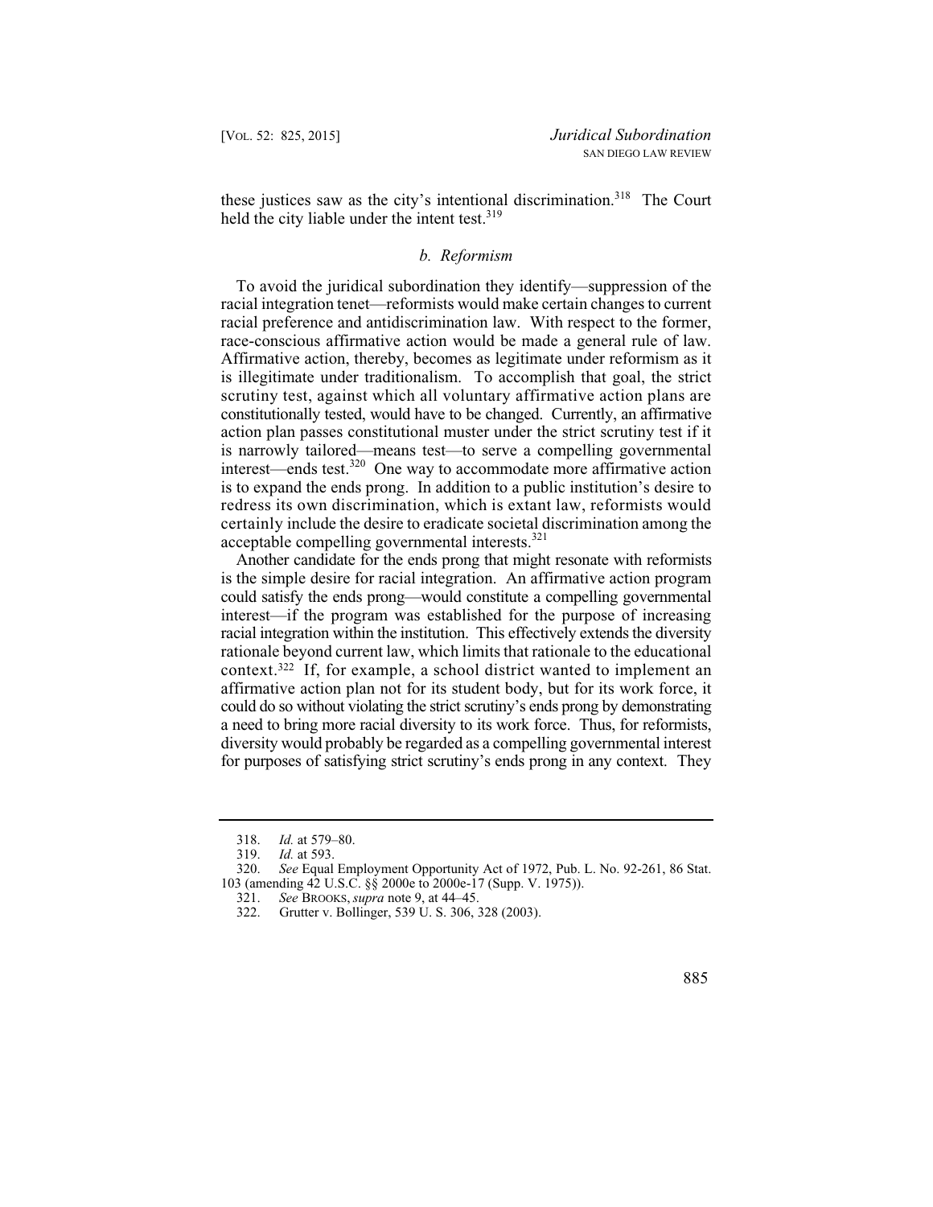these justices saw as the city's intentional discrimination.[318] The Court held the city liable under the intent test.[319]

### *b. Reformism*

To avoid the juridical subordination they identify—suppression of the racial integration tenet—reformists would make certain changes to current racial preference and antidiscrimination law. With respect to the former, race-conscious affirmative action would be made a general rule of law. Affirmative action, thereby, becomes as legitimate under reformism as it is illegitimate under traditionalism. To accomplish that goal, the strict scrutiny test, against which all voluntary affirmative action plans are constitutionally tested, would have to be changed. Currently, an affirmative action plan passes constitutional muster under the strict scrutiny test if it is narrowly tailored—means test—to serve a compelling governmental interest—ends test.[320] One way to accommodate more affirmative action is to expand the ends prong. In addition to a public institution's desire to redress its own discrimination, which is extant law, reformists would certainly include the desire to eradicate societal discrimination among the acceptable compelling governmental interests.[321]

Another candidate for the ends prong that might resonate with reformists is the simple desire for racial integration. An affirmative action program could satisfy the ends prong—would constitute a compelling governmental interest—if the program was established for the purpose of increasing racial integration within the institution. This effectively extends the diversity rationale beyond current law, which limits that rationale to the educational context.[322] If, for example, a school district wanted to implement an affirmative action plan not for its student body, but for its work force, it could do so without violating the strict scrutiny's ends prong by demonstrating a need to bring more racial diversity to its work force. Thus, for reformists, diversity would probably be regarded as a compelling governmental interest for purposes of satisfying strict scrutiny's ends prong in any context. They

---

318. *Id.* at 579–80.

319. *Id.* at 593.

320. *See* Equal Employment Opportunity Act of 1972, Pub. L. No. 92-261, 86 Stat. 103 (amending 42 U.S.C. §§ 2000e to 2000e-17 (Supp. V. 1975)).

321. *See* BROOKS, *supra* note 9, at 44–45.

322. Grutter v. Bollinger, 539 U. S. 306, 328 (2003).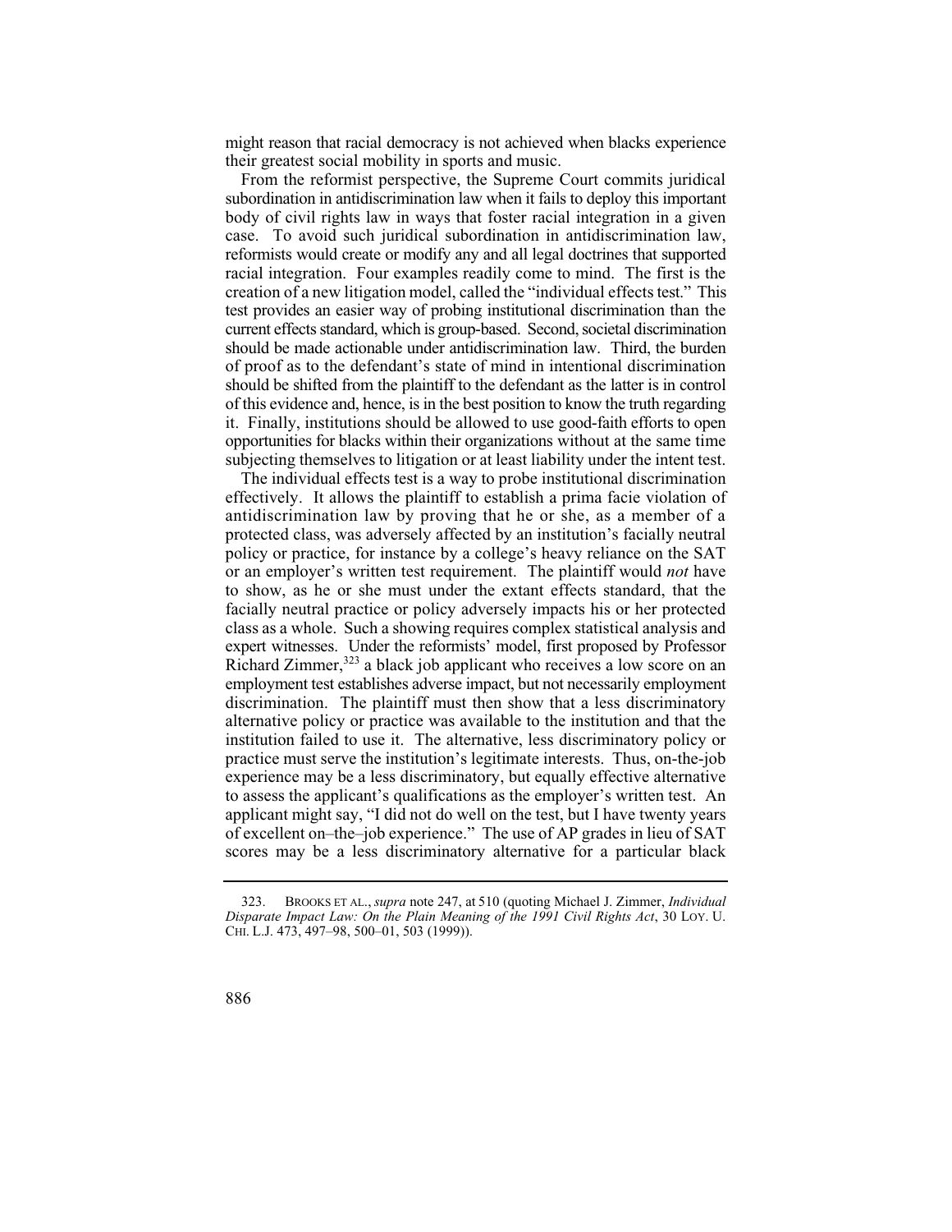might reason that racial democracy is not achieved when blacks experience their greatest social mobility in sports and music.

From the reformist perspective, the Supreme Court commits juridical subordination in antidiscrimination law when it fails to deploy this important body of civil rights law in ways that foster racial integration in a given case. To avoid such juridical subordination in antidiscrimination law, reformists would create or modify any and all legal doctrines that supported racial integration. Four examples readily come to mind. The first is the creation of a new litigation model, called the "individual effects test." This test provides an easier way of probing institutional discrimination than the current effects standard, which is group-based. Second, societal discrimination should be made actionable under antidiscrimination law. Third, the burden of proof as to the defendant's state of mind in intentional discrimination should be shifted from the plaintiff to the defendant as the latter is in control of this evidence and, hence, is in the best position to know the truth regarding it. Finally, institutions should be allowed to use good-faith efforts to open opportunities for blacks within their organizations without at the same time subjecting themselves to litigation or at least liability under the intent test.

The individual effects test is a way to probe institutional discrimination effectively. It allows the plaintiff to establish a prima facie violation of antidiscrimination law by proving that he or she, as a member of a protected class, was adversely affected by an institution's facially neutral policy or practice, for instance by a college's heavy reliance on the SAT or an employer's written test requirement. The plaintiff would *not* have to show, as he or she must under the extant effects standard, that the facially neutral practice or policy adversely impacts his or her protected class as a whole. Such a showing requires complex statistical analysis and expert witnesses. Under the reformists' model, first proposed by Professor Richard Zimmer,[323] a black job applicant who receives a low score on an employment test establishes adverse impact, but not necessarily employment discrimination. The plaintiff must then show that a less discriminatory alternative policy or practice was available to the institution and that the institution failed to use it. The alternative, less discriminatory policy or practice must serve the institution's legitimate interests. Thus, on-the-job experience may be a less discriminatory, but equally effective alternative to assess the applicant's qualifications as the employer's written test. An applicant might say, "I did not do well on the test, but I have twenty years of excellent on–the–job experience." The use of AP grades in lieu of SAT scores may be a less discriminatory alternative for a particular black

323. BROOKS ET AL., *supra* note 247, at 510 (quoting Michael J. Zimmer, *Individual Disparate Impact Law: On the Plain Meaning of the 1991 Civil Rights Act*, 30 LOY. U. CHI. L.J. 473, 497–98, 500–01, 503 (1999)).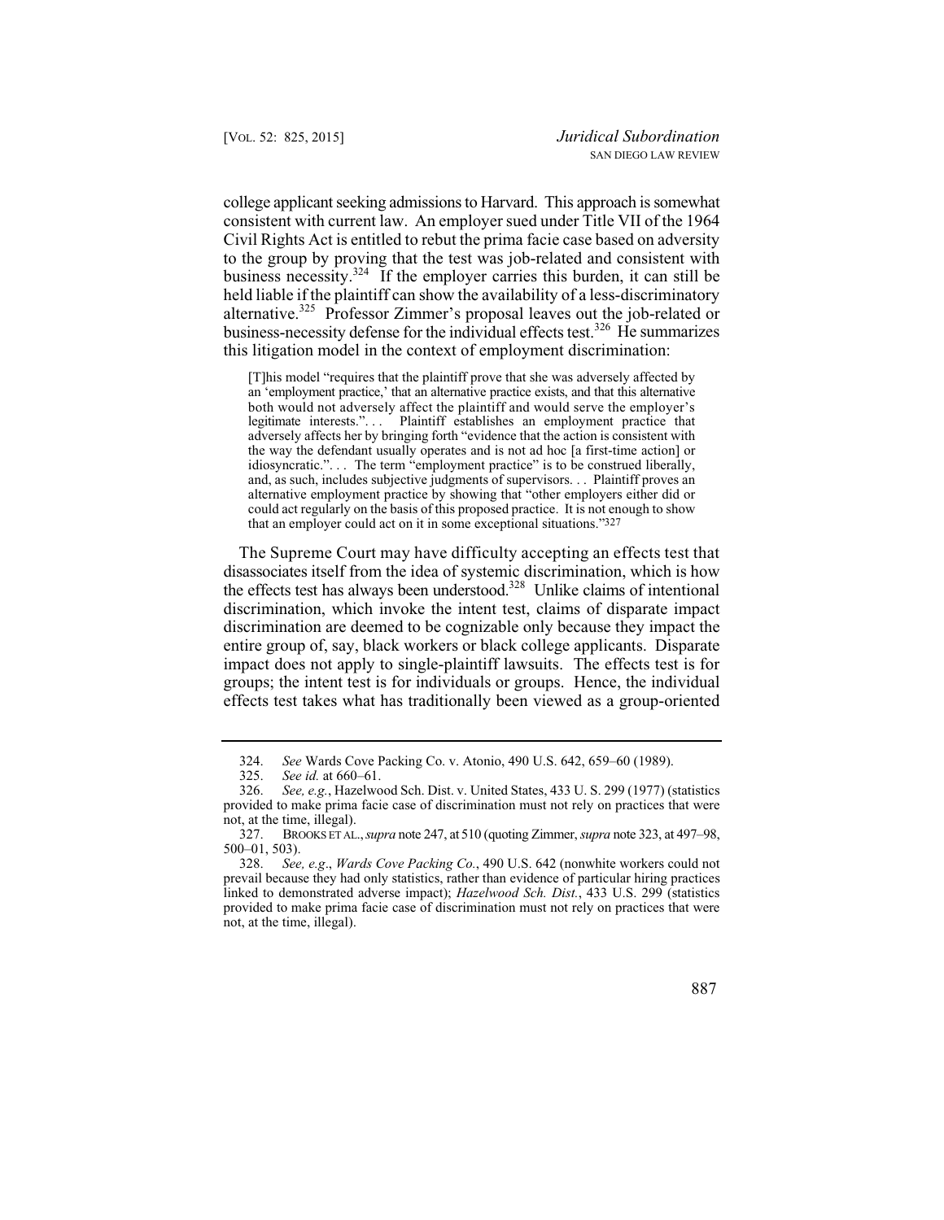college applicant seeking admissions to Harvard. This approach is somewhat consistent with current law. An employer sued under Title VII of the 1964 Civil Rights Act is entitled to rebut the prima facie case based on adversity to the group by proving that the test was job-related and consistent with business necessity.[324] If the employer carries this burden, it can still be held liable if the plaintiff can show the availability of a less-discriminatory alternative.[325] Professor Zimmer's proposal leaves out the job-related or business-necessity defense for the individual effects test.[326] He summarizes this litigation model in the context of employment discrimination:

> [T]his model "requires that the plaintiff prove that she was adversely affected by an 'employment practice,' that an alternative practice exists, and that this alternative both would not adversely affect the plaintiff and would serve the employer's legitimate interests.". . . Plaintiff establishes an employment practice that adversely affects her by bringing forth "evidence that the action is consistent with the way the defendant usually operates and is not ad hoc [a first-time action] or idiosyncratic.". . . The term "employment practice" is to be construed liberally, and, as such, includes subjective judgments of supervisors. . . Plaintiff proves an alternative employment practice by showing that "other employers either did or could act regularly on the basis of this proposed practice. It is not enough to show that an employer could act on it in some exceptional situations."[327]

The Supreme Court may have difficulty accepting an effects test that disassociates itself from the idea of systemic discrimination, which is how the effects test has always been understood.[328] Unlike claims of intentional discrimination, which invoke the intent test, claims of disparate impact discrimination are deemed to be cognizable only because they impact the entire group of, say, black workers or black college applicants. Disparate impact does not apply to single-plaintiff lawsuits. The effects test is for groups; the intent test is for individuals or groups. Hence, the individual effects test takes what has traditionally been viewed as a group-oriented

---

324. *See* Wards Cove Packing Co. v. Atonio, 490 U.S. 642, 659–60 (1989).

325. *See id.* at 660–61.

326. *See, e.g.*, Hazelwood Sch. Dist. v. United States, 433 U. S. 299 (1977) (statistics provided to make prima facie case of discrimination must not rely on practices that were not, at the time, illegal).

327. BROOKS ET AL., *supra* note 247, at 510 (quoting Zimmer, *supra* note 323, at 497–98, 500–01, 503).

328. *See, e.g*., *Wards Cove Packing Co.*, 490 U.S. 642 (nonwhite workers could not prevail because they had only statistics, rather than evidence of particular hiring practices linked to demonstrated adverse impact); *Hazelwood Sch. Dist.*, 433 U.S. 299 (statistics provided to make prima facie case of discrimination must not rely on practices that were not, at the time, illegal).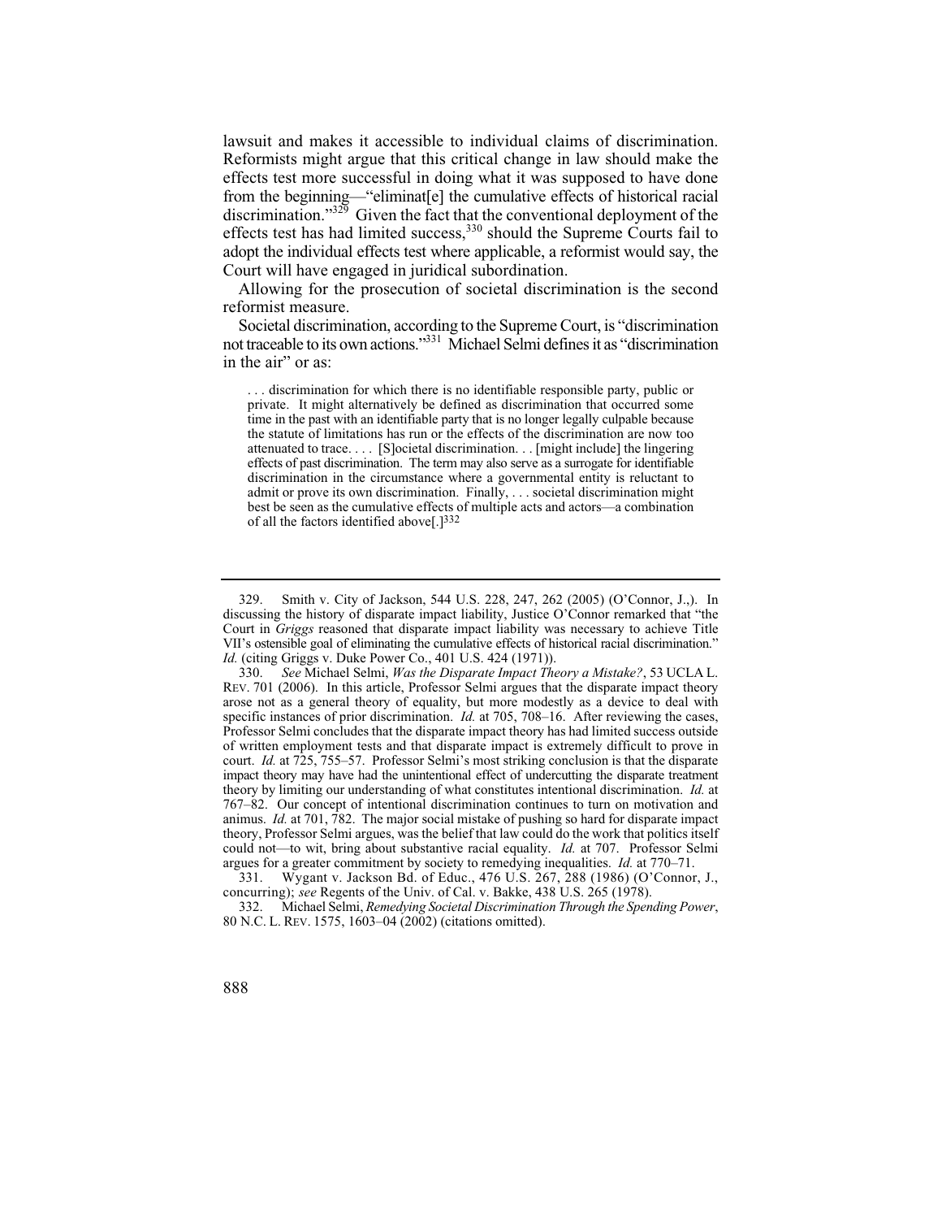lawsuit and makes it accessible to individual claims of discrimination. Reformists might argue that this critical change in law should make the effects test more successful in doing what it was supposed to have done from the beginning—"eliminat[e] the cumulative effects of historical racial discrimination."[329] Given the fact that the conventional deployment of the effects test has had limited success,[330] should the Supreme Courts fail to adopt the individual effects test where applicable, a reformist would say, the Court will have engaged in juridical subordination.

Allowing for the prosecution of societal discrimination is the second reformist measure.

Societal discrimination, according to the Supreme Court, is "discrimination not traceable to its own actions."[331] Michael Selmi defines it as "discrimination in the air" or as:

> . . . discrimination for which there is no identifiable responsible party, public or private. It might alternatively be defined as discrimination that occurred some time in the past with an identifiable party that is no longer legally culpable because the statute of limitations has run or the effects of the discrimination are now too attenuated to trace. . . . [S]ocietal discrimination. . . [might include] the lingering effects of past discrimination. The term may also serve as a surrogate for identifiable discrimination in the circumstance where a governmental entity is reluctant to admit or prove its own discrimination. Finally, . . . societal discrimination might best be seen as the cumulative effects of multiple acts and actors—a combination of all the factors identified above[.][332]

---

329. Smith v. City of Jackson, 544 U.S. 228, 247, 262 (2005) (O'Connor, J.,). In discussing the history of disparate impact liability, Justice O'Connor remarked that "the Court in *Griggs* reasoned that disparate impact liability was necessary to achieve Title VII's ostensible goal of eliminating the cumulative effects of historical racial discrimination." *Id.* (citing Griggs v. Duke Power Co., 401 U.S. 424 (1971)).

330. *See* Michael Selmi, *Was the Disparate Impact Theory a Mistake?*, 53 UCLA L. REV. 701 (2006). In this article, Professor Selmi argues that the disparate impact theory arose not as a general theory of equality, but more modestly as a device to deal with specific instances of prior discrimination. *Id.* at 705, 708–16. After reviewing the cases, Professor Selmi concludes that the disparate impact theory has had limited success outside of written employment tests and that disparate impact is extremely difficult to prove in court. *Id.* at 725, 755–57. Professor Selmi's most striking conclusion is that the disparate impact theory may have had the unintentional effect of undercutting the disparate treatment theory by limiting our understanding of what constitutes intentional discrimination. *Id.* at 767–82. Our concept of intentional discrimination continues to turn on motivation and animus. *Id.* at 701, 782. The major social mistake of pushing so hard for disparate impact theory, Professor Selmi argues, was the belief that law could do the work that politics itself could not—to wit, bring about substantive racial equality. *Id.* at 707. Professor Selmi argues for a greater commitment by society to remedying inequalities. *Id.* at 770–71.

331. Wygant v. Jackson Bd. of Educ., 476 U.S. 267, 288 (1986) (O'Connor, J., concurring); *see* Regents of the Univ. of Cal. v. Bakke, 438 U.S. 265 (1978).

332. Michael Selmi, *Remedying Societal Discrimination Through the Spending Power*, 80 N.C. L. REV. 1575, 1603–04 (2002) (citations omitted).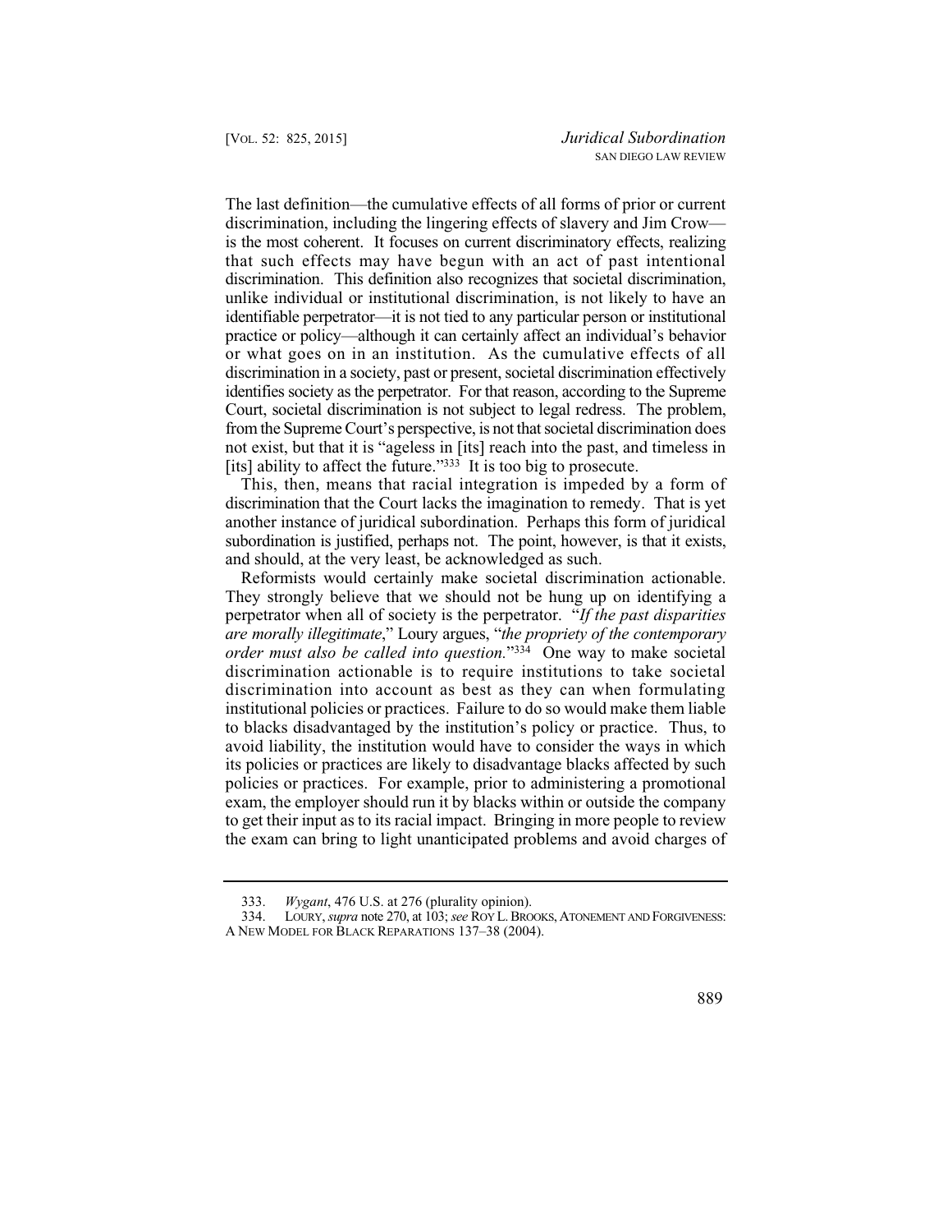The last definition—the cumulative effects of all forms of prior or current discrimination, including the lingering effects of slavery and Jim Crow—is the most coherent. It focuses on current discriminatory effects, realizing that such effects may have begun with an act of past intentional discrimination. This definition also recognizes that societal discrimination, unlike individual or institutional discrimination, is not likely to have an identifiable perpetrator—it is not tied to any particular person or institutional practice or policy—although it can certainly affect an individual's behavior or what goes on in an institution. As the cumulative effects of all discrimination in a society, past or present, societal discrimination effectively identifies society as the perpetrator. For that reason, according to the Supreme Court, societal discrimination is not subject to legal redress. The problem, from the Supreme Court's perspective, is not that societal discrimination does not exist, but that it is "ageless in [its] reach into the past, and timeless in [its] ability to affect the future."[333] It is too big to prosecute.

This, then, means that racial integration is impeded by a form of discrimination that the Court lacks the imagination to remedy. That is yet another instance of juridical subordination. Perhaps this form of juridical subordination is justified, perhaps not. The point, however, is that it exists, and should, at the very least, be acknowledged as such.

Reformists would certainly make societal discrimination actionable. They strongly believe that we should not be hung up on identifying a perpetrator when all of society is the perpetrator. "*If the past disparities are morally illegitimate*," Loury argues, "*the propriety of the contemporary order must also be called into question.*"[334] One way to make societal discrimination actionable is to require institutions to take societal discrimination into account as best as they can when formulating institutional policies or practices. Failure to do so would make them liable to blacks disadvantaged by the institution's policy or practice. Thus, to avoid liability, the institution would have to consider the ways in which its policies or practices are likely to disadvantage blacks affected by such policies or practices. For example, prior to administering a promotional exam, the employer should run it by blacks within or outside the company to get their input as to its racial impact. Bringing in more people to review the exam can bring to light unanticipated problems and avoid charges of

---

333. *Wygant*, 476 U.S. at 276 (plurality opinion).

334. LOURY, *supra* note 270, at 103; *see* ROY L. BROOKS, ATONEMENT AND FORGIVENESS: A NEW MODEL FOR BLACK REPARATIONS 137–38 (2004).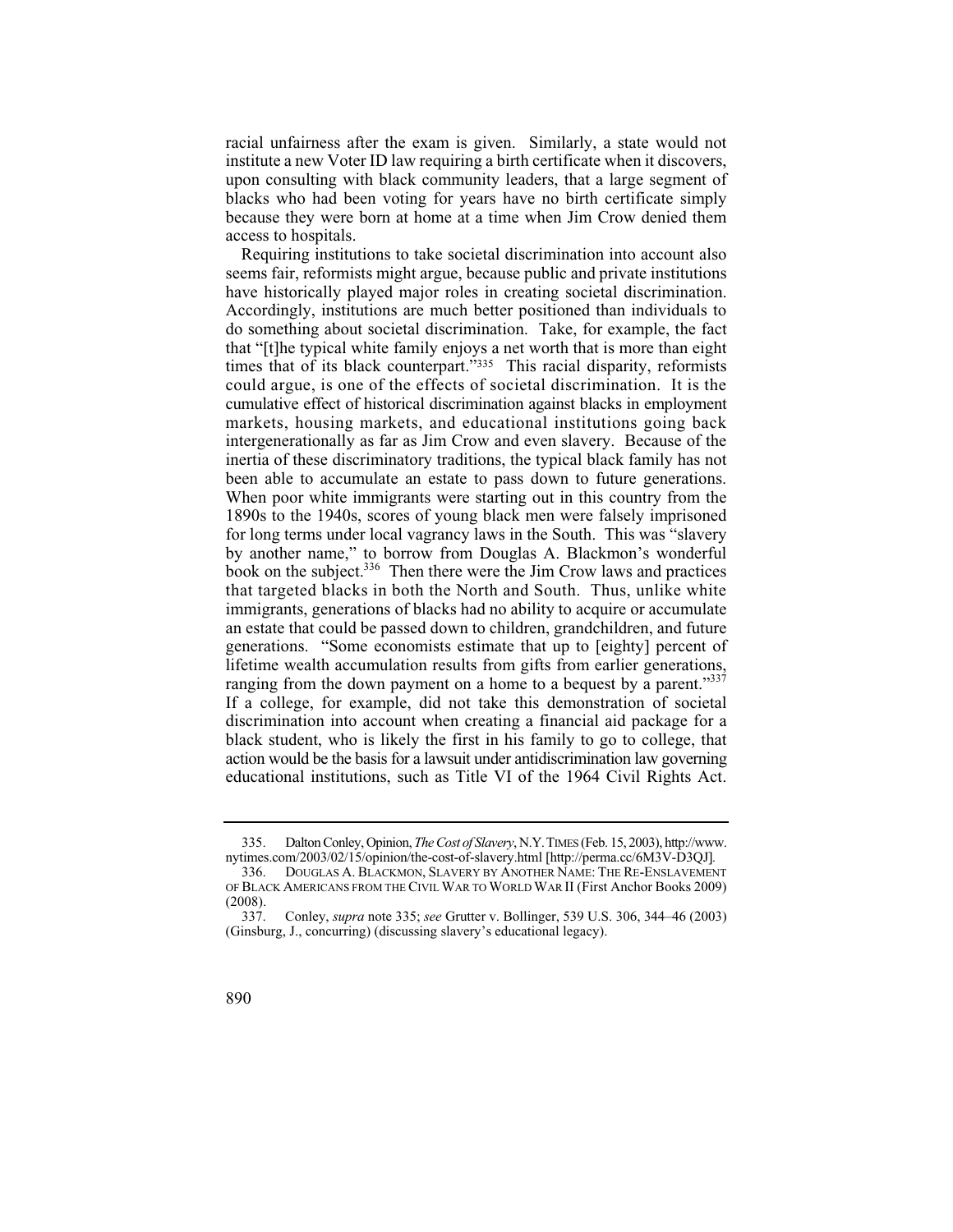racial unfairness after the exam is given. Similarly, a state would not institute a new Voter ID law requiring a birth certificate when it discovers, upon consulting with black community leaders, that a large segment of blacks who had been voting for years have no birth certificate simply because they were born at home at a time when Jim Crow denied them access to hospitals.

Requiring institutions to take societal discrimination into account also seems fair, reformists might argue, because public and private institutions have historically played major roles in creating societal discrimination. Accordingly, institutions are much better positioned than individuals to do something about societal discrimination. Take, for example, the fact that "[t]he typical white family enjoys a net worth that is more than eight times that of its black counterpart."[335] This racial disparity, reformists could argue, is one of the effects of societal discrimination. It is the cumulative effect of historical discrimination against blacks in employment markets, housing markets, and educational institutions going back intergenerationally as far as Jim Crow and even slavery. Because of the inertia of these discriminatory traditions, the typical black family has not been able to accumulate an estate to pass down to future generations. When poor white immigrants were starting out in this country from the 1890s to the 1940s, scores of young black men were falsely imprisoned for long terms under local vagrancy laws in the South. This was "slavery by another name," to borrow from Douglas A. Blackmon's wonderful book on the subject.[336] Then there were the Jim Crow laws and practices that targeted blacks in both the North and South. Thus, unlike white immigrants, generations of blacks had no ability to acquire or accumulate an estate that could be passed down to children, grandchildren, and future generations. "Some economists estimate that up to [eighty] percent of lifetime wealth accumulation results from gifts from earlier generations, ranging from the down payment on a home to a bequest by a parent."[337] If a college, for example, did not take this demonstration of societal discrimination into account when creating a financial aid package for a black student, who is likely the first in his family to go to college, that action would be the basis for a lawsuit under antidiscrimination law governing educational institutions, such as Title VI of the 1964 Civil Rights Act.

---

335. Dalton Conley, Opinion, *The Cost of Slavery*, N.Y. TIMES (Feb. 15, 2003), http://www.nytimes.com/2003/02/15/opinion/the-cost-of-slavery.html [http://perma.cc/6M3V-D3QJ].

336. DOUGLAS A. BLACKMON, SLAVERY BY ANOTHER NAME: THE RE-ENSLAVEMENT OF BLACK AMERICANS FROM THE CIVIL WAR TO WORLD WAR II (First Anchor Books 2009) (2008).

337. Conley, *supra* note 335; *see* Grutter v. Bollinger, 539 U.S. 306, 344–46 (2003) (Ginsburg, J., concurring) (discussing slavery's educational legacy).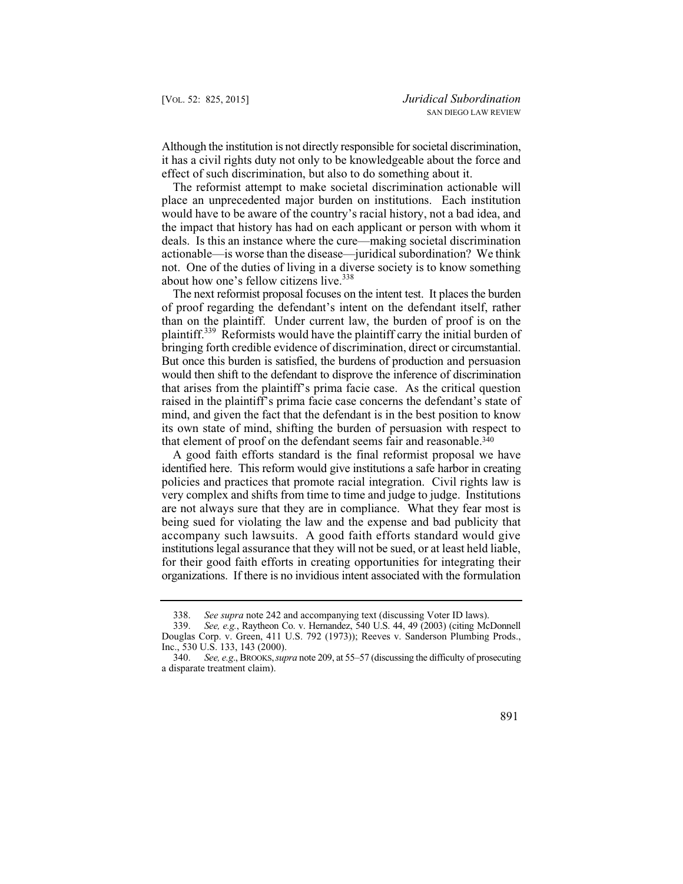Although the institution is not directly responsible for societal discrimination, it has a civil rights duty not only to be knowledgeable about the force and effect of such discrimination, but also to do something about it.

The reformist attempt to make societal discrimination actionable will place an unprecedented major burden on institutions. Each institution would have to be aware of the country's racial history, not a bad idea, and the impact that history has had on each applicant or person with whom it deals. Is this an instance where the cure—making societal discrimination actionable—is worse than the disease—juridical subordination? We think not. One of the duties of living in a diverse society is to know something about how one's fellow citizens live.[338]

The next reformist proposal focuses on the intent test. It places the burden of proof regarding the defendant's intent on the defendant itself, rather than on the plaintiff. Under current law, the burden of proof is on the plaintiff.[339] Reformists would have the plaintiff carry the initial burden of bringing forth credible evidence of discrimination, direct or circumstantial. But once this burden is satisfied, the burdens of production and persuasion would then shift to the defendant to disprove the inference of discrimination that arises from the plaintiff's prima facie case. As the critical question raised in the plaintiff's prima facie case concerns the defendant's state of mind, and given the fact that the defendant is in the best position to know its own state of mind, shifting the burden of persuasion with respect to that element of proof on the defendant seems fair and reasonable.[340]

A good faith efforts standard is the final reformist proposal we have identified here. This reform would give institutions a safe harbor in creating policies and practices that promote racial integration. Civil rights law is very complex and shifts from time to time and judge to judge. Institutions are not always sure that they are in compliance. What they fear most is being sued for violating the law and the expense and bad publicity that accompany such lawsuits. A good faith efforts standard would give institutions legal assurance that they will not be sued, or at least held liable, for their good faith efforts in creating opportunities for integrating their organizations. If there is no invidious intent associated with the formulation

---

338. *See supra* note 242 and accompanying text (discussing Voter ID laws).

339. *See, e.g.*, Raytheon Co. v. Hernandez, 540 U.S. 44, 49 (2003) (citing McDonnell Douglas Corp. v. Green, 411 U.S. 792 (1973)); Reeves v. Sanderson Plumbing Prods., Inc., 530 U.S. 133, 143 (2000).

340. *See, e.g*., BROOKS, *supra* note 209, at 55–57 (discussing the difficulty of prosecuting a disparate treatment claim).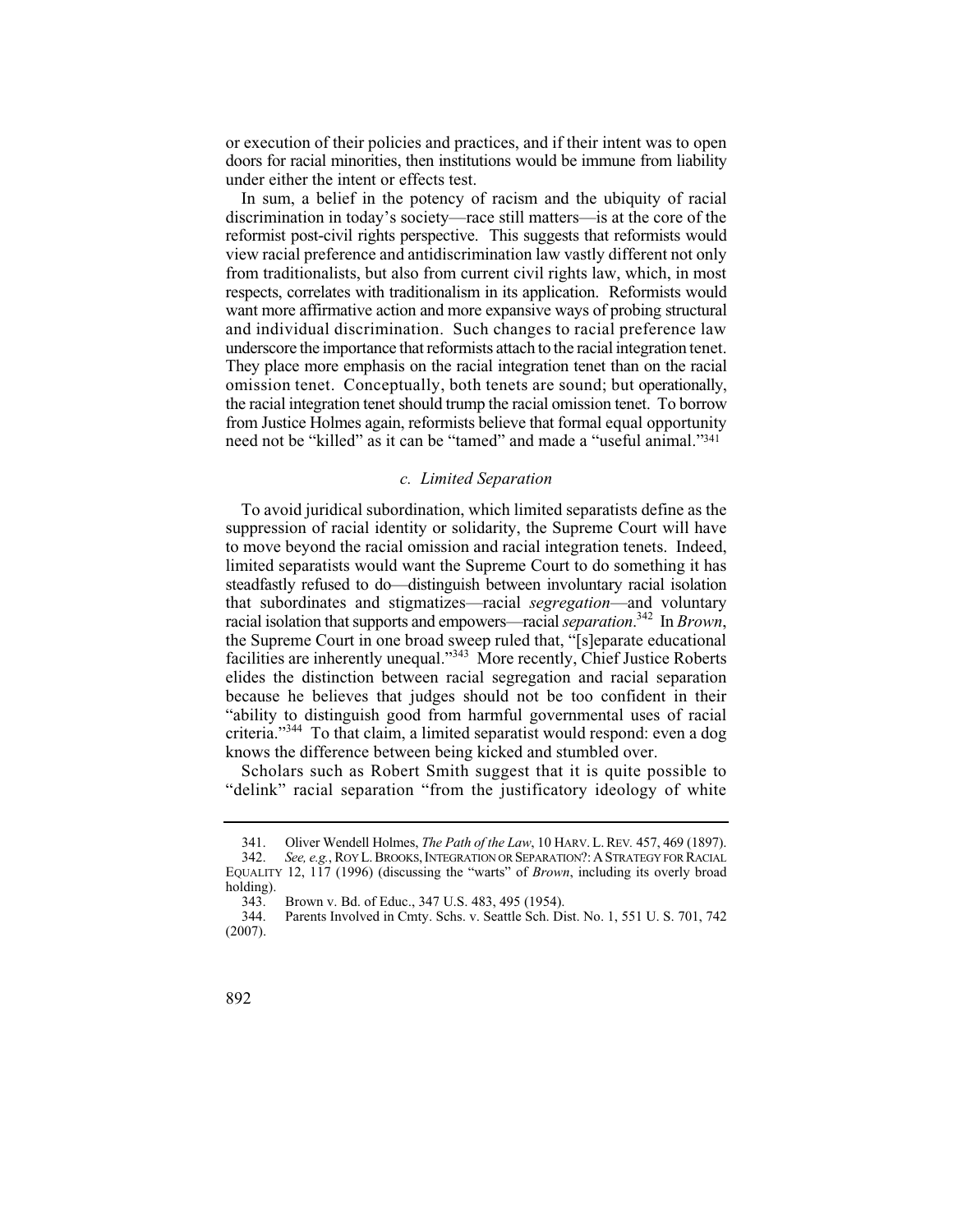or execution of their policies and practices, and if their intent was to open doors for racial minorities, then institutions would be immune from liability under either the intent or effects test.

In sum, a belief in the potency of racism and the ubiquity of racial discrimination in today's society—race still matters—is at the core of the reformist post-civil rights perspective. This suggests that reformists would view racial preference and antidiscrimination law vastly different not only from traditionalists, but also from current civil rights law, which, in most respects, correlates with traditionalism in its application. Reformists would want more affirmative action and more expansive ways of probing structural and individual discrimination. Such changes to racial preference law underscore the importance that reformists attach to the racial integration tenet. They place more emphasis on the racial integration tenet than on the racial omission tenet. Conceptually, both tenets are sound; but operationally, the racial integration tenet should trump the racial omission tenet. To borrow from Justice Holmes again, reformists believe that formal equal opportunity need not be "killed" as it can be "tamed" and made a "useful animal."[341]

### *c. Limited Separation*

To avoid juridical subordination, which limited separatists define as the suppression of racial identity or solidarity, the Supreme Court will have to move beyond the racial omission and racial integration tenets. Indeed, limited separatists would want the Supreme Court to do something it has steadfastly refused to do—distinguish between involuntary racial isolation that subordinates and stigmatizes—racial *segregation*—and voluntary racial isolation that supports and empowers—racial *separation*.[342] In *Brown*, the Supreme Court in one broad sweep ruled that, "[s]eparate educational facilities are inherently unequal."[343] More recently, Chief Justice Roberts elides the distinction between racial segregation and racial separation because he believes that judges should not be too confident in their "ability to distinguish good from harmful governmental uses of racial criteria."[344] To that claim, a limited separatist would respond: even a dog knows the difference between being kicked and stumbled over.

Scholars such as Robert Smith suggest that it is quite possible to "delink" racial separation "from the justificatory ideology of white

---

341. Oliver Wendell Holmes, *The Path of the Law*, 10 HARV. L. REV. 457, 469 (1897).

342. *See, e.g.*, ROY L. BROOKS, INTEGRATION OR SEPARATION?: A STRATEGY FOR RACIAL EQUALITY 12, 117 (1996) (discussing the "warts" of *Brown*, including its overly broad holding).

343. Brown v. Bd. of Educ., 347 U.S. 483, 495 (1954).

344. Parents Involved in Cmty. Schs. v. Seattle Sch. Dist. No. 1, 551 U. S. 701, 742 (2007).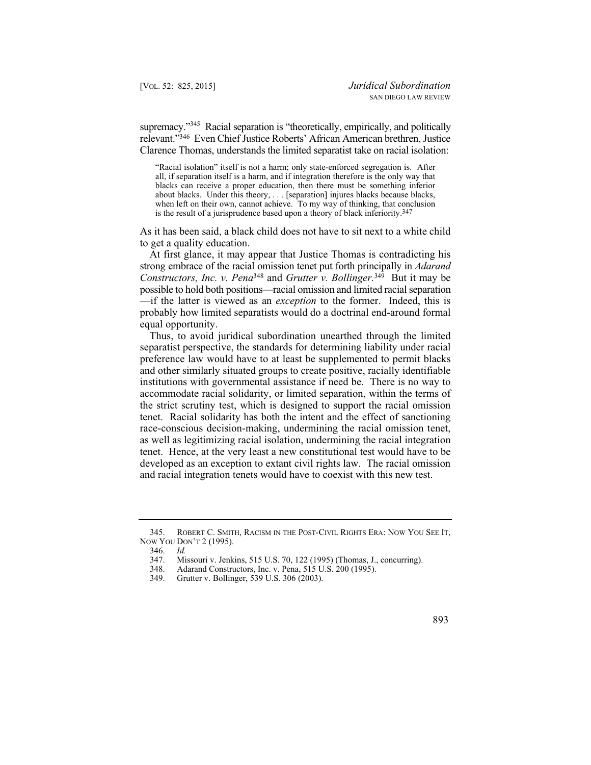supremacy."[345] Racial separation is "theoretically, empirically, and politically relevant."[346] Even Chief Justice Roberts' African American brethren, Justice Clarence Thomas, understands the limited separatist take on racial isolation:

> "Racial isolation" itself is not a harm; only state-enforced segregation is. After all, if separation itself is a harm, and if integration therefore is the only way that blacks can receive a proper education, then there must be something inferior about blacks. Under this theory, . . . [separation] injures blacks because blacks, when left on their own, cannot achieve. To my way of thinking, that conclusion is the result of a jurisprudence based upon a theory of black inferiority.[347]

As it has been said, a black child does not have to sit next to a white child to get a quality education.

At first glance, it may appear that Justice Thomas is contradicting his strong embrace of the racial omission tenet put forth principally in *Adarand Constructors, Inc. v. Pena*[348] and *Grutter v. Bollinger.*[349] But it may be possible to hold both positions—racial omission and limited racial separation—if the latter is viewed as an *exception* to the former. Indeed, this is probably how limited separatists would do a doctrinal end-around formal equal opportunity.

Thus, to avoid juridical subordination unearthed through the limited separatist perspective, the standards for determining liability under racial preference law would have to at least be supplemented to permit blacks and other similarly situated groups to create positive, racially identifiable institutions with governmental assistance if need be. There is no way to accommodate racial solidarity, or limited separation, within the terms of the strict scrutiny test, which is designed to support the racial omission tenet. Racial solidarity has both the intent and the effect of sanctioning race-conscious decision-making, undermining the racial omission tenet, as well as legitimizing racial isolation, undermining the racial integration tenet. Hence, at the very least a new constitutional test would have to be developed as an exception to extant civil rights law. The racial omission and racial integration tenets would have to coexist with this new test.

---

345. ROBERT C. SMITH, RACISM IN THE POST-CIVIL RIGHTS ERA: NOW YOU SEE IT, NOW YOU DON'T 2 (1995).

346. *Id.*

347. Missouri v. Jenkins, 515 U.S. 70, 122 (1995) (Thomas, J., concurring).

348. Adarand Constructors, Inc. v. Pena, 515 U.S. 200 (1995).

349. Grutter v. Bollinger, 539 U.S. 306 (2003).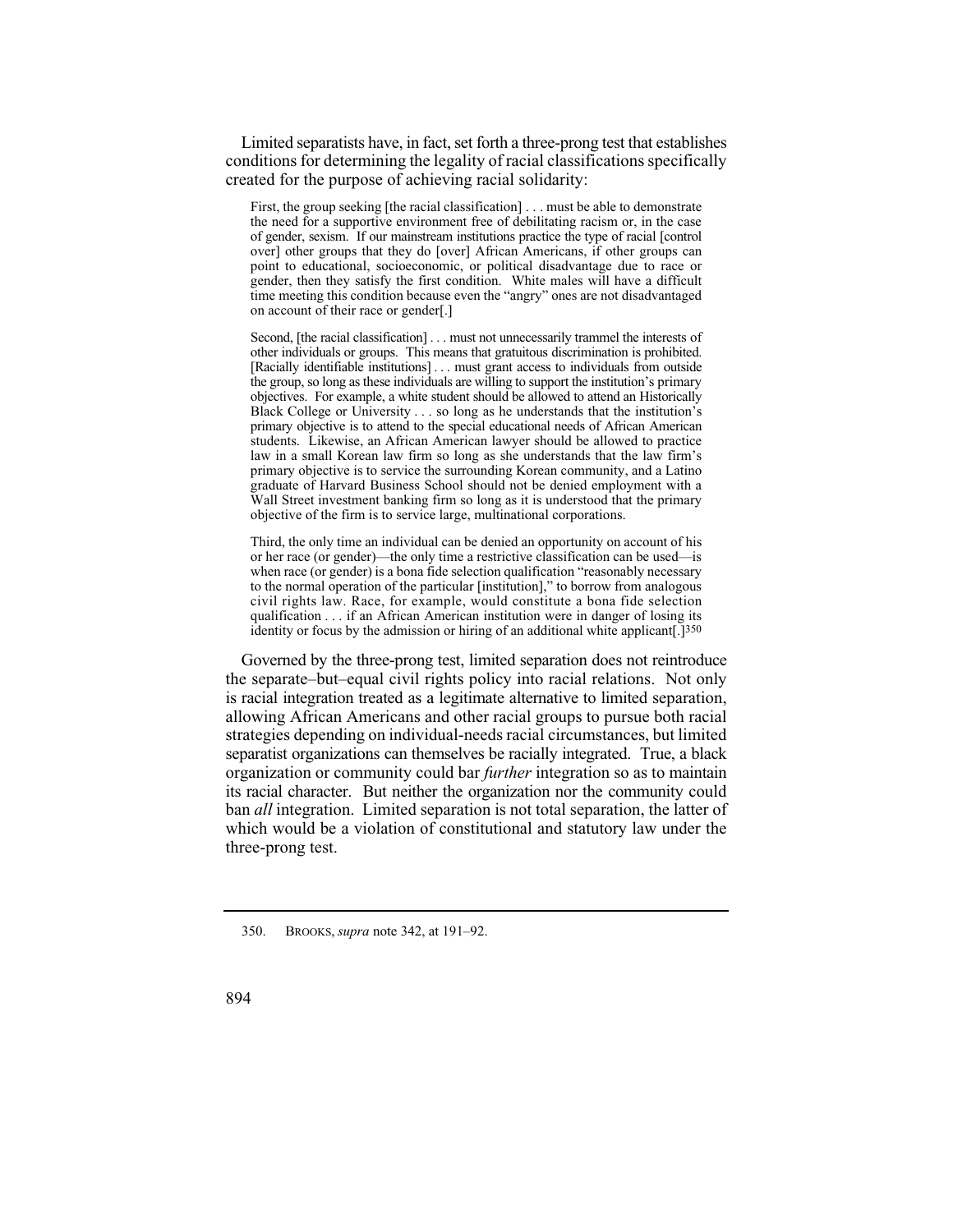Limited separatists have, in fact, set forth a three-prong test that establishes conditions for determining the legality of racial classifications specifically created for the purpose of achieving racial solidarity:

> First, the group seeking [the racial classification] . . . must be able to demonstrate the need for a supportive environment free of debilitating racism or, in the case of gender, sexism. If our mainstream institutions practice the type of racial [control over] other groups that they do [over] African Americans, if other groups can point to educational, socioeconomic, or political disadvantage due to race or gender, then they satisfy the first condition. White males will have a difficult time meeting this condition because even the "angry" ones are not disadvantaged on account of their race or gender[.]
>
> Second, [the racial classification] . . . must not unnecessarily trammel the interests of other individuals or groups. This means that gratuitous discrimination is prohibited. [Racially identifiable institutions] . . . must grant access to individuals from outside the group, so long as these individuals are willing to support the institution's primary objectives. For example, a white student should be allowed to attend an Historically Black College or University . . . so long as he understands that the institution's primary objective is to attend to the special educational needs of African American students. Likewise, an African American lawyer should be allowed to practice law in a small Korean law firm so long as she understands that the law firm's primary objective is to service the surrounding Korean community, and a Latino graduate of Harvard Business School should not be denied employment with a Wall Street investment banking firm so long as it is understood that the primary objective of the firm is to service large, multinational corporations.
>
> Third, the only time an individual can be denied an opportunity on account of his or her race (or gender)—the only time a restrictive classification can be used—is when race (or gender) is a bona fide selection qualification "reasonably necessary to the normal operation of the particular [institution]," to borrow from analogous civil rights law. Race, for example, would constitute a bona fide selection qualification . . . if an African American institution were in danger of losing its identity or focus by the admission or hiring of an additional white applicant[.][350]

Governed by the three-prong test, limited separation does not reintroduce the separate–but–equal civil rights policy into racial relations. Not only is racial integration treated as a legitimate alternative to limited separation, allowing African Americans and other racial groups to pursue both racial strategies depending on individual-needs racial circumstances, but limited separatist organizations can themselves be racially integrated. True, a black organization or community could bar *further* integration so as to maintain its racial character. But neither the organization nor the community could ban *all* integration. Limited separation is not total separation, the latter of which would be a violation of constitutional and statutory law under the three-prong test.

---

350. BROOKS, *supra* note 342, at 191–92.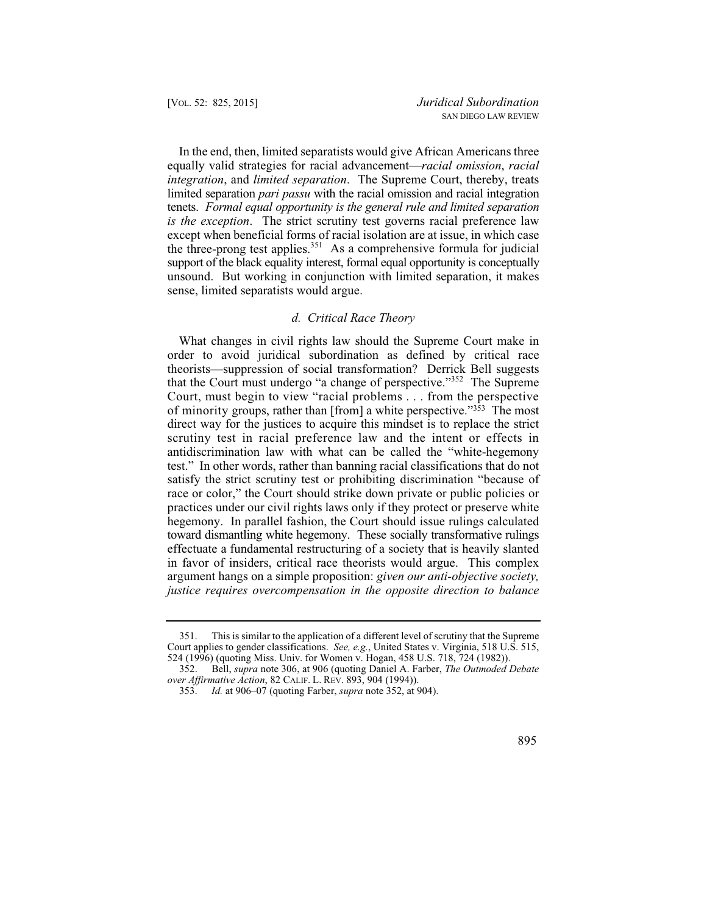In the end, then, limited separatists would give African Americans three equally valid strategies for racial advancement—*racial omission*, *racial integration*, and *limited separation*. The Supreme Court, thereby, treats limited separation *pari passu* with the racial omission and racial integration tenets. *Formal equal opportunity is the general rule and limited separation is the exception*. The strict scrutiny test governs racial preference law except when beneficial forms of racial isolation are at issue, in which case the three-prong test applies.[351] As a comprehensive formula for judicial support of the black equality interest, formal equal opportunity is conceptually unsound. But working in conjunction with limited separation, it makes sense, limited separatists would argue.

### *d. Critical Race Theory*

What changes in civil rights law should the Supreme Court make in order to avoid juridical subordination as defined by critical race theorists—suppression of social transformation? Derrick Bell suggests that the Court must undergo "a change of perspective."[352] The Supreme Court, must begin to view "racial problems . . . from the perspective of minority groups, rather than [from] a white perspective."[353] The most direct way for the justices to acquire this mindset is to replace the strict scrutiny test in racial preference law and the intent or effects in antidiscrimination law with what can be called the "white-hegemony test." In other words, rather than banning racial classifications that do not satisfy the strict scrutiny test or prohibiting discrimination "because of race or color," the Court should strike down private or public policies or practices under our civil rights laws only if they protect or preserve white hegemony. In parallel fashion, the Court should issue rulings calculated toward dismantling white hegemony. These socially transformative rulings effectuate a fundamental restructuring of a society that is heavily slanted in favor of insiders, critical race theorists would argue. This complex argument hangs on a simple proposition: *given our anti-objective society, justice requires overcompensation in the opposite direction to balance*

---

351. This is similar to the application of a different level of scrutiny that the Supreme Court applies to gender classifications. *See, e.g.*, United States v. Virginia, 518 U.S. 515, 524 (1996) (quoting Miss. Univ. for Women v. Hogan, 458 U.S. 718, 724 (1982)).

352. Bell, *supra* note 306, at 906 (quoting Daniel A. Farber, *The Outmoded Debate over Affirmative Action*, 82 CALIF. L. REV. 893, 904 (1994)).

353. *Id.* at 906–07 (quoting Farber, *supra* note 352, at 904).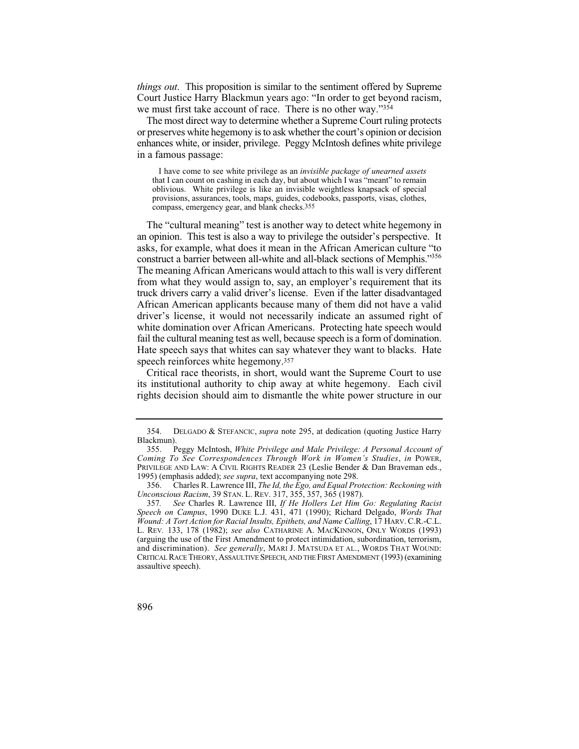*things out*. This proposition is similar to the sentiment offered by Supreme Court Justice Harry Blackmun years ago: "In order to get beyond racism, we must first take account of race. There is no other way."[354]

The most direct way to determine whether a Supreme Court ruling protects or preserves white hegemony is to ask whether the court's opinion or decision enhances white, or insider, privilege. Peggy McIntosh defines white privilege in a famous passage:

> I have come to see white privilege as an *invisible package of unearned assets* that I can count on cashing in each day, but about which I was "meant" to remain oblivious. White privilege is like an invisible weightless knapsack of special provisions, assurances, tools, maps, guides, codebooks, passports, visas, clothes, compass, emergency gear, and blank checks.[355]

The "cultural meaning" test is another way to detect white hegemony in an opinion. This test is also a way to privilege the outsider's perspective. It asks, for example, what does it mean in the African American culture "to construct a barrier between all-white and all-black sections of Memphis."[356] The meaning African Americans would attach to this wall is very different from what they would assign to, say, an employer's requirement that its truck drivers carry a valid driver's license. Even if the latter disadvantaged African American applicants because many of them did not have a valid driver's license, it would not necessarily indicate an assumed right of white domination over African Americans. Protecting hate speech would fail the cultural meaning test as well, because speech is a form of domination. Hate speech says that whites can say whatever they want to blacks. Hate speech reinforces white hegemony.[357]

Critical race theorists, in short, would want the Supreme Court to use its institutional authority to chip away at white hegemony. Each civil rights decision should aim to dismantle the white power structure in our

---

354. DELGADO & STEFANCIC, *supra* note 295, at dedication (quoting Justice Harry Blackmun).

355. Peggy McIntosh, *White Privilege and Male Privilege: A Personal Account of Coming To See Correspondences Through Work in Women's Studies*, *in* POWER, PRIVILEGE AND LAW: A CIVIL RIGHTS READER 23 (Leslie Bender & Dan Braveman eds., 1995) (emphasis added); *see supra*, text accompanying note 298.

356. Charles R. Lawrence III, *The Id, the Ego, and Equal Protection: Reckoning with Unconscious Racism*, 39 STAN. L. REV. 317, 355, 357, 365 (1987).

357. *See* Charles R. Lawrence III, *If He Hollers Let Him Go: Regulating Racist Speech on Campus*, 1990 DUKE L.J. 431, 471 (1990); Richard Delgado, *Words That Wound: A Tort Action for Racial Insults, Epithets, and Name Calling*, 17 HARV. C.R.-C.L. L. REV. 133, 178 (1982); *see also* CATHARINE A. MACKINNON, ONLY WORDS (1993) (arguing the use of the First Amendment to protect intimidation, subordination, terrorism, and discrimination). *See generally*, MARI J. MATSUDA ET AL., WORDS THAT WOUND: CRITICAL RACE THEORY, ASSAULTIVE SPEECH, AND THE FIRST AMENDMENT (1993) (examining assaultive speech).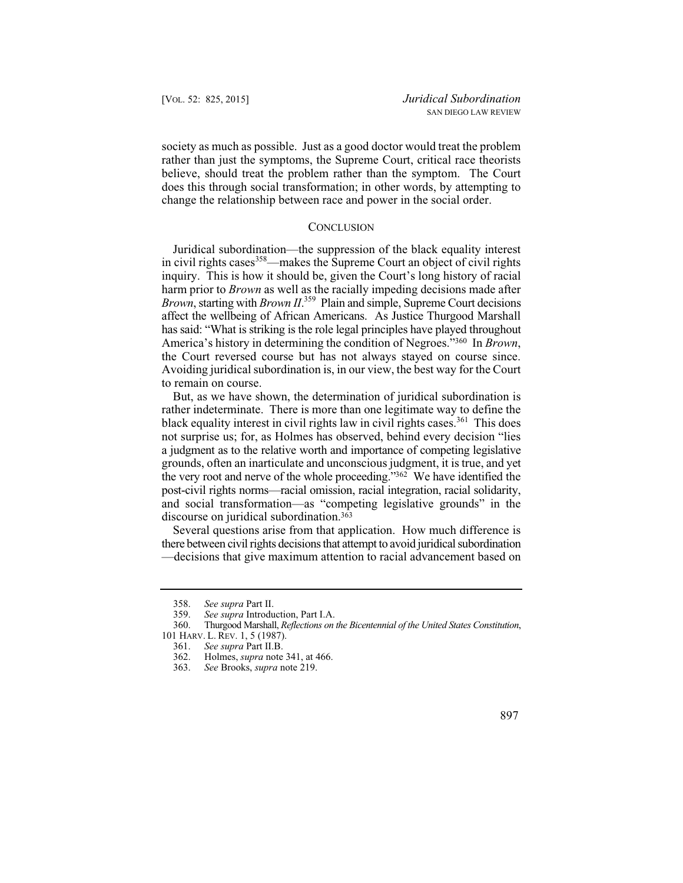society as much as possible. Just as a good doctor would treat the problem rather than just the symptoms, the Supreme Court, critical race theorists believe, should treat the problem rather than the symptom. The Court does this through social transformation; in other words, by attempting to change the relationship between race and power in the social order.

## CONCLUSION

Juridical subordination—the suppression of the black equality interest in civil rights cases[358]—makes the Supreme Court an object of civil rights inquiry. This is how it should be, given the Court's long history of racial harm prior to *Brown* as well as the racially impeding decisions made after *Brown*, starting with *Brown II*.[359] Plain and simple, Supreme Court decisions affect the wellbeing of African Americans. As Justice Thurgood Marshall has said: "What is striking is the role legal principles have played throughout America's history in determining the condition of Negroes."[360] In *Brown*, the Court reversed course but has not always stayed on course since. Avoiding juridical subordination is, in our view, the best way for the Court to remain on course.

But, as we have shown, the determination of juridical subordination is rather indeterminate. There is more than one legitimate way to define the black equality interest in civil rights law in civil rights cases.[361] This does not surprise us; for, as Holmes has observed, behind every decision "lies a judgment as to the relative worth and importance of competing legislative grounds, often an inarticulate and unconscious judgment, it is true, and yet the very root and nerve of the whole proceeding."[362] We have identified the post-civil rights norms—racial omission, racial integration, racial solidarity, and social transformation—as "competing legislative grounds" in the discourse on juridical subordination.[363]

Several questions arise from that application. How much difference is there between civil rights decisions that attempt to avoid juridical subordination —decisions that give maximum attention to racial advancement based on

358. *See supra* Part II.

359. *See supra* Introduction, Part I.A.

360. Thurgood Marshall, *Reflections on the Bicentennial of the United States Constitution*, 101 HARV. L. REV. 1, 5 (1987).

361. *See supra* Part II.B.

362. Holmes, *supra* note 341, at 466.

363. *See* Brooks, *supra* note 219.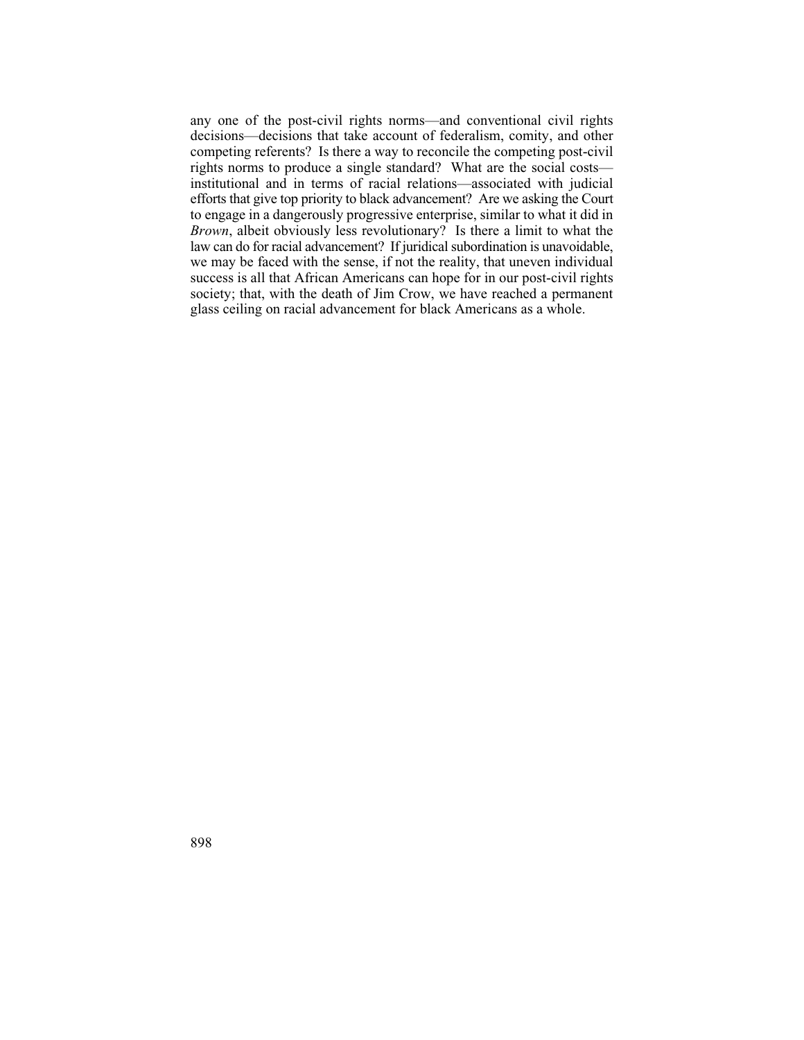any one of the post-civil rights norms—and conventional civil rights decisions—decisions that take account of federalism, comity, and other competing referents? Is there a way to reconcile the competing post-civil rights norms to produce a single standard? What are the social costs—institutional and in terms of racial relations—associated with judicial efforts that give top priority to black advancement? Are we asking the Court to engage in a dangerously progressive enterprise, similar to what it did in *Brown*, albeit obviously less revolutionary? Is there a limit to what the law can do for racial advancement? If juridical subordination is unavoidable, we may be faced with the sense, if not the reality, that uneven individual success is all that African Americans can hope for in our post-civil rights society; that, with the death of Jim Crow, we have reached a permanent glass ceiling on racial advancement for black Americans as a whole.